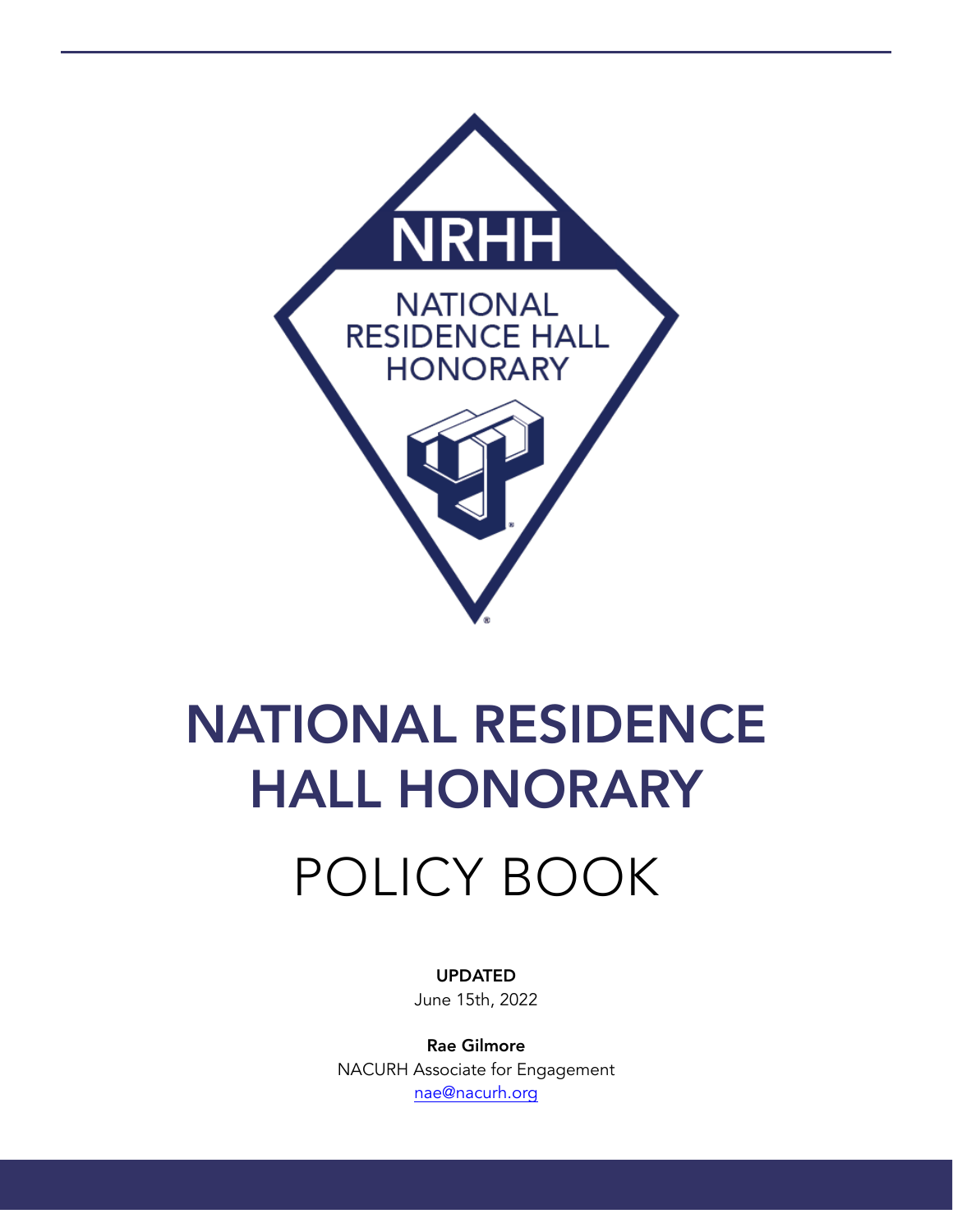# NATIONAL RESIDENCE HALL HONORARY

# POLICY BOOK

**UPDATED**
June 15th, 2022

**Rae Gilmore**
NACURH Associate for Engagement
nae@nacurh.org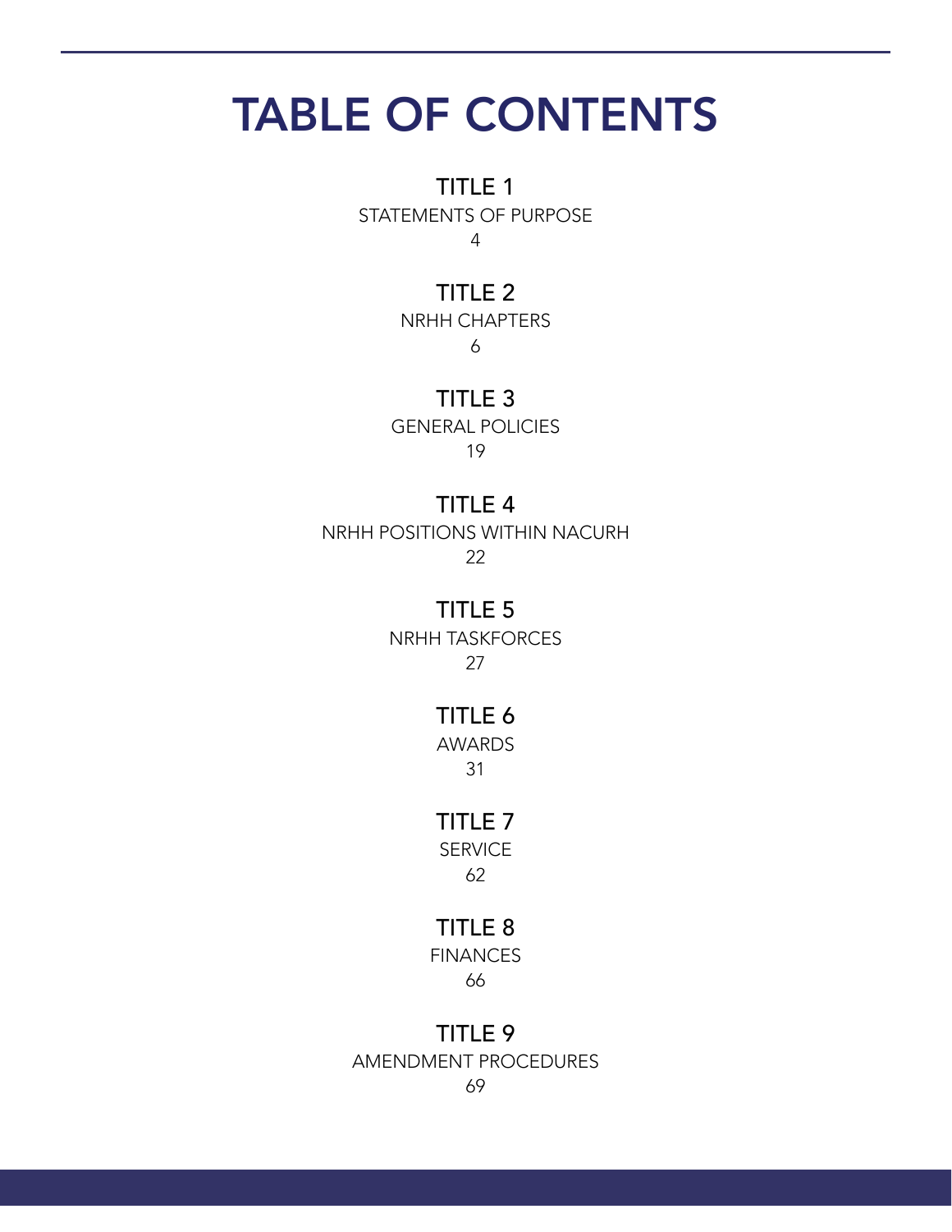# TABLE OF CONTENTS

**TITLE 1**
STATEMENTS OF PURPOSE
4

**TITLE 2**
NRHH CHAPTERS
6

**TITLE 3**
GENERAL POLICIES
19

**TITLE 4**
NRHH POSITIONS WITHIN NACURH
22

**TITLE 5**
NRHH TASKFORCES
27

**TITLE 6**
AWARDS
31

**TITLE 7**
SERVICE
62

**TITLE 8**
FINANCES
66

**TITLE 9**
AMENDMENT PROCEDURES
69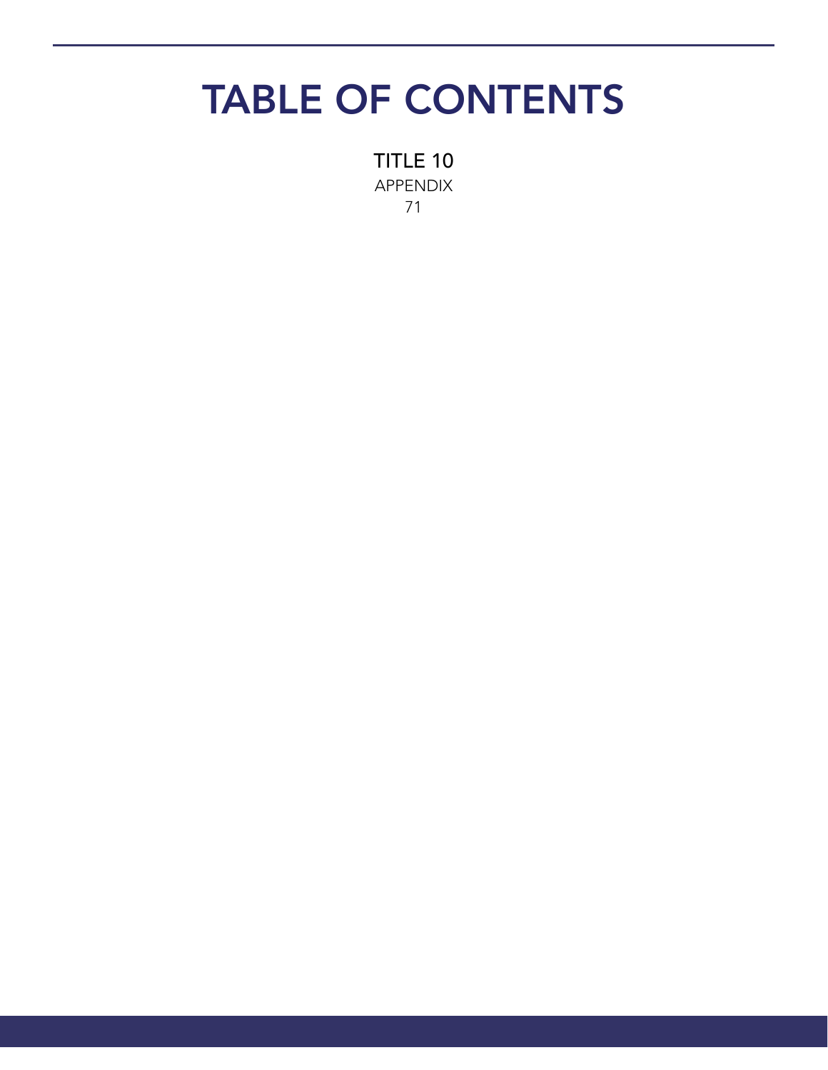# TABLE OF CONTENTS

TITLE 10
APPENDIX
71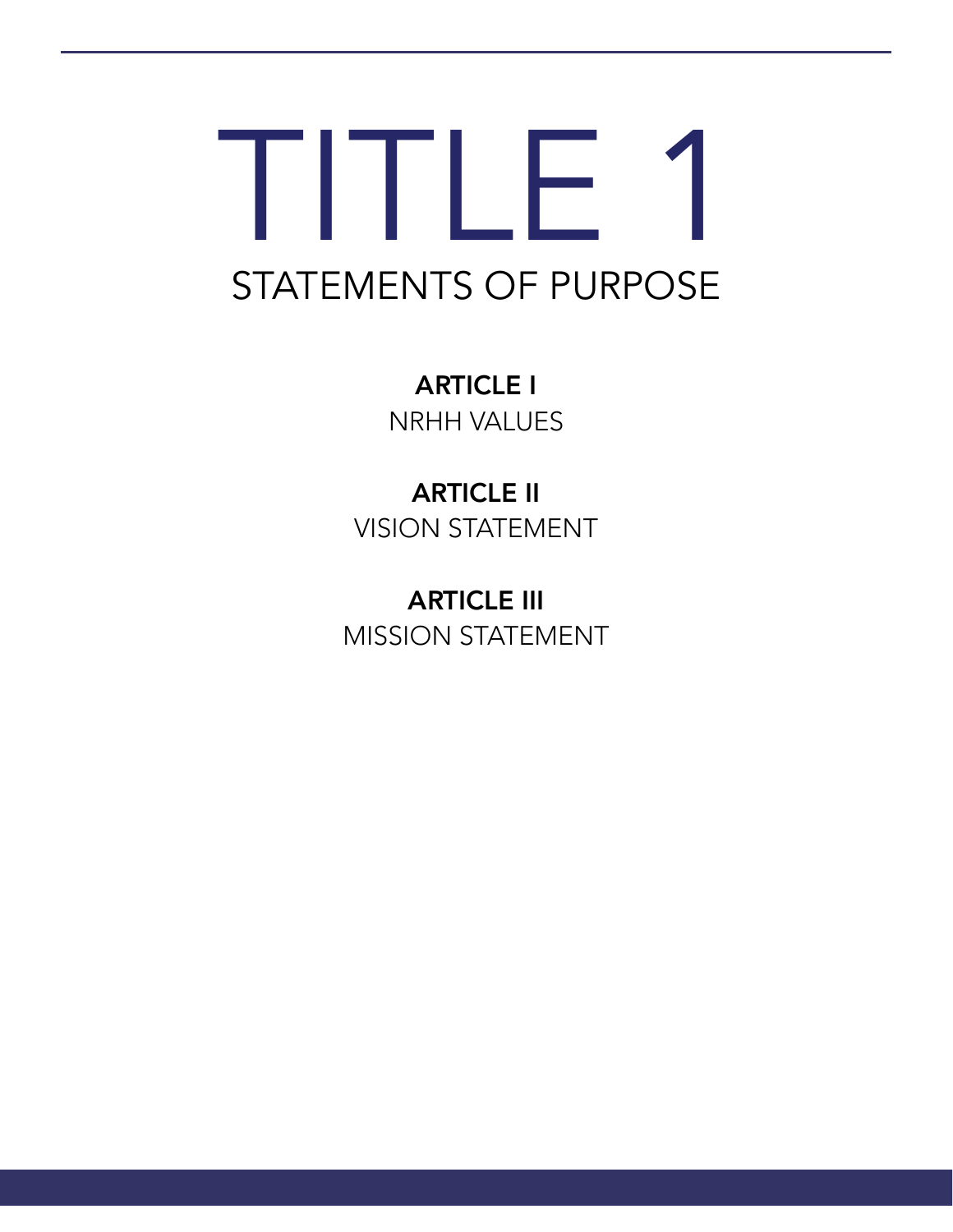# TITLE 1

## STATEMENTS OF PURPOSE

**ARTICLE I**
NRHH VALUES

**ARTICLE II**
VISION STATEMENT

**ARTICLE III**
MISSION STATEMENT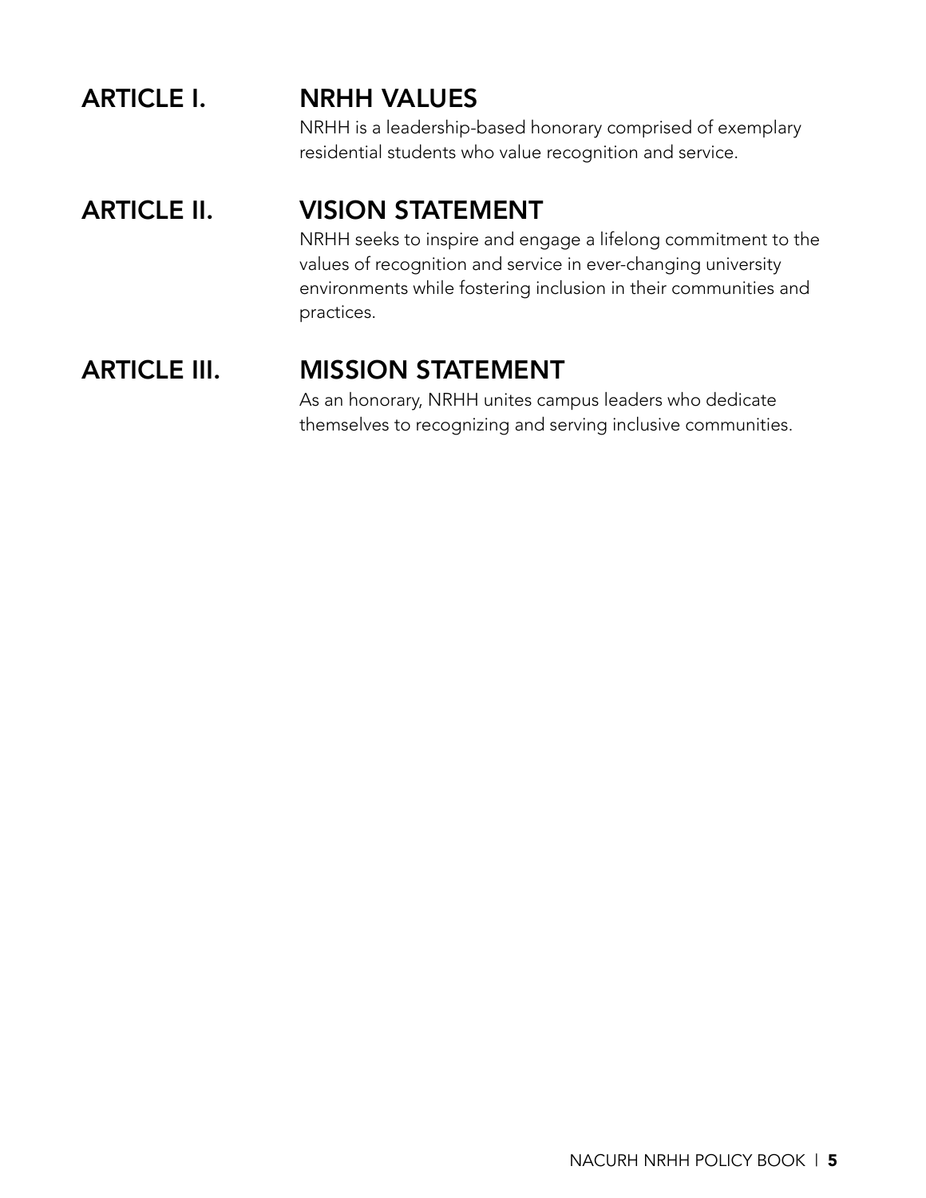## ARTICLE I. NRHH VALUES

NRHH is a leadership-based honorary comprised of exemplary residential students who value recognition and service.

## ARTICLE II. VISION STATEMENT

NRHH seeks to inspire and engage a lifelong commitment to the values of recognition and service in ever-changing university environments while fostering inclusion in their communities and practices.

## ARTICLE III. MISSION STATEMENT

As an honorary, NRHH unites campus leaders who dedicate themselves to recognizing and serving inclusive communities.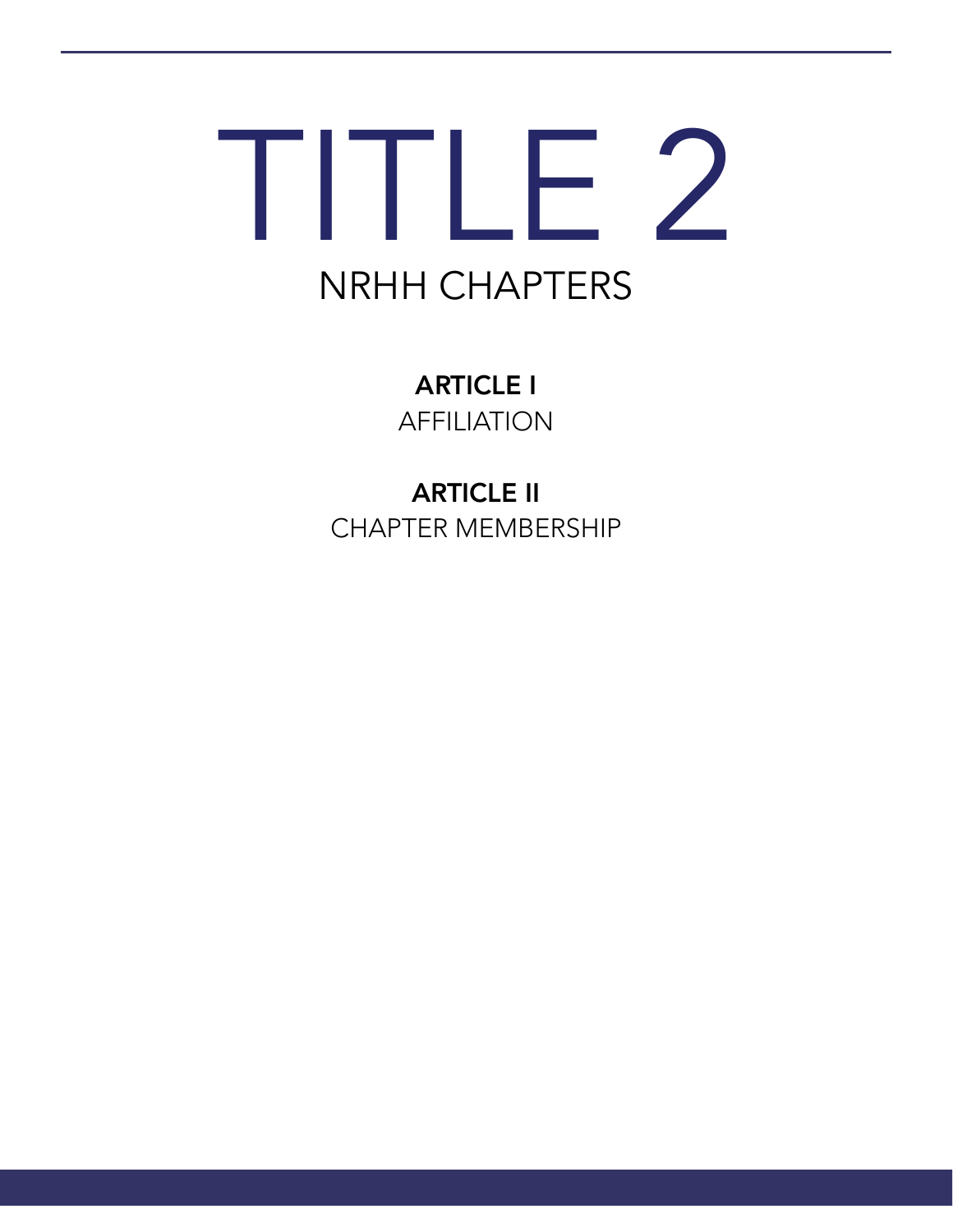# TITLE 2

## NRHH CHAPTERS

**ARTICLE I**

AFFILIATION

**ARTICLE II**

CHAPTER MEMBERSHIP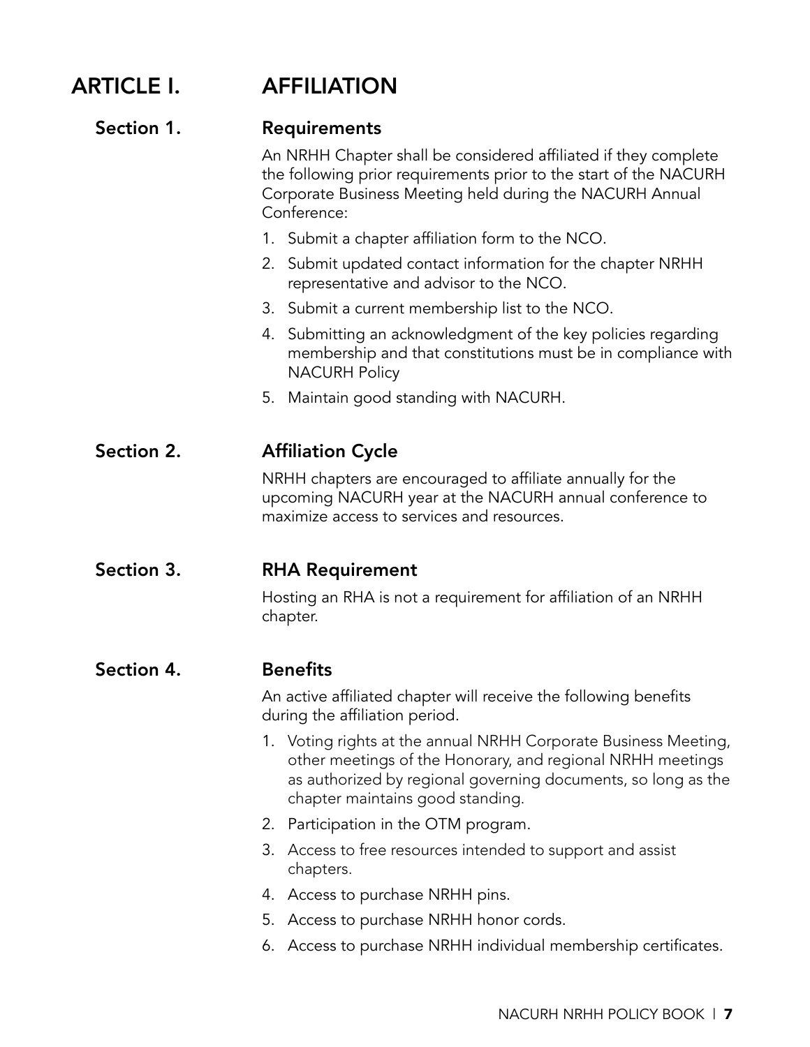# ARTICLE I. AFFILIATION

## Section 1. Requirements

An NRHH Chapter shall be considered affiliated if they complete the following prior requirements prior to the start of the NACURH Corporate Business Meeting held during the NACURH Annual Conference:

1. Submit a chapter affiliation form to the NCO.
2. Submit updated contact information for the chapter NRHH representative and advisor to the NCO.
3. Submit a current membership list to the NCO.
4. Submitting an acknowledgment of the key policies regarding membership and that constitutions must be in compliance with NACURH Policy
5. Maintain good standing with NACURH.

## Section 2. Affiliation Cycle

NRHH chapters are encouraged to affiliate annually for the upcoming NACURH year at the NACURH annual conference to maximize access to services and resources.

## Section 3. RHA Requirement

Hosting an RHA is not a requirement for affiliation of an NRHH chapter.

## Section 4. Benefits

An active affiliated chapter will receive the following benefits during the affiliation period.

1. Voting rights at the annual NRHH Corporate Business Meeting, other meetings of the Honorary, and regional NRHH meetings as authorized by regional governing documents, so long as the chapter maintains good standing.
2. Participation in the OTM program.
3. Access to free resources intended to support and assist chapters.
4. Access to purchase NRHH pins.
5. Access to purchase NRHH honor cords.
6. Access to purchase NRHH individual membership certificates.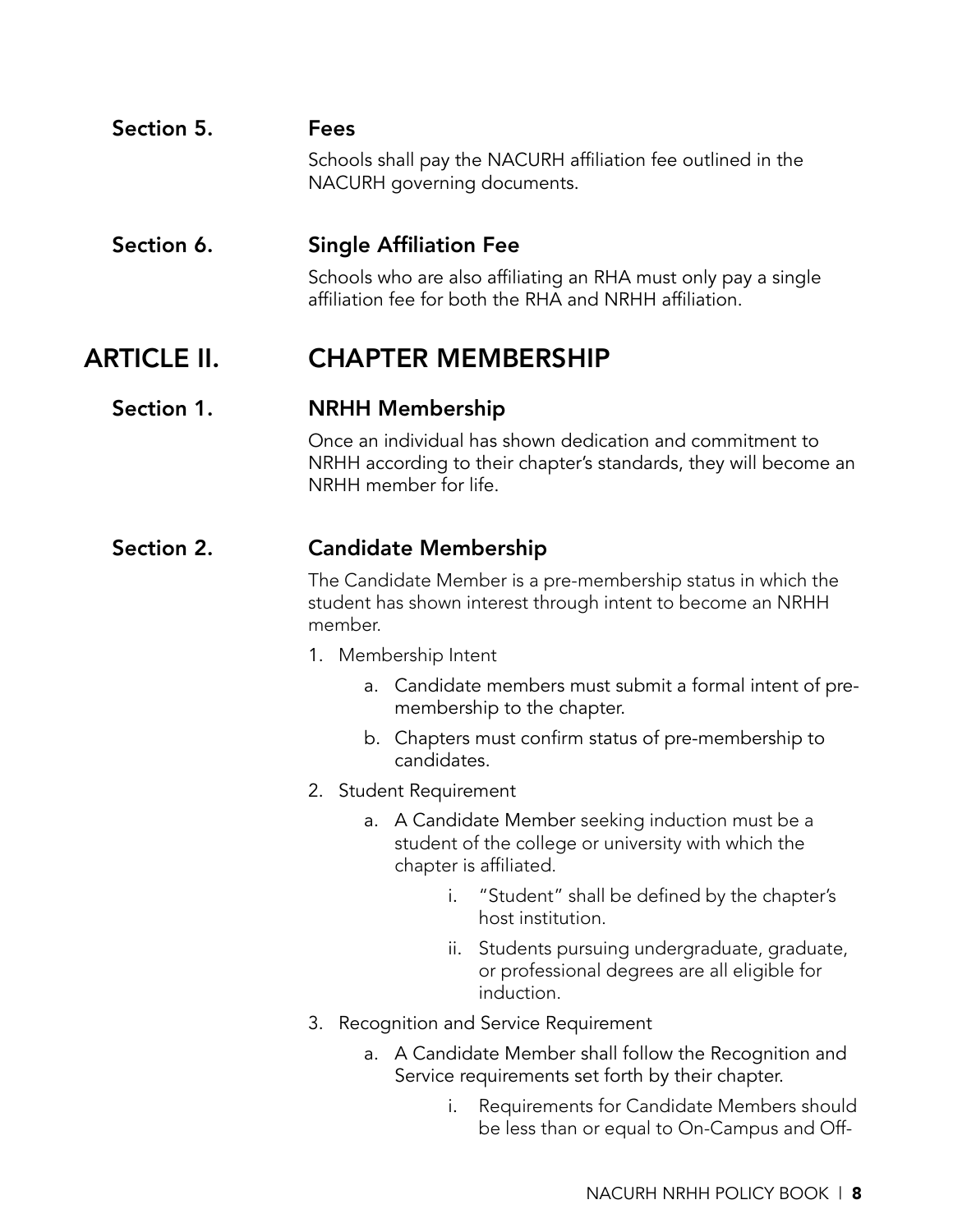### Section 5. Fees

Schools shall pay the NACURH affiliation fee outlined in the NACURH governing documents.

### Section 6. Single Affiliation Fee

Schools who are also affiliating an RHA must only pay a single affiliation fee for both the RHA and NRHH affiliation.

## ARTICLE II. CHAPTER MEMBERSHIP

### Section 1. NRHH Membership

Once an individual has shown dedication and commitment to NRHH according to their chapter's standards, they will become an NRHH member for life.

### Section 2. Candidate Membership

The Candidate Member is a pre-membership status in which the student has shown interest through intent to become an NRHH member.

1. Membership Intent
    a. Candidate members must submit a formal intent of pre-membership to the chapter.
    b. Chapters must confirm status of pre-membership to candidates.
2. Student Requirement
    a. A Candidate Member seeking induction must be a student of the college or university with which the chapter is affiliated.
        i. "Student" shall be defined by the chapter's host institution.
        ii. Students pursuing undergraduate, graduate, or professional degrees are all eligible for induction.
3. Recognition and Service Requirement
    a. A Candidate Member shall follow the Recognition and Service requirements set forth by their chapter.
        i. Requirements for Candidate Members should be less than or equal to On-Campus and Off-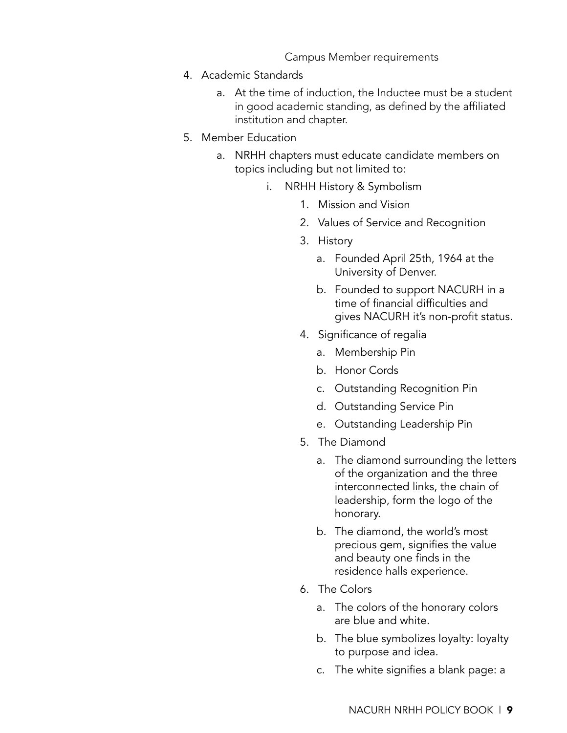Campus Member requirements

4. Academic Standards
    a. At the time of induction, the Inductee must be a student in good academic standing, as defined by the affiliated institution and chapter.
5. Member Education
    a. NRHH chapters must educate candidate members on topics including but not limited to:
        i. NRHH History & Symbolism
            1. Mission and Vision
            2. Values of Service and Recognition
            3. History
                a. Founded April 25th, 1964 at the University of Denver.
                b. Founded to support NACURH in a time of financial difficulties and gives NACURH it's non-profit status.
            4. Significance of regalia
                a. Membership Pin
                b. Honor Cords
                c. Outstanding Recognition Pin
                d. Outstanding Service Pin
                e. Outstanding Leadership Pin
            5. The Diamond
                a. The diamond surrounding the letters of the organization and the three interconnected links, the chain of leadership, form the logo of the honorary.
                b. The diamond, the world's most precious gem, signifies the value and beauty one finds in the residence halls experience.
            6. The Colors
                a. The colors of the honorary colors are blue and white.
                b. The blue symbolizes loyalty: loyalty to purpose and idea.
                c. The white signifies a blank page: a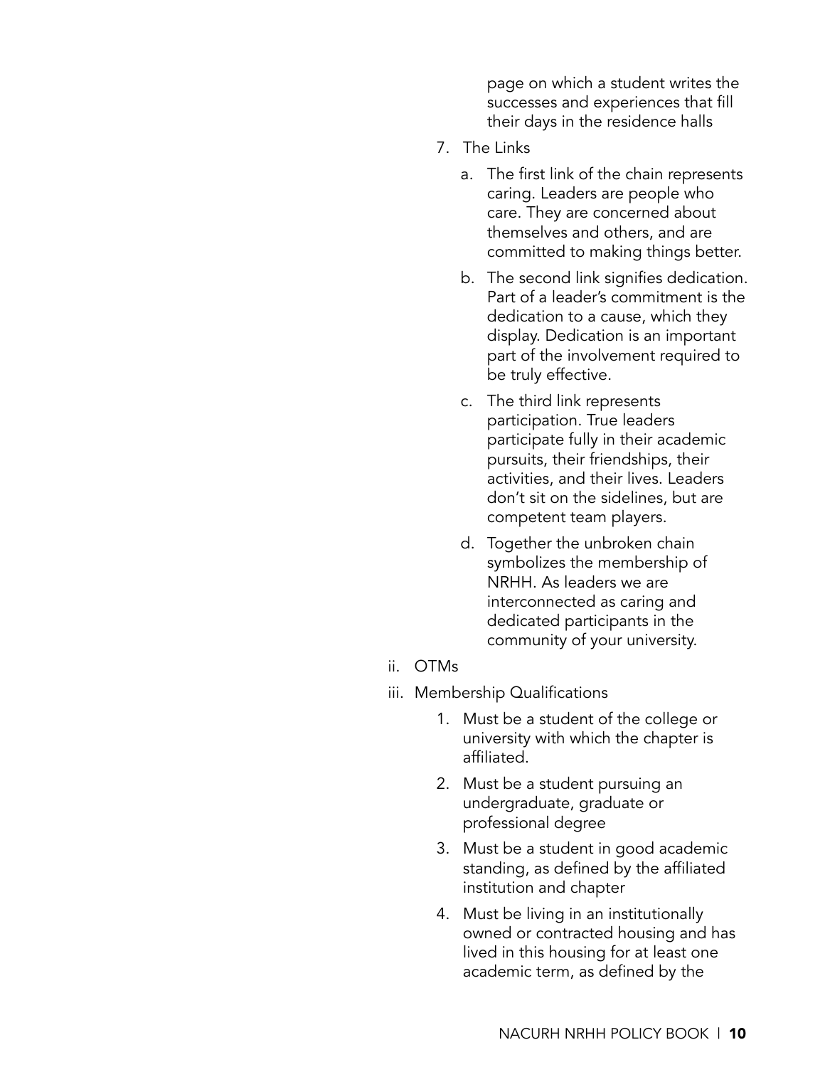page on which a student writes the successes and experiences that fill their days in the residence halls

7. The Links
    a. The first link of the chain represents caring. Leaders are people who care. They are concerned about themselves and others, and are committed to making things better.
    b. The second link signifies dedication. Part of a leader's commitment is the dedication to a cause, which they display. Dedication is an important part of the involvement required to be truly effective.
    c. The third link represents participation. True leaders participate fully in their academic pursuits, their friendships, their activities, and their lives. Leaders don't sit on the sidelines, but are competent team players.
    d. Together the unbroken chain symbolizes the membership of NRHH. As leaders we are interconnected as caring and dedicated participants in the community of your university.

ii. OTMs

iii. Membership Qualifications
    1. Must be a student of the college or university with which the chapter is affiliated.
    2. Must be a student pursuing an undergraduate, graduate or professional degree
    3. Must be a student in good academic standing, as defined by the affiliated institution and chapter
    4. Must be living in an institutionally owned or contracted housing and has lived in this housing for at least one academic term, as defined by the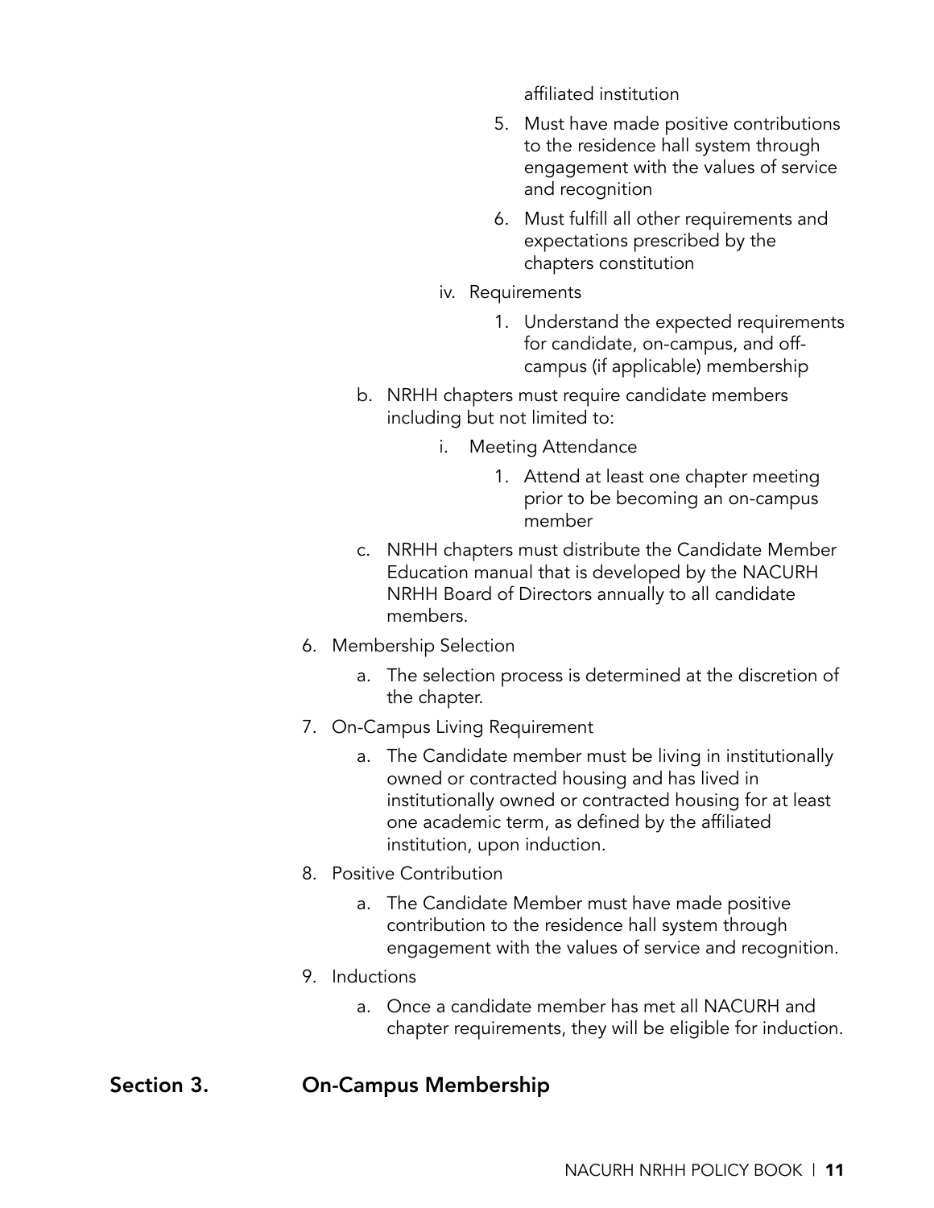affiliated institution

5. Must have made positive contributions to the residence hall system through engagement with the values of service and recognition
6. Must fulfill all other requirements and expectations prescribed by the chapters constitution

iv. Requirements

1. Understand the expected requirements for candidate, on-campus, and off-campus (if applicable) membership

b. NRHH chapters must require candidate members including but not limited to:

i. Meeting Attendance

1. Attend at least one chapter meeting prior to be becoming an on-campus member

c. NRHH chapters must distribute the Candidate Member Education manual that is developed by the NACURH NRHH Board of Directors annually to all candidate members.

6. Membership Selection
   a. The selection process is determined at the discretion of the chapter.
7. On-Campus Living Requirement
   a. The Candidate member must be living in institutionally owned or contracted housing and has lived in institutionally owned or contracted housing for at least one academic term, as defined by the affiliated institution, upon induction.
8. Positive Contribution
   a. The Candidate Member must have made positive contribution to the residence hall system through engagement with the values of service and recognition.
9. Inductions
   a. Once a candidate member has met all NACURH and chapter requirements, they will be eligible for induction.

## Section 3. On-Campus Membership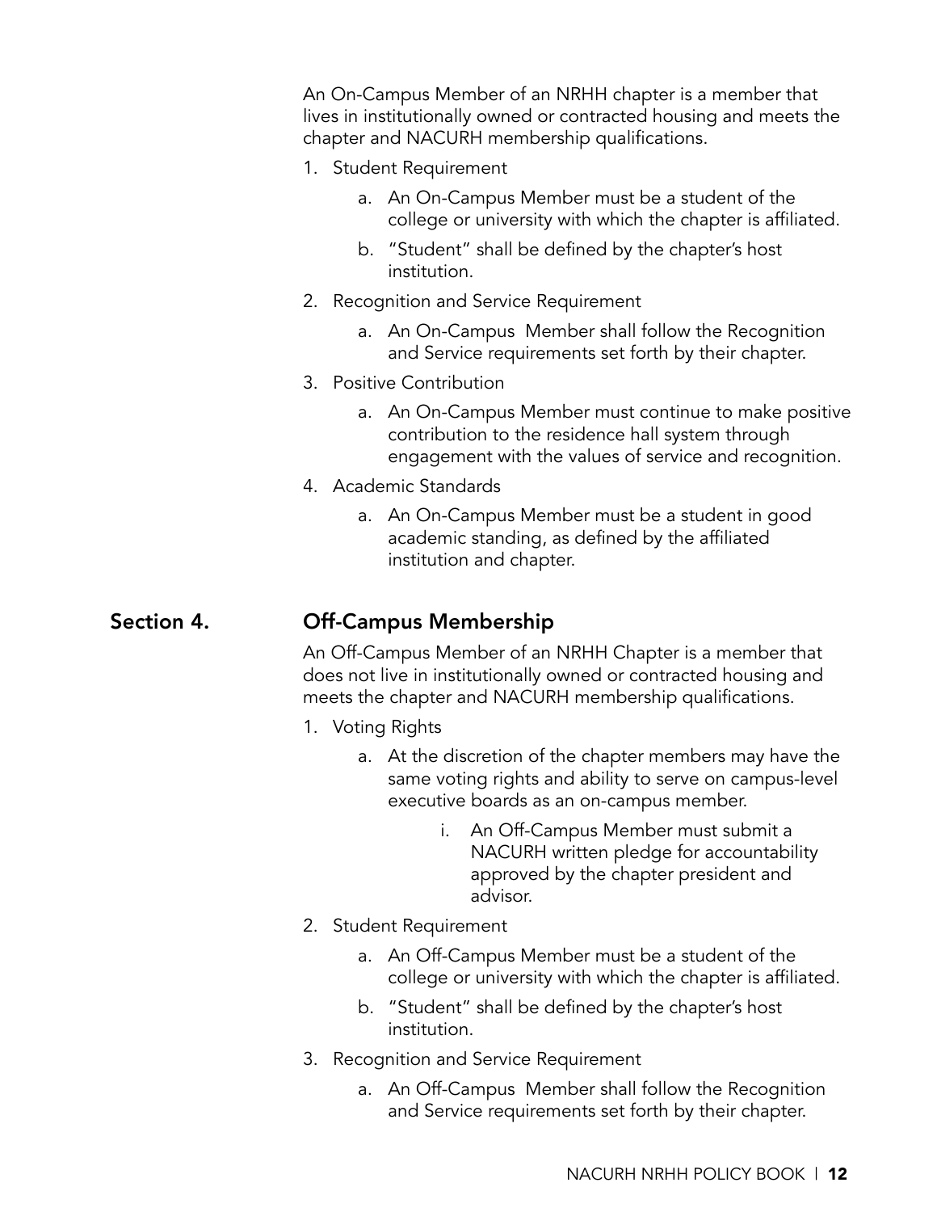An On-Campus Member of an NRHH chapter is a member that lives in institutionally owned or contracted housing and meets the chapter and NACURH membership qualifications.

1. Student Requirement
    a. An On-Campus Member must be a student of the college or university with which the chapter is affiliated.
    b. "Student" shall be defined by the chapter's host institution.
2. Recognition and Service Requirement
    a. An On-Campus Member shall follow the Recognition and Service requirements set forth by their chapter.
3. Positive Contribution
    a. An On-Campus Member must continue to make positive contribution to the residence hall system through engagement with the values of service and recognition.
4. Academic Standards
    a. An On-Campus Member must be a student in good academic standing, as defined by the affiliated institution and chapter.

## Section 4. Off-Campus Membership

An Off-Campus Member of an NRHH Chapter is a member that does not live in institutionally owned or contracted housing and meets the chapter and NACURH membership qualifications.

1. Voting Rights
    a. At the discretion of the chapter members may have the same voting rights and ability to serve on campus-level executive boards as an on-campus member.
        i. An Off-Campus Member must submit a NACURH written pledge for accountability approved by the chapter president and advisor.
2. Student Requirement
    a. An Off-Campus Member must be a student of the college or university with which the chapter is affiliated.
    b. "Student" shall be defined by the chapter's host institution.
3. Recognition and Service Requirement
    a. An Off-Campus Member shall follow the Recognition and Service requirements set forth by their chapter.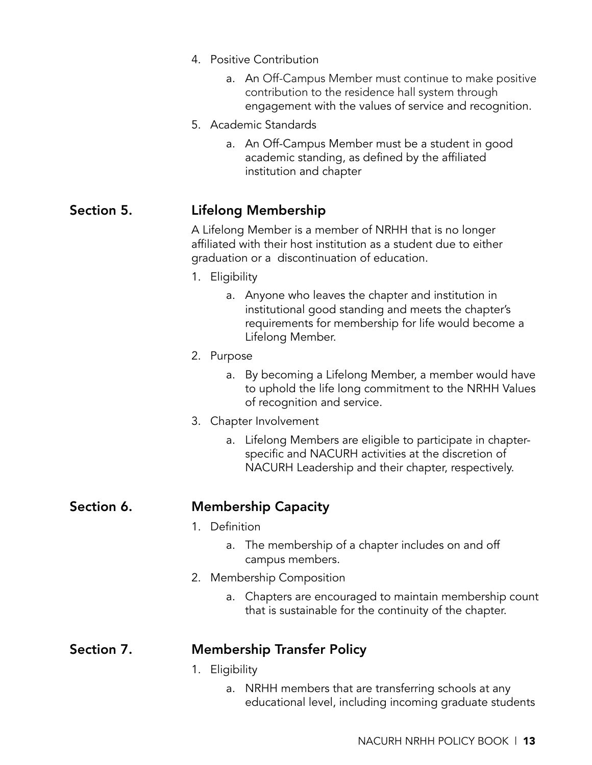4. Positive Contribution
    a. An Off-Campus Member must continue to make positive contribution to the residence hall system through engagement with the values of service and recognition.
5. Academic Standards
    a. An Off-Campus Member must be a student in good academic standing, as defined by the affiliated institution and chapter

## Section 5. Lifelong Membership

A Lifelong Member is a member of NRHH that is no longer affiliated with their host institution as a student due to either graduation or a discontinuation of education.

1. Eligibility
    a. Anyone who leaves the chapter and institution in institutional good standing and meets the chapter's requirements for membership for life would become a Lifelong Member.
2. Purpose
    a. By becoming a Lifelong Member, a member would have to uphold the life long commitment to the NRHH Values of recognition and service.
3. Chapter Involvement
    a. Lifelong Members are eligible to participate in chapter-specific and NACURH activities at the discretion of NACURH Leadership and their chapter, respectively.

## Section 6. Membership Capacity

1. Definition
    a. The membership of a chapter includes on and off campus members.
2. Membership Composition
    a. Chapters are encouraged to maintain membership count that is sustainable for the continuity of the chapter.

## Section 7. Membership Transfer Policy

1. Eligibility
    a. NRHH members that are transferring schools at any educational level, including incoming graduate students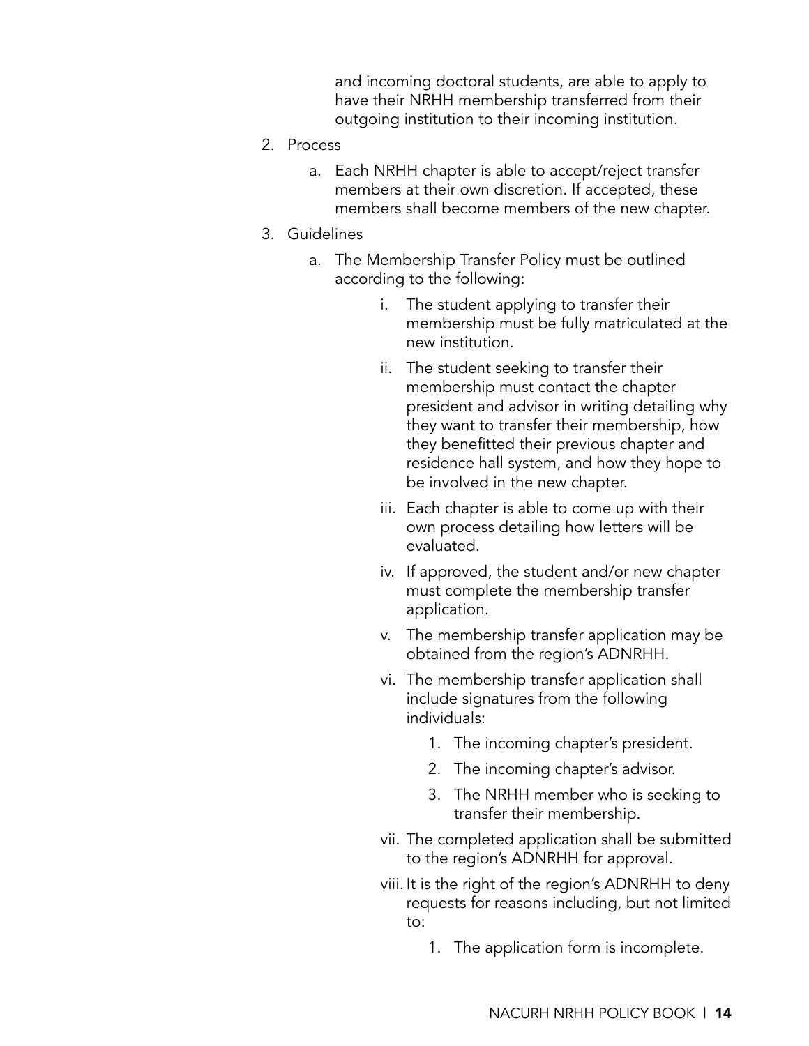and incoming doctoral students, are able to apply to have their NRHH membership transferred from their outgoing institution to their incoming institution.

2. Process
    a. Each NRHH chapter is able to accept/reject transfer members at their own discretion. If accepted, these members shall become members of the new chapter.
3. Guidelines
    a. The Membership Transfer Policy must be outlined according to the following:
        i. The student applying to transfer their membership must be fully matriculated at the new institution.
        ii. The student seeking to transfer their membership must contact the chapter president and advisor in writing detailing why they want to transfer their membership, how they benefitted their previous chapter and residence hall system, and how they hope to be involved in the new chapter.
        iii. Each chapter is able to come up with their own process detailing how letters will be evaluated.
        iv. If approved, the student and/or new chapter must complete the membership transfer application.
        v. The membership transfer application may be obtained from the region's ADNRHH.
        vi. The membership transfer application shall include signatures from the following individuals:
            1. The incoming chapter's president.
            2. The incoming chapter's advisor.
            3. The NRHH member who is seeking to transfer their membership.
        vii. The completed application shall be submitted to the region's ADNRHH for approval.
        viii. It is the right of the region's ADNRHH to deny requests for reasons including, but not limited to:
            1. The application form is incomplete.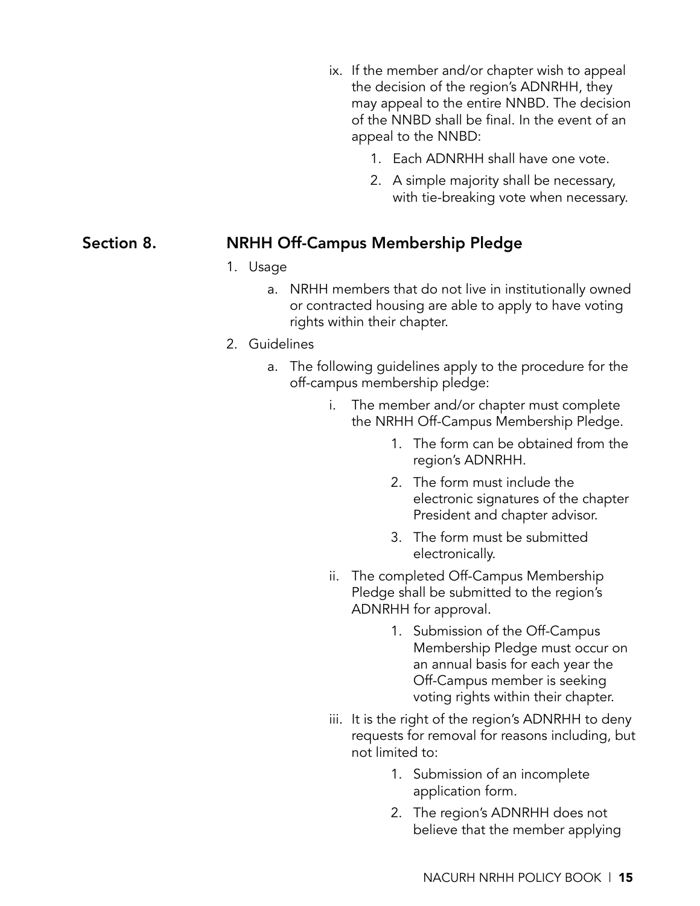ix. If the member and/or chapter wish to appeal the decision of the region's ADNRHH, they may appeal to the entire NNBD. The decision of the NNBD shall be final. In the event of an appeal to the NNBD:

      1. Each ADNRHH shall have one vote.
      2. A simple majority shall be necessary, with tie-breaking vote when necessary.

## Section 8. NRHH Off-Campus Membership Pledge

1. Usage
   a. NRHH members that do not live in institutionally owned or contracted housing are able to apply to have voting rights within their chapter.
2. Guidelines
   a. The following guidelines apply to the procedure for the off-campus membership pledge:
      i. The member and/or chapter must complete the NRHH Off-Campus Membership Pledge.
         1. The form can be obtained from the region's ADNRHH.
         2. The form must include the electronic signatures of the chapter President and chapter advisor.
         3. The form must be submitted electronically.
      ii. The completed Off-Campus Membership Pledge shall be submitted to the region's ADNRHH for approval.
         1. Submission of the Off-Campus Membership Pledge must occur on an annual basis for each year the Off-Campus member is seeking voting rights within their chapter.
      iii. It is the right of the region's ADNRHH to deny requests for removal for reasons including, but not limited to:
         1. Submission of an incomplete application form.
         2. The region's ADNRHH does not believe that the member applying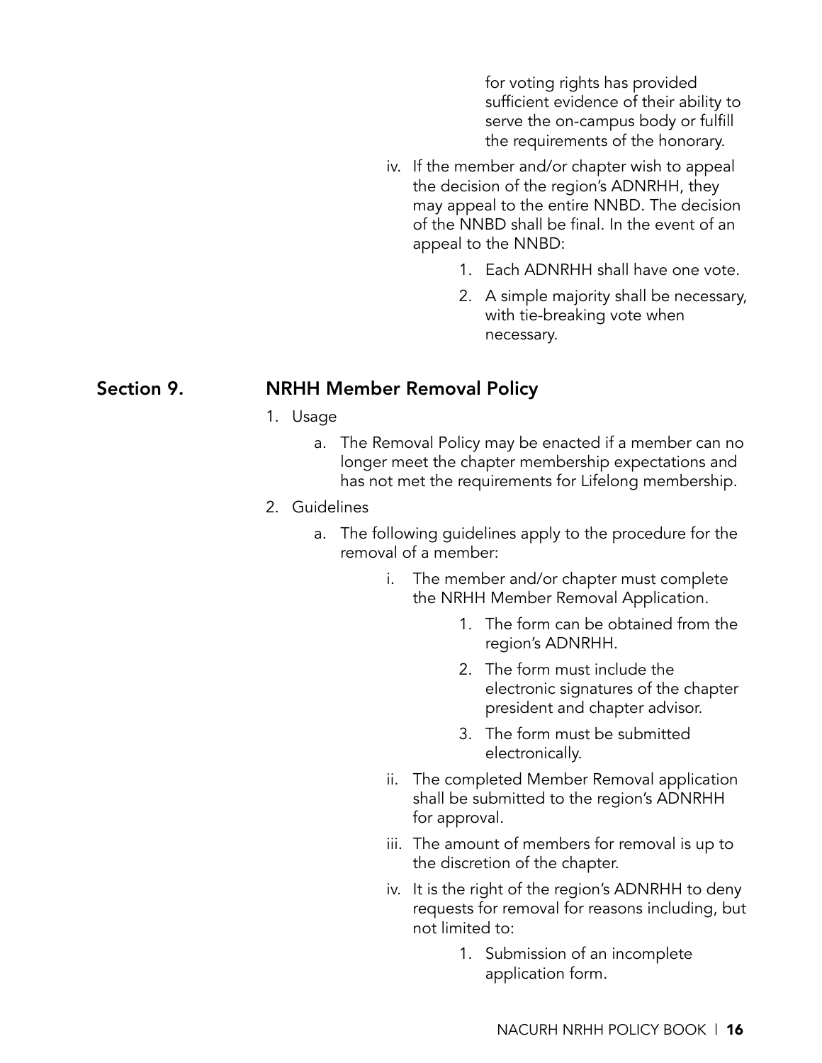for voting rights has provided sufficient evidence of their ability to serve the on-campus body or fulfill the requirements of the honorary.

iv. If the member and/or chapter wish to appeal the decision of the region's ADNRHH, they may appeal to the entire NNBD. The decision of the NNBD shall be final. In the event of an appeal to the NNBD:

1. Each ADNRHH shall have one vote.
2. A simple majority shall be necessary, with tie-breaking vote when necessary.

## Section 9. NRHH Member Removal Policy

1. Usage
    a. The Removal Policy may be enacted if a member can no longer meet the chapter membership expectations and has not met the requirements for Lifelong membership.
2. Guidelines
    a. The following guidelines apply to the procedure for the removal of a member:
        i. The member and/or chapter must complete the NRHH Member Removal Application.
            1. The form can be obtained from the region's ADNRHH.
            2. The form must include the electronic signatures of the chapter president and chapter advisor.
            3. The form must be submitted electronically.
        ii. The completed Member Removal application shall be submitted to the region's ADNRHH for approval.
        iii. The amount of members for removal is up to the discretion of the chapter.
        iv. It is the right of the region's ADNRHH to deny requests for removal for reasons including, but not limited to:
            1. Submission of an incomplete application form.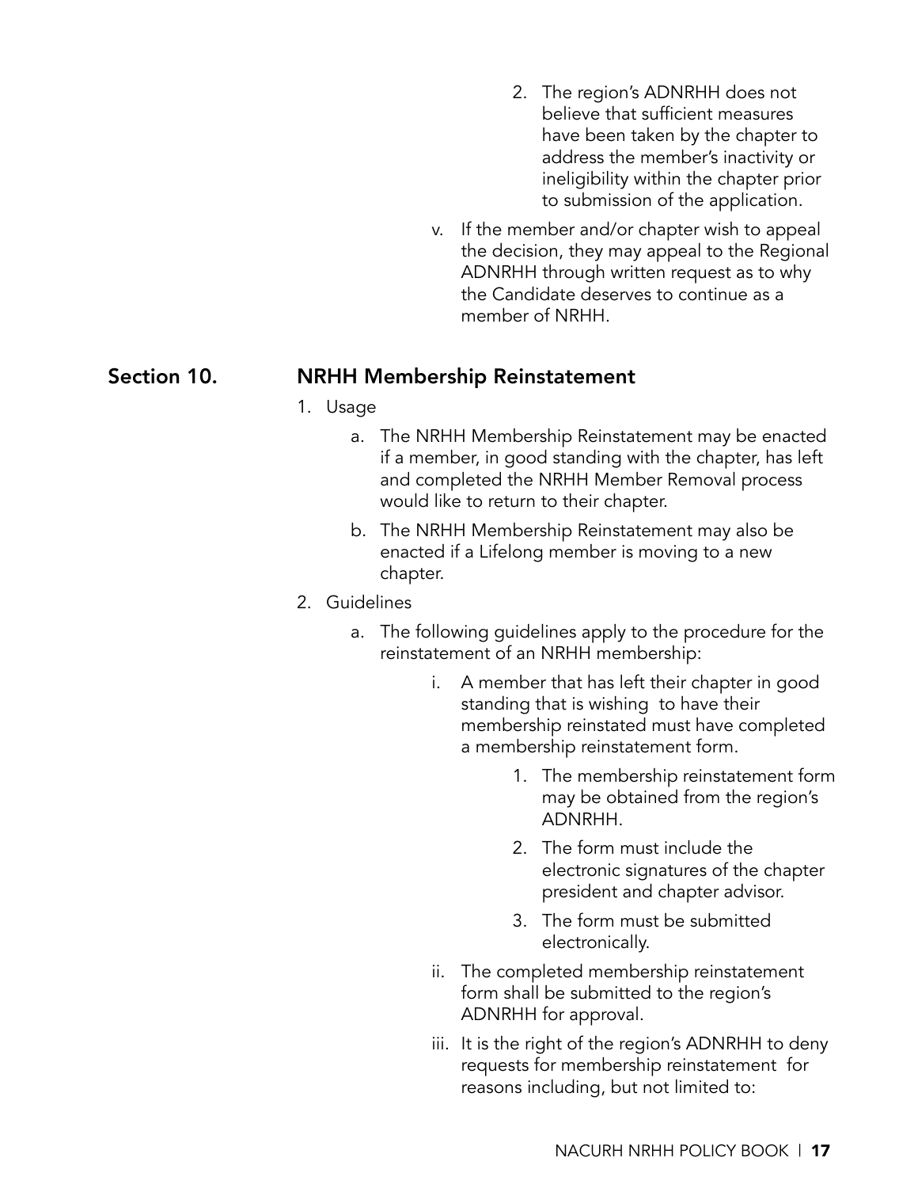2. The region's ADNRHH does not believe that sufficient measures have been taken by the chapter to address the member's inactivity or ineligibility within the chapter prior to submission of the application.

v. If the member and/or chapter wish to appeal the decision, they may appeal to the Regional ADNRHH through written request as to why the Candidate deserves to continue as a member of NRHH.

## Section 10. NRHH Membership Reinstatement

1. Usage
   a. The NRHH Membership Reinstatement may be enacted if a member, in good standing with the chapter, has left and completed the NRHH Member Removal process would like to return to their chapter.
   b. The NRHH Membership Reinstatement may also be enacted if a Lifelong member is moving to a new chapter.
2. Guidelines
   a. The following guidelines apply to the procedure for the reinstatement of an NRHH membership:
      i. A member that has left their chapter in good standing that is wishing to have their membership reinstated must have completed a membership reinstatement form.
         1. The membership reinstatement form may be obtained from the region's ADNRHH.
         2. The form must include the electronic signatures of the chapter president and chapter advisor.
         3. The form must be submitted electronically.
      ii. The completed membership reinstatement form shall be submitted to the region's ADNRHH for approval.
      iii. It is the right of the region's ADNRHH to deny requests for membership reinstatement for reasons including, but not limited to: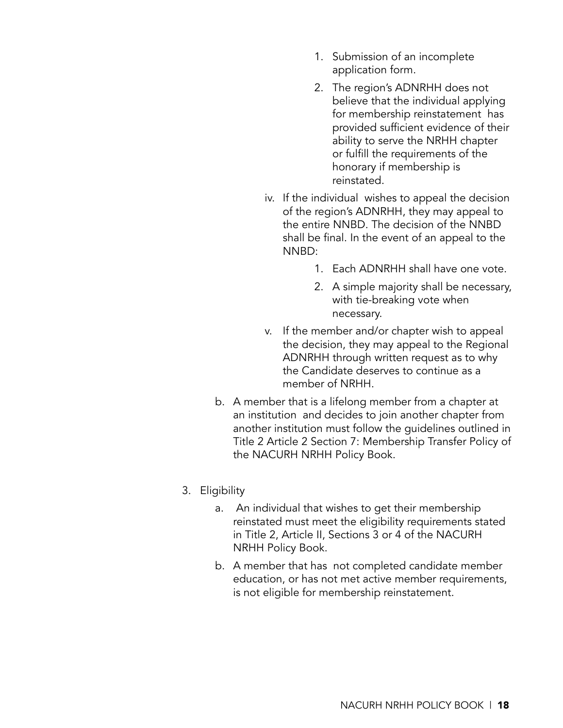1. Submission of an incomplete application form.
      2. The region's ADNRHH does not believe that the individual applying for membership reinstatement has provided sufficient evidence of their ability to serve the NRHH chapter or fulfill the requirements of the honorary if membership is reinstated.
   iv. If the individual wishes to appeal the decision of the region's ADNRHH, they may appeal to the entire NNBD. The decision of the NNBD shall be final. In the event of an appeal to the NNBD:
      1. Each ADNRHH shall have one vote.
      2. A simple majority shall be necessary, with tie-breaking vote when necessary.
   v. If the member and/or chapter wish to appeal the decision, they may appeal to the Regional ADNRHH through written request as to why the Candidate deserves to continue as a member of NRHH.

b. A member that is a lifelong member from a chapter at an institution and decides to join another chapter from another institution must follow the guidelines outlined in Title 2 Article 2 Section 7: Membership Transfer Policy of the NACURH NRHH Policy Book.

3. Eligibility
   a. An individual that wishes to get their membership reinstated must meet the eligibility requirements stated in Title 2, Article II, Sections 3 or 4 of the NACURH NRHH Policy Book.
   b. A member that has not completed candidate member education, or has not met active member requirements, is not eligible for membership reinstatement.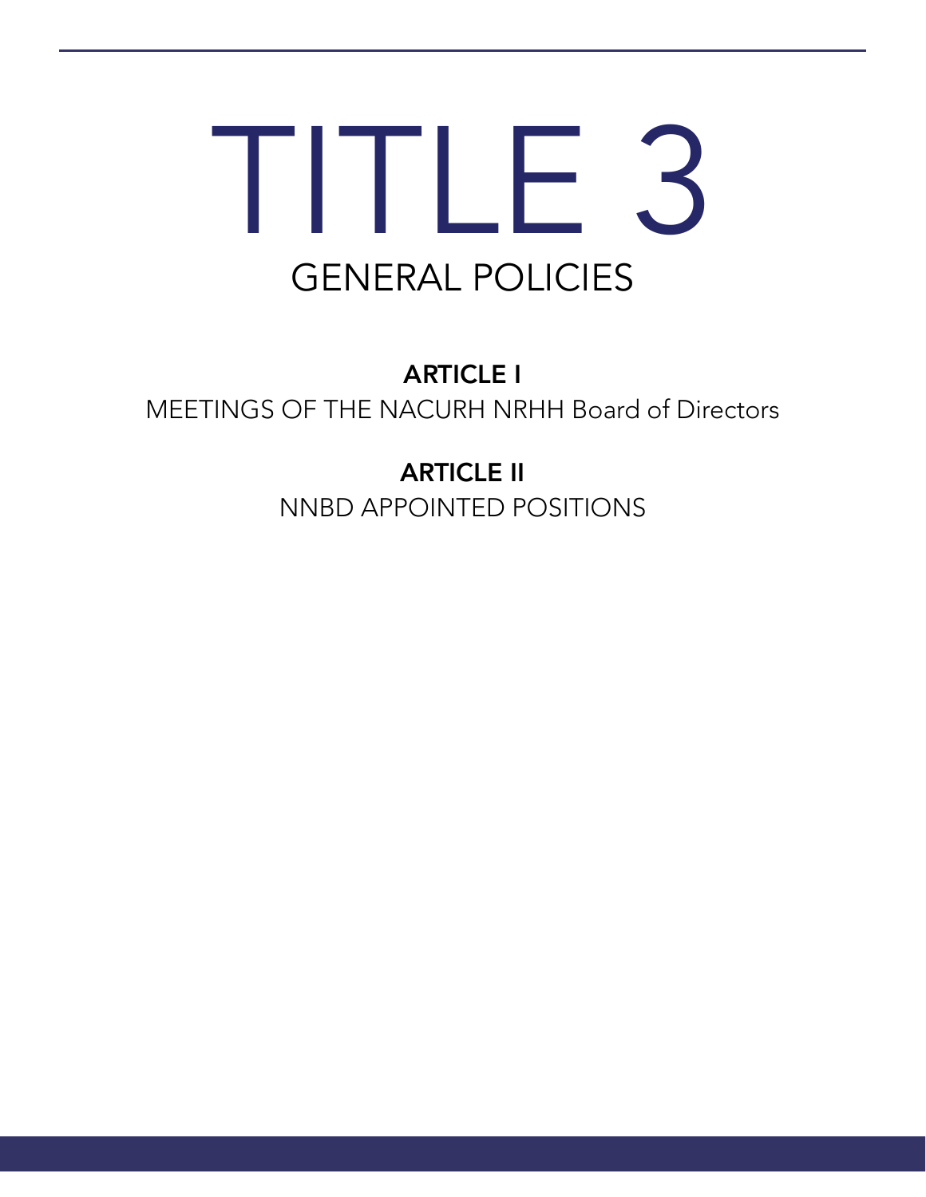# TITLE 3

## GENERAL POLICIES

**ARTICLE I**

MEETINGS OF THE NACURH NRHH Board of Directors

**ARTICLE II**

NNBD APPOINTED POSITIONS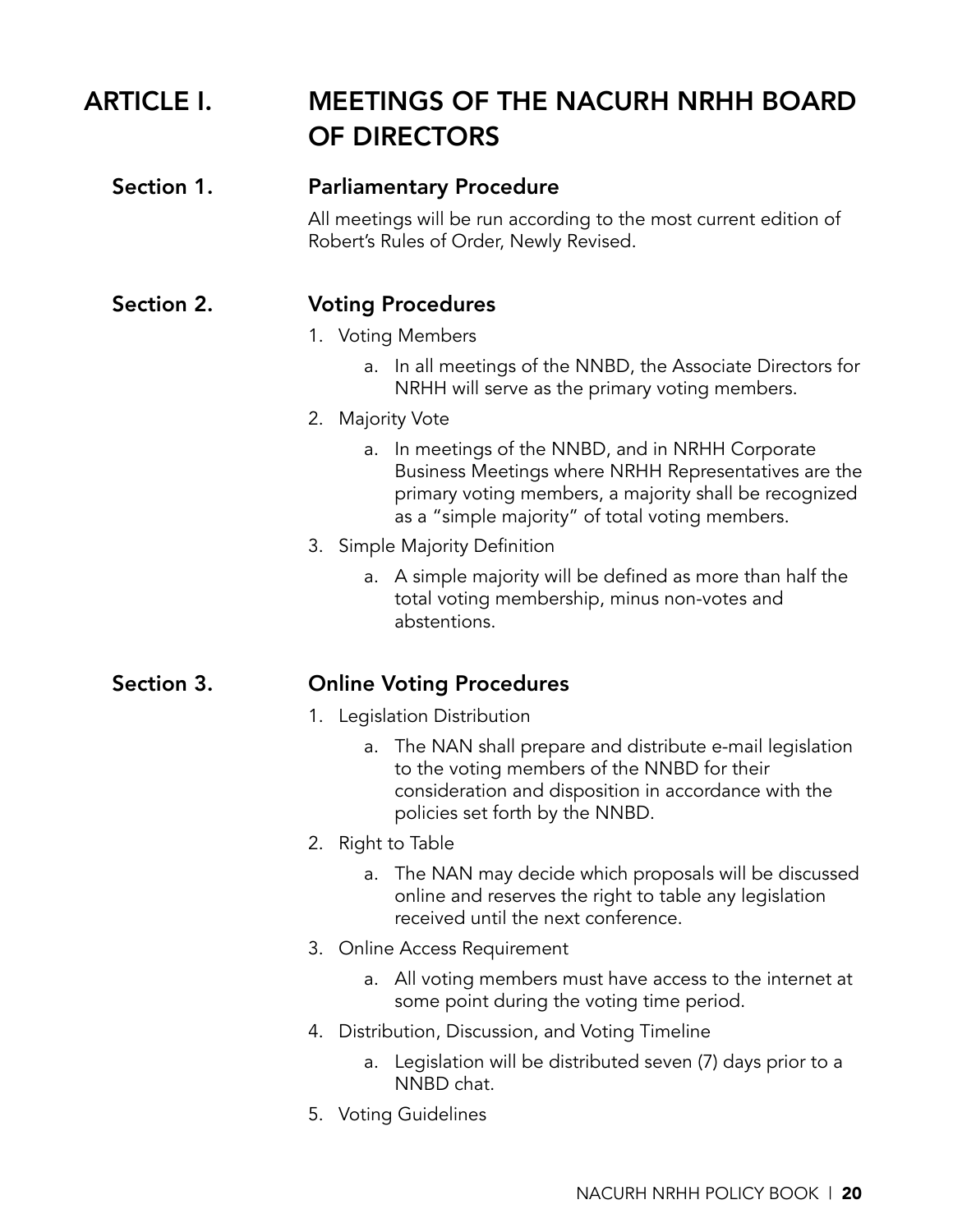# ARTICLE I. MEETINGS OF THE NACURH NRHH BOARD OF DIRECTORS

## Section 1. Parliamentary Procedure

All meetings will be run according to the most current edition of Robert's Rules of Order, Newly Revised.

## Section 2. Voting Procedures

1. Voting Members
    a. In all meetings of the NNBD, the Associate Directors for NRHH will serve as the primary voting members.
2. Majority Vote
    a. In meetings of the NNBD, and in NRHH Corporate Business Meetings where NRHH Representatives are the primary voting members, a majority shall be recognized as a "simple majority" of total voting members.
3. Simple Majority Definition
    a. A simple majority will be defined as more than half the total voting membership, minus non-votes and abstentions.

## Section 3. Online Voting Procedures

1. Legislation Distribution
    a. The NAN shall prepare and distribute e-mail legislation to the voting members of the NNBD for their consideration and disposition in accordance with the policies set forth by the NNBD.
2. Right to Table
    a. The NAN may decide which proposals will be discussed online and reserves the right to table any legislation received until the next conference.
3. Online Access Requirement
    a. All voting members must have access to the internet at some point during the voting time period.
4. Distribution, Discussion, and Voting Timeline
    a. Legislation will be distributed seven (7) days prior to a NNBD chat.
5. Voting Guidelines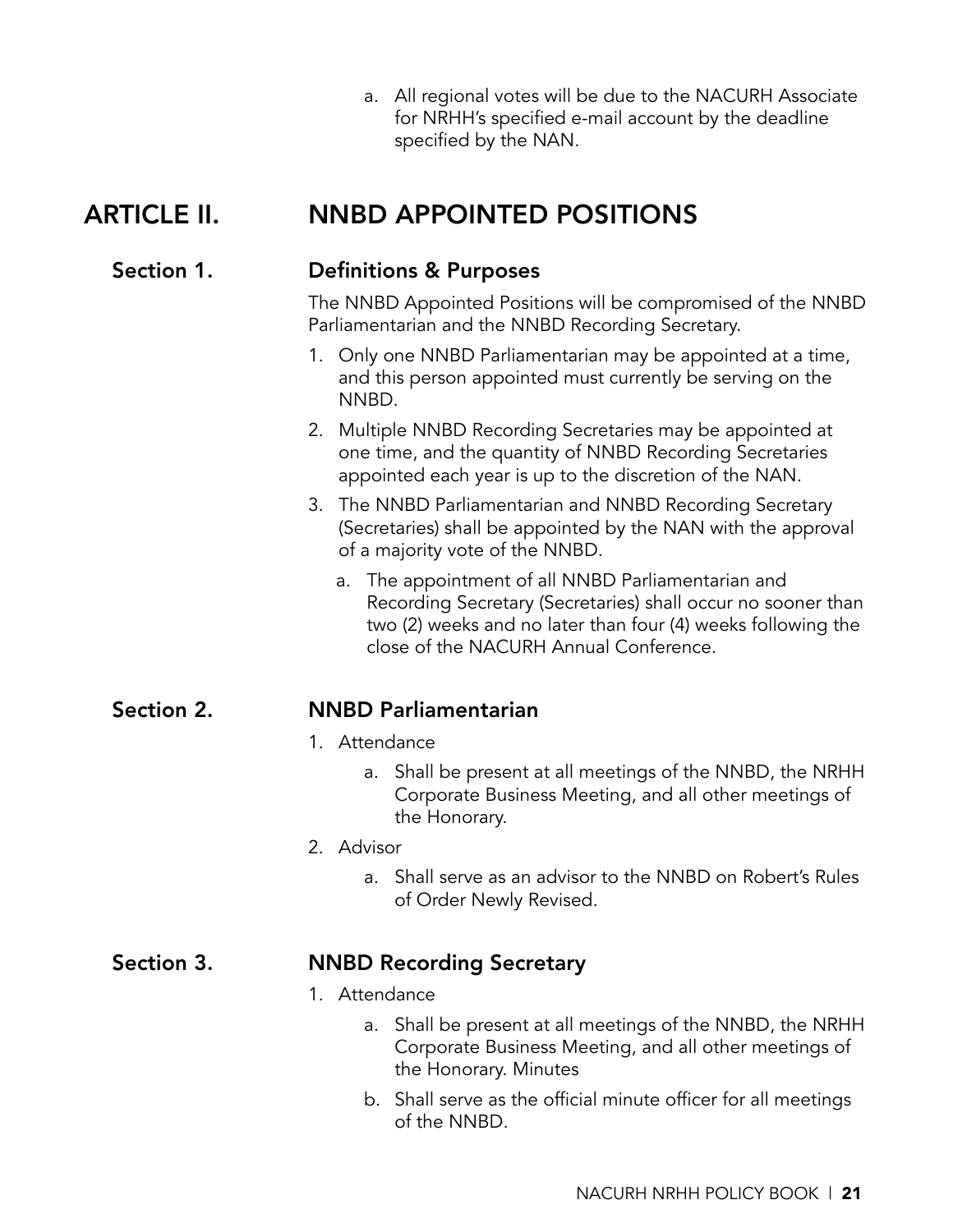a. All regional votes will be due to the NACURH Associate for NRHH's specified e-mail account by the deadline specified by the NAN.

# ARTICLE II. NNBD APPOINTED POSITIONS

## Section 1. Definitions & Purposes

The NNBD Appointed Positions will be compromised of the NNBD Parliamentarian and the NNBD Recording Secretary.

1. Only one NNBD Parliamentarian may be appointed at a time, and this person appointed must currently be serving on the NNBD.
2. Multiple NNBD Recording Secretaries may be appointed at one time, and the quantity of NNBD Recording Secretaries appointed each year is up to the discretion of the NAN.
3. The NNBD Parliamentarian and NNBD Recording Secretary (Secretaries) shall be appointed by the NAN with the approval of a majority vote of the NNBD.
   a. The appointment of all NNBD Parliamentarian and Recording Secretary (Secretaries) shall occur no sooner than two (2) weeks and no later than four (4) weeks following the close of the NACURH Annual Conference.

## Section 2. NNBD Parliamentarian

1. Attendance
   a. Shall be present at all meetings of the NNBD, the NRHH Corporate Business Meeting, and all other meetings of the Honorary.
2. Advisor
   a. Shall serve as an advisor to the NNBD on Robert's Rules of Order Newly Revised.

## Section 3. NNBD Recording Secretary

1. Attendance
   a. Shall be present at all meetings of the NNBD, the NRHH Corporate Business Meeting, and all other meetings of the Honorary. Minutes
   b. Shall serve as the official minute officer for all meetings of the NNBD.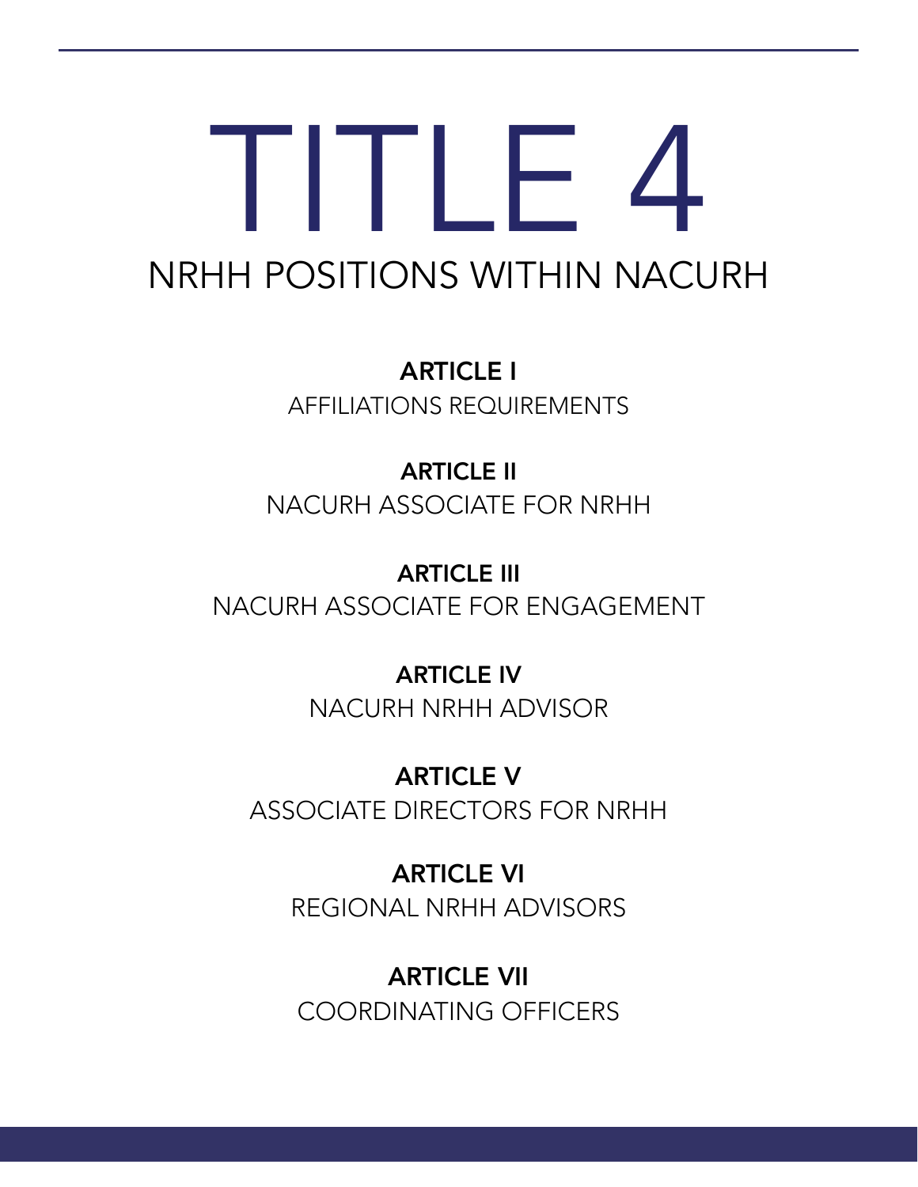# TITLE 4

## NRHH POSITIONS WITHIN NACURH

**ARTICLE I**
AFFILIATIONS REQUIREMENTS

**ARTICLE II**
NACURH ASSOCIATE FOR NRHH

**ARTICLE III**
NACURH ASSOCIATE FOR ENGAGEMENT

**ARTICLE IV**
NACURH NRHH ADVISOR

**ARTICLE V**
ASSOCIATE DIRECTORS FOR NRHH

**ARTICLE VI**
REGIONAL NRHH ADVISORS

**ARTICLE VII**
COORDINATING OFFICERS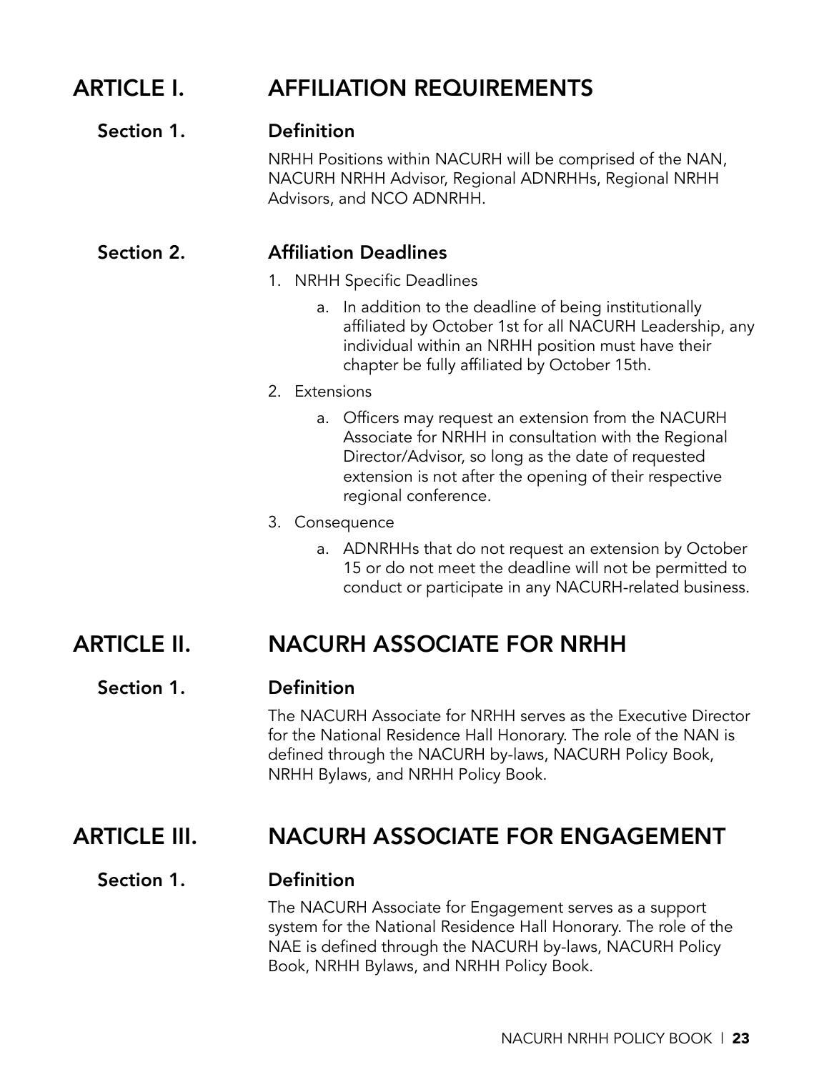# ARTICLE I. AFFILIATION REQUIREMENTS

## Section 1. Definition

NRHH Positions within NACURH will be comprised of the NAN, NACURH NRHH Advisor, Regional ADNRHHs, Regional NRHH Advisors, and NCO ADNRHH.

## Section 2. Affiliation Deadlines

1. NRHH Specific Deadlines
    a. In addition to the deadline of being institutionally affiliated by October 1st for all NACURH Leadership, any individual within an NRHH position must have their chapter be fully affiliated by October 15th.
2. Extensions
    a. Officers may request an extension from the NACURH Associate for NRHH in consultation with the Regional Director/Advisor, so long as the date of requested extension is not after the opening of their respective regional conference.
3. Consequence
    a. ADNRHHs that do not request an extension by October 15 or do not meet the deadline will not be permitted to conduct or participate in any NACURH-related business.

# ARTICLE II. NACURH ASSOCIATE FOR NRHH

## Section 1. Definition

The NACURH Associate for NRHH serves as the Executive Director for the National Residence Hall Honorary. The role of the NAN is defined through the NACURH by-laws, NACURH Policy Book, NRHH Bylaws, and NRHH Policy Book.

# ARTICLE III. NACURH ASSOCIATE FOR ENGAGEMENT

## Section 1. Definition

The NACURH Associate for Engagement serves as a support system for the National Residence Hall Honorary. The role of the NAE is defined through the NACURH by-laws, NACURH Policy Book, NRHH Bylaws, and NRHH Policy Book.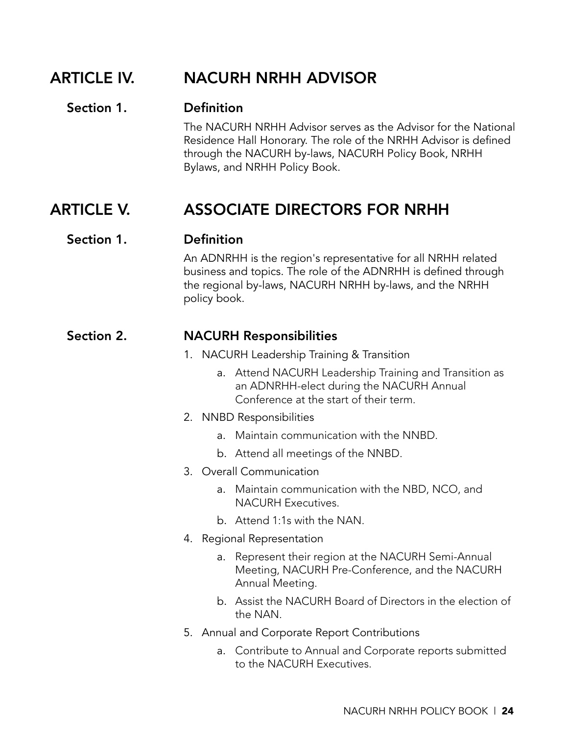# ARTICLE IV. NACURH NRHH ADVISOR

## Section 1. Definition

The NACURH NRHH Advisor serves as the Advisor for the National Residence Hall Honorary. The role of the NRHH Advisor is defined through the NACURH by-laws, NACURH Policy Book, NRHH Bylaws, and NRHH Policy Book.

# ARTICLE V. ASSOCIATE DIRECTORS FOR NRHH

## Section 1. Definition

An ADNRHH is the region's representative for all NRHH related business and topics. The role of the ADNRHH is defined through the regional by-laws, NACURH NRHH by-laws, and the NRHH policy book.

## Section 2. NACURH Responsibilities

1. NACURH Leadership Training & Transition
    a. Attend NACURH Leadership Training and Transition as an ADNRHH-elect during the NACURH Annual Conference at the start of their term.
2. NNBD Responsibilities
    a. Maintain communication with the NNBD.
    b. Attend all meetings of the NNBD.
3. Overall Communication
    a. Maintain communication with the NBD, NCO, and NACURH Executives.
    b. Attend 1:1s with the NAN.
4. Regional Representation
    a. Represent their region at the NACURH Semi-Annual Meeting, NACURH Pre-Conference, and the NACURH Annual Meeting.
    b. Assist the NACURH Board of Directors in the election of the NAN.
5. Annual and Corporate Report Contributions
    a. Contribute to Annual and Corporate reports submitted to the NACURH Executives.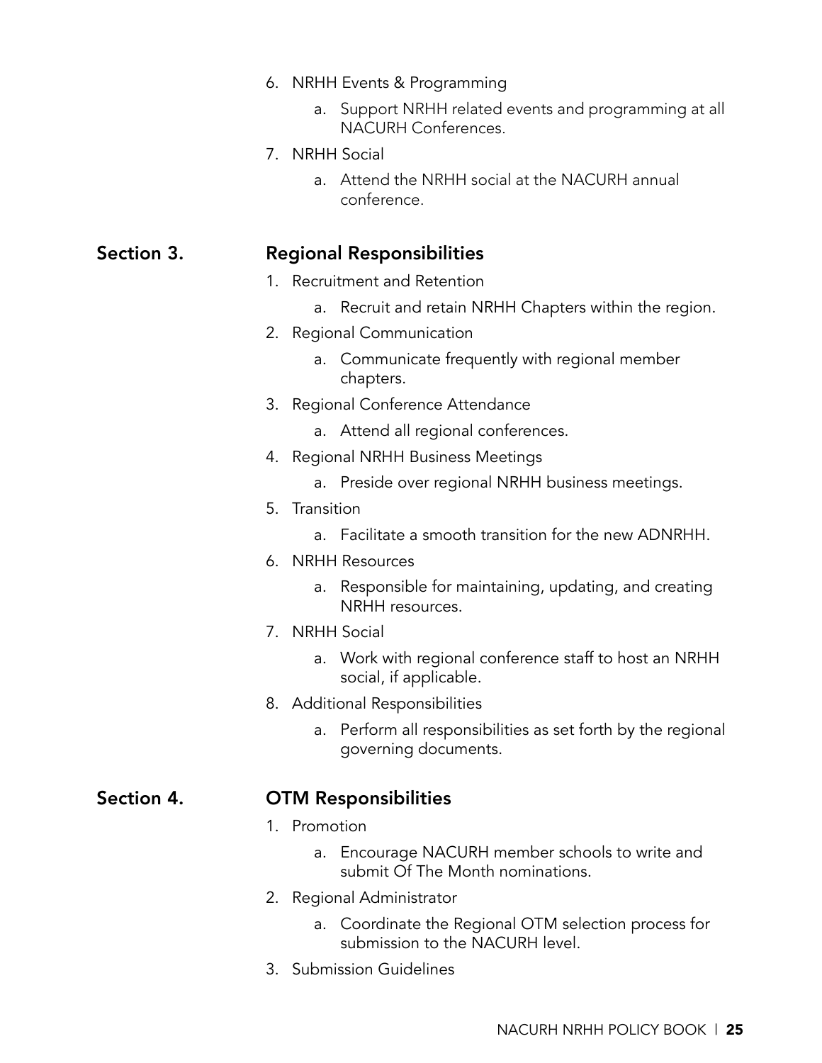6. NRHH Events & Programming
    a. Support NRHH related events and programming at all NACURH Conferences.
7. NRHH Social
    a. Attend the NRHH social at the NACURH annual conference.

## Section 3. Regional Responsibilities

1. Recruitment and Retention
    a. Recruit and retain NRHH Chapters within the region.
2. Regional Communication
    a. Communicate frequently with regional member chapters.
3. Regional Conference Attendance
    a. Attend all regional conferences.
4. Regional NRHH Business Meetings
    a. Preside over regional NRHH business meetings.
5. Transition
    a. Facilitate a smooth transition for the new ADNRHH.
6. NRHH Resources
    a. Responsible for maintaining, updating, and creating NRHH resources.
7. NRHH Social
    a. Work with regional conference staff to host an NRHH social, if applicable.
8. Additional Responsibilities
    a. Perform all responsibilities as set forth by the regional governing documents.

## Section 4. OTM Responsibilities

1. Promotion
    a. Encourage NACURH member schools to write and submit Of The Month nominations.
2. Regional Administrator
    a. Coordinate the Regional OTM selection process for submission to the NACURH level.
3. Submission Guidelines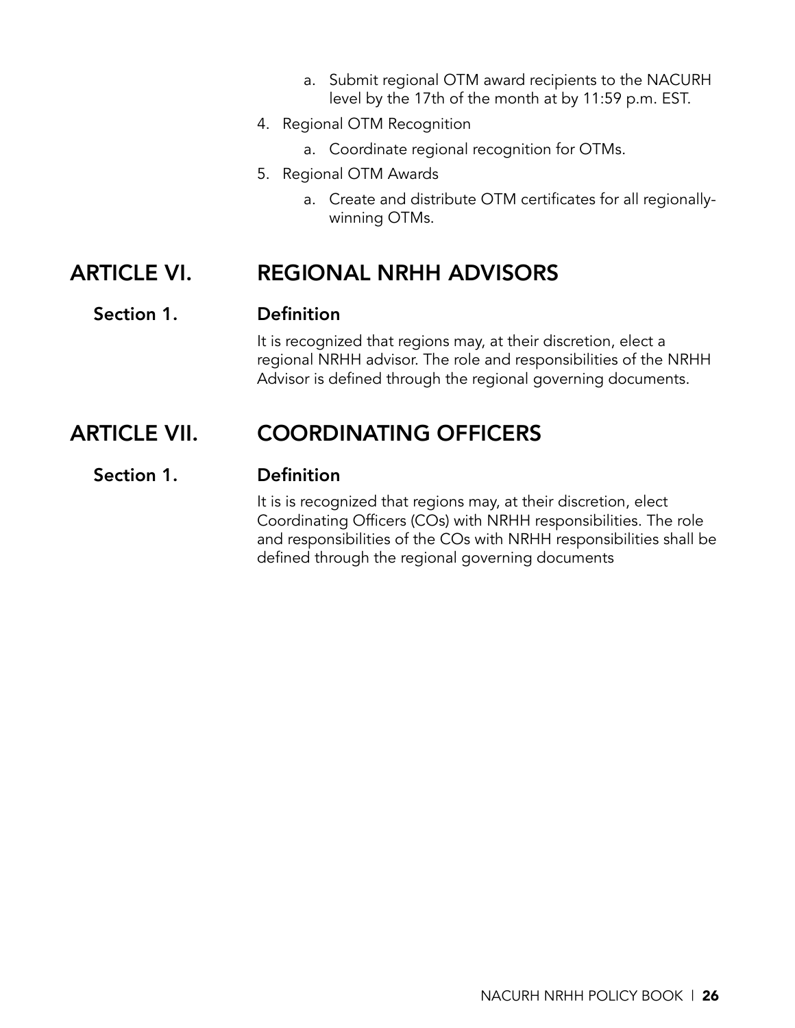a. Submit regional OTM award recipients to the NACURH level by the 17th of the month at by 11:59 p.m. EST.

4. Regional OTM Recognition
   a. Coordinate regional recognition for OTMs.
5. Regional OTM Awards
   a. Create and distribute OTM certificates for all regionally-winning OTMs.

# ARTICLE VI. REGIONAL NRHH ADVISORS

## Section 1. Definition

It is recognized that regions may, at their discretion, elect a regional NRHH advisor. The role and responsibilities of the NRHH Advisor is defined through the regional governing documents.

# ARTICLE VII. COORDINATING OFFICERS

## Section 1. Definition

It is is recognized that regions may, at their discretion, elect Coordinating Officers (COs) with NRHH responsibilities. The role and responsibilities of the COs with NRHH responsibilities shall be defined through the regional governing documents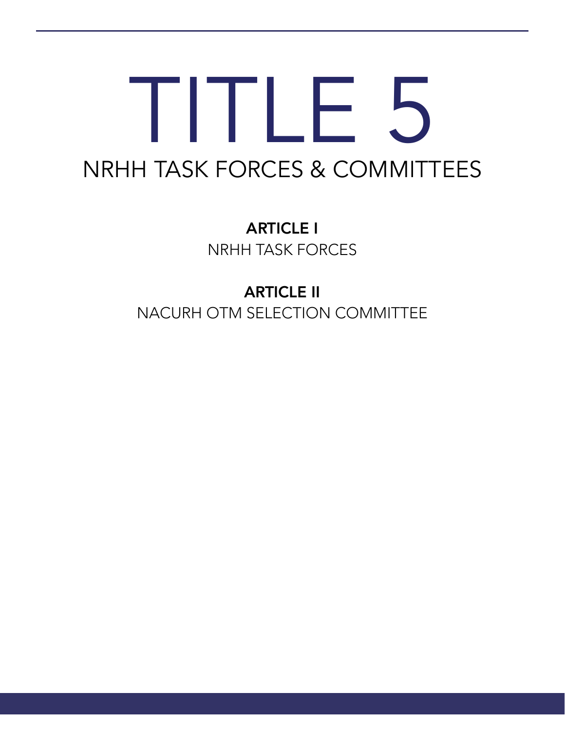# TITLE 5

## NRHH TASK FORCES & COMMITTEES

**ARTICLE I**

NRHH TASK FORCES

**ARTICLE II**

NACURH OTM SELECTION COMMITTEE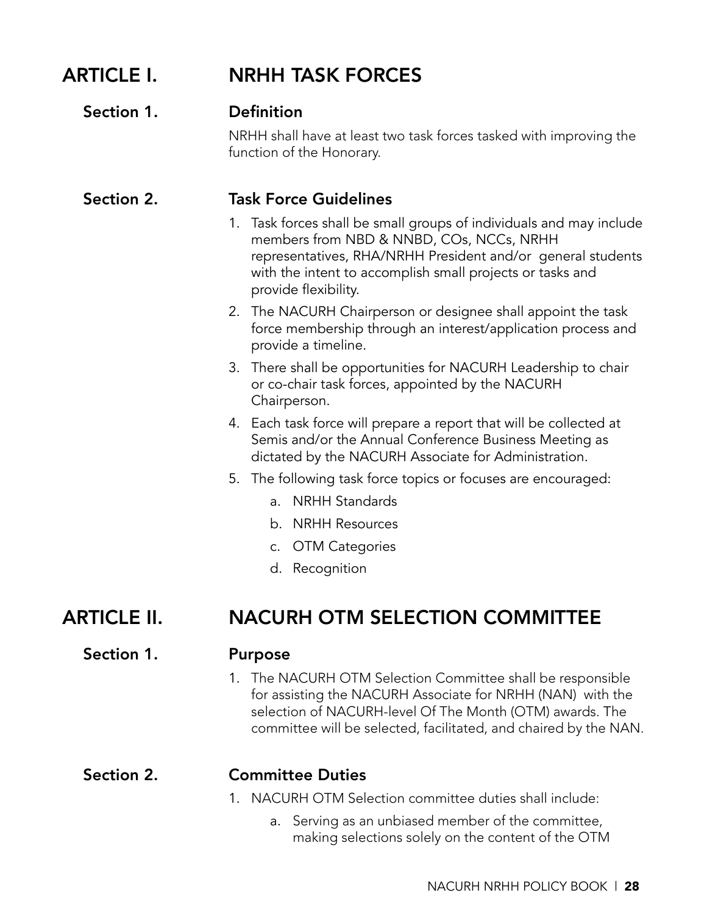# ARTICLE I. NRHH TASK FORCES

## Section 1. Definition

NRHH shall have at least two task forces tasked with improving the function of the Honorary.

## Section 2. Task Force Guidelines

1. Task forces shall be small groups of individuals and may include members from NBD & NNBD, COs, NCCs, NRHH representatives, RHA/NRHH President and/or general students with the intent to accomplish small projects or tasks and provide flexibility.
2. The NACURH Chairperson or designee shall appoint the task force membership through an interest/application process and provide a timeline.
3. There shall be opportunities for NACURH Leadership to chair or co-chair task forces, appointed by the NACURH Chairperson.
4. Each task force will prepare a report that will be collected at Semis and/or the Annual Conference Business Meeting as dictated by the NACURH Associate for Administration.
5. The following task force topics or focuses are encouraged:
   a. NRHH Standards
   b. NRHH Resources
   c. OTM Categories
   d. Recognition

# ARTICLE II. NACURH OTM SELECTION COMMITTEE

## Section 1. Purpose

1. The NACURH OTM Selection Committee shall be responsible for assisting the NACURH Associate for NRHH (NAN) with the selection of NACURH-level Of The Month (OTM) awards. The committee will be selected, facilitated, and chaired by the NAN.

## Section 2. Committee Duties

1. NACURH OTM Selection committee duties shall include:
   a. Serving as an unbiased member of the committee, making selections solely on the content of the OTM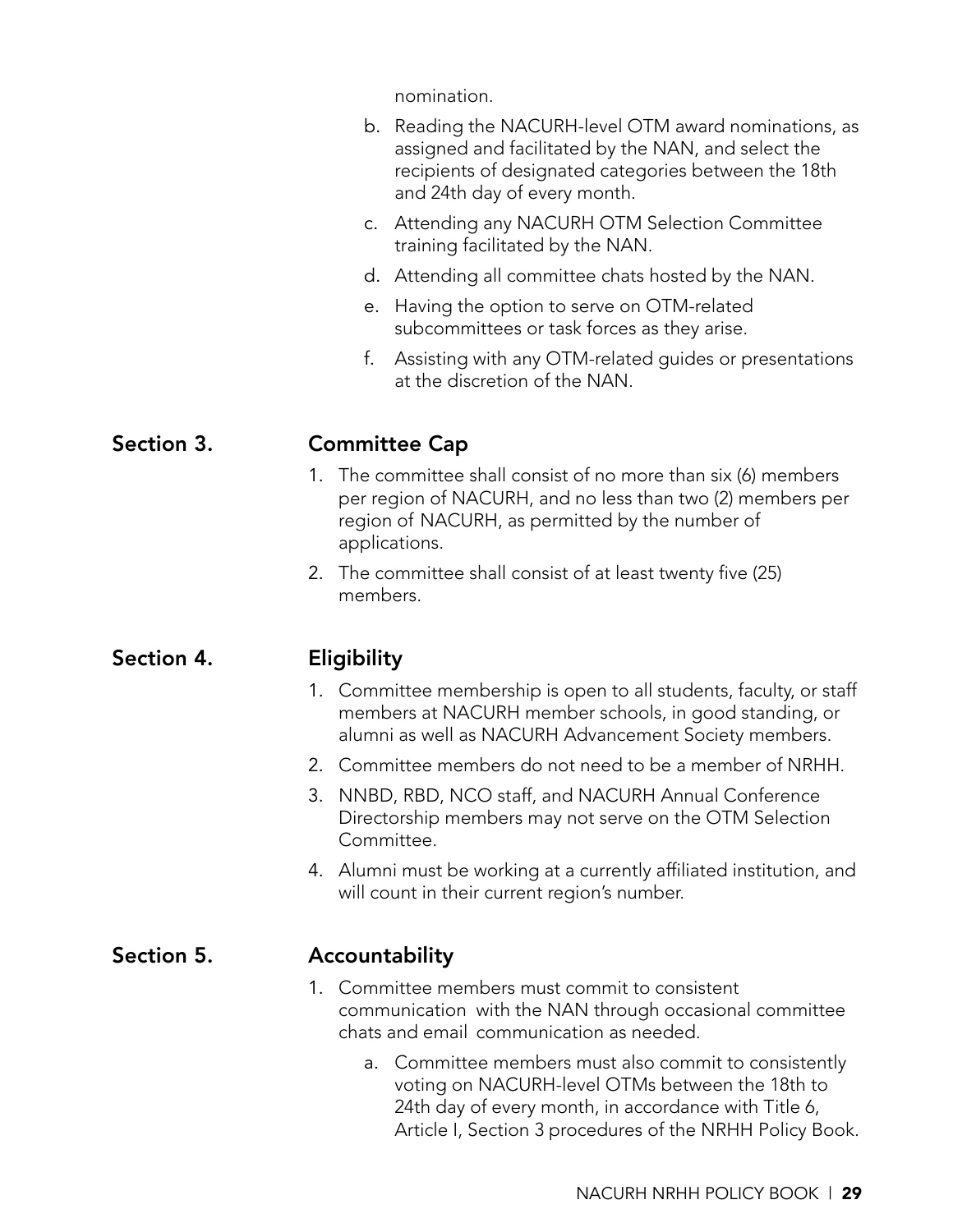nomination.

b. Reading the NACURH-level OTM award nominations, as assigned and facilitated by the NAN, and select the recipients of designated categories between the 18th and 24th day of every month.
c. Attending any NACURH OTM Selection Committee training facilitated by the NAN.
d. Attending all committee chats hosted by the NAN.
e. Having the option to serve on OTM-related subcommittees or task forces as they arise.
f. Assisting with any OTM-related guides or presentations at the discretion of the NAN.

## Section 3. Committee Cap

1. The committee shall consist of no more than six (6) members per region of NACURH, and no less than two (2) members per region of NACURH, as permitted by the number of applications.
2. The committee shall consist of at least twenty five (25) members.

## Section 4. Eligibility

1. Committee membership is open to all students, faculty, or staff members at NACURH member schools, in good standing, or alumni as well as NACURH Advancement Society members.
2. Committee members do not need to be a member of NRHH.
3. NNBD, RBD, NCO staff, and NACURH Annual Conference Directorship members may not serve on the OTM Selection Committee.
4. Alumni must be working at a currently affiliated institution, and will count in their current region's number.

## Section 5. Accountability

1. Committee members must commit to consistent communication with the NAN through occasional committee chats and email communication as needed.
   a. Committee members must also commit to consistently voting on NACURH-level OTMs between the 18th to 24th day of every month, in accordance with Title 6, Article I, Section 3 procedures of the NRHH Policy Book.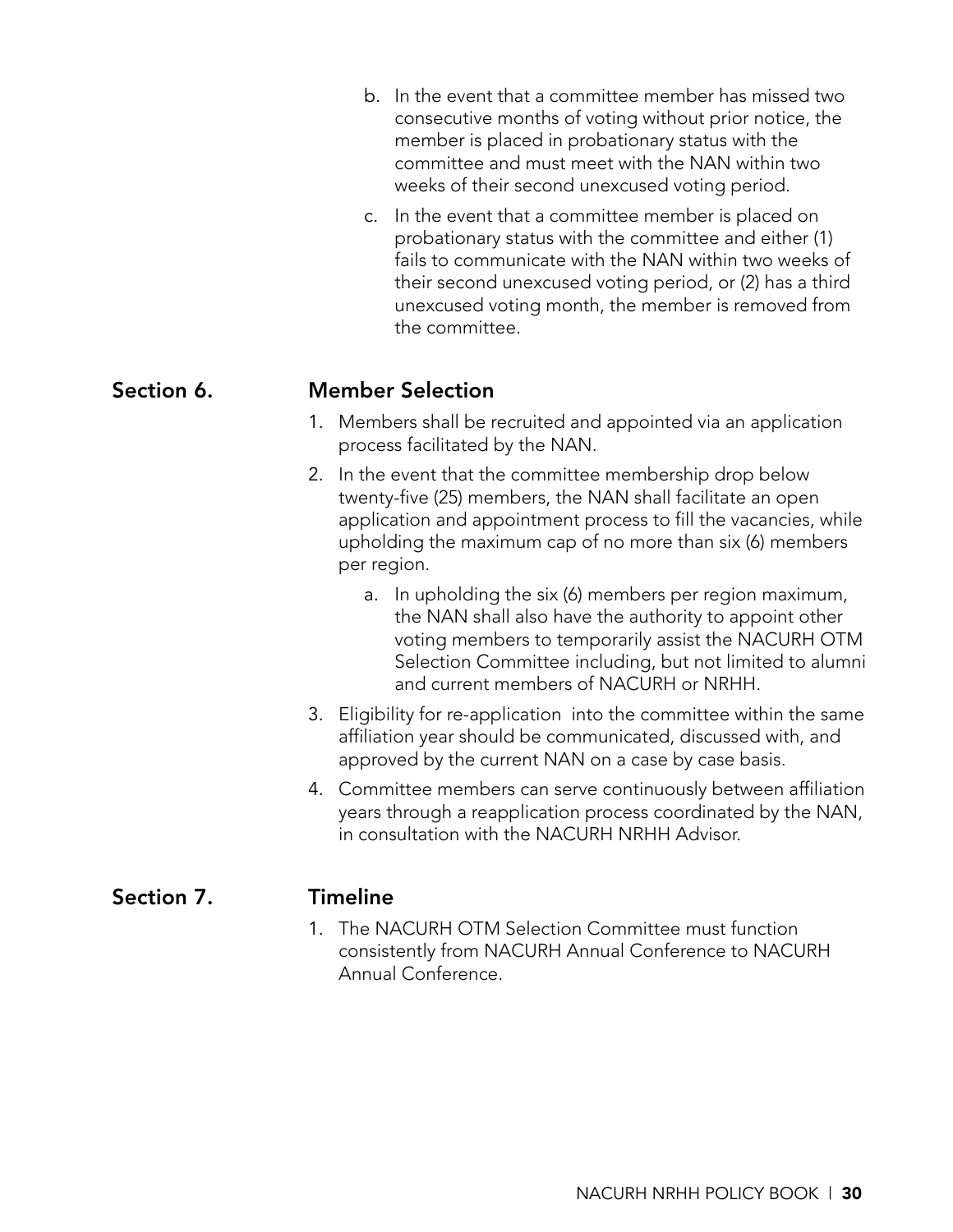b. In the event that a committee member has missed two consecutive months of voting without prior notice, the member is placed in probationary status with the committee and must meet with the NAN within two weeks of their second unexcused voting period.

c. In the event that a committee member is placed on probationary status with the committee and either (1) fails to communicate with the NAN within two weeks of their second unexcused voting period, or (2) has a third unexcused voting month, the member is removed from the committee.

## Section 6. Member Selection

1. Members shall be recruited and appointed via an application process facilitated by the NAN.
2. In the event that the committee membership drop below twenty-five (25) members, the NAN shall facilitate an open application and appointment process to fill the vacancies, while upholding the maximum cap of no more than six (6) members per region.
    a. In upholding the six (6) members per region maximum, the NAN shall also have the authority to appoint other voting members to temporarily assist the NACURH OTM Selection Committee including, but not limited to alumni and current members of NACURH or NRHH.
3. Eligibility for re-application into the committee within the same affiliation year should be communicated, discussed with, and approved by the current NAN on a case by case basis.
4. Committee members can serve continuously between affiliation years through a reapplication process coordinated by the NAN, in consultation with the NACURH NRHH Advisor.

## Section 7. Timeline

1. The NACURH OTM Selection Committee must function consistently from NACURH Annual Conference to NACURH Annual Conference.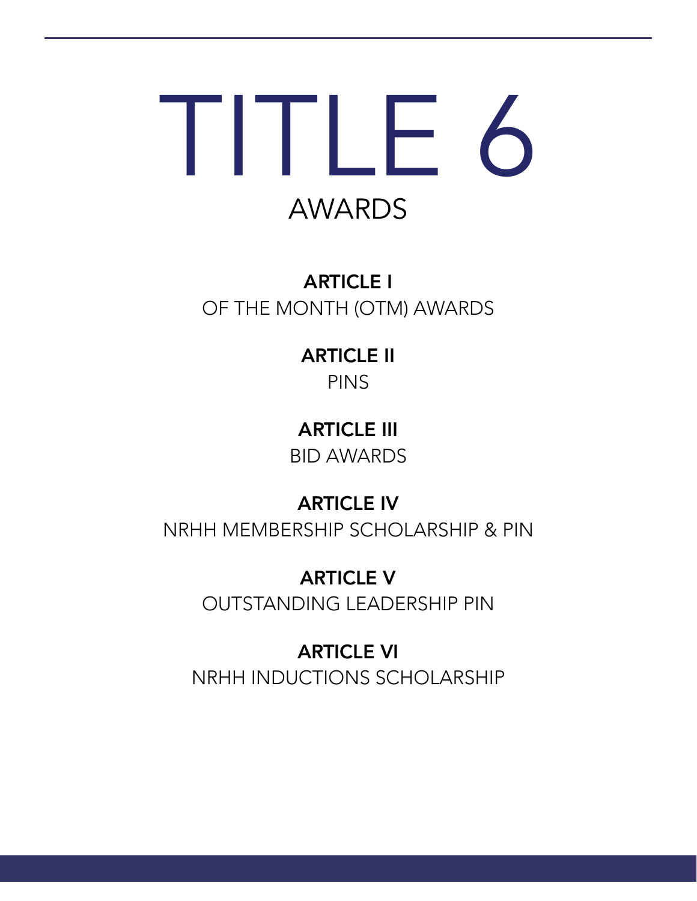# TITLE 6

## AWARDS

**ARTICLE I**
OF THE MONTH (OTM) AWARDS

**ARTICLE II**
PINS

**ARTICLE III**
BID AWARDS

**ARTICLE IV**
NRHH MEMBERSHIP SCHOLARSHIP & PIN

**ARTICLE V**
OUTSTANDING LEADERSHIP PIN

**ARTICLE VI**
NRHH INDUCTIONS SCHOLARSHIP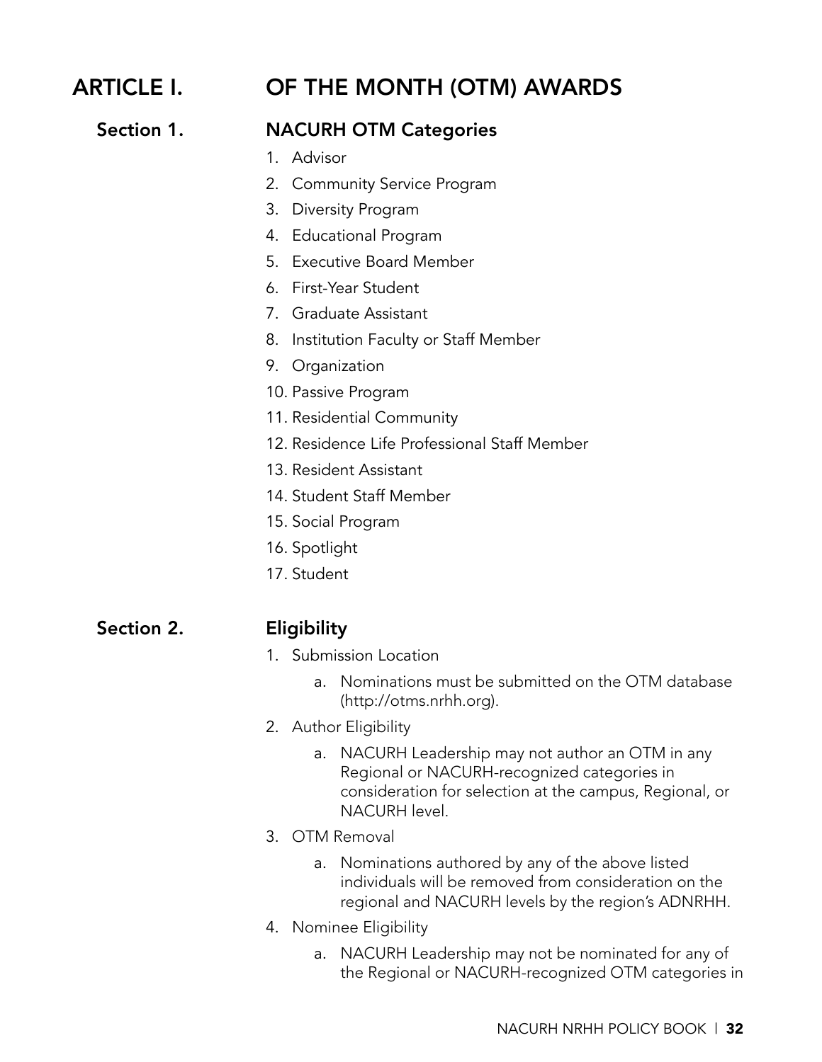# ARTICLE I. OF THE MONTH (OTM) AWARDS

## Section 1. NACURH OTM Categories

1. Advisor
2. Community Service Program
3. Diversity Program
4. Educational Program
5. Executive Board Member
6. First-Year Student
7. Graduate Assistant
8. Institution Faculty or Staff Member
9. Organization
10. Passive Program
11. Residential Community
12. Residence Life Professional Staff Member
13. Resident Assistant
14. Student Staff Member
15. Social Program
16. Spotlight
17. Student

## Section 2. Eligibility

1. Submission Location
    a. Nominations must be submitted on the OTM database (http://otms.nrhh.org).
2. Author Eligibility
    a. NACURH Leadership may not author an OTM in any Regional or NACURH-recognized categories in consideration for selection at the campus, Regional, or NACURH level.
3. OTM Removal
    a. Nominations authored by any of the above listed individuals will be removed from consideration on the regional and NACURH levels by the region's ADNRHH.
4. Nominee Eligibility
    a. NACURH Leadership may not be nominated for any of the Regional or NACURH-recognized OTM categories in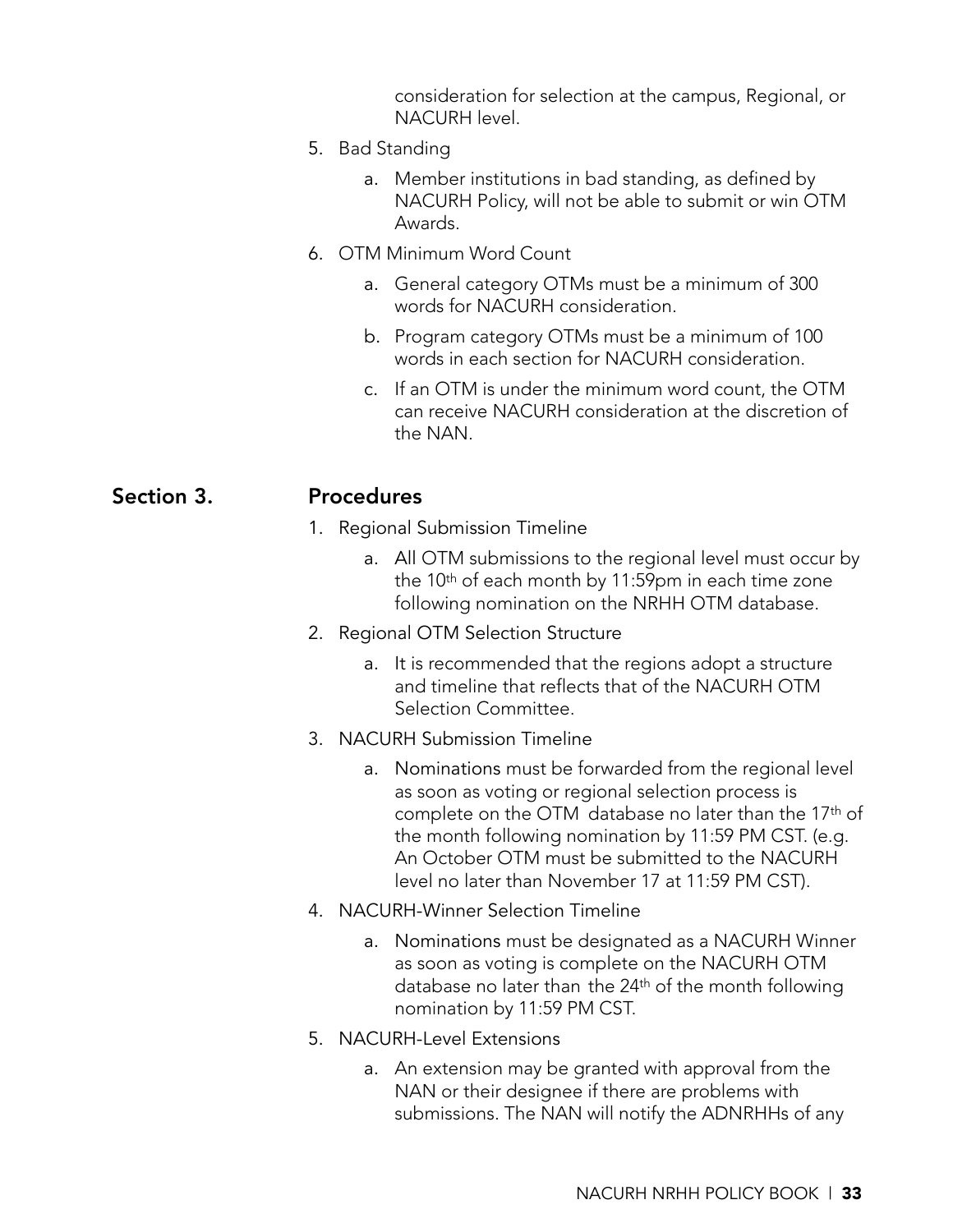consideration for selection at the campus, Regional, or NACURH level.

5. Bad Standing
    a. Member institutions in bad standing, as defined by NACURH Policy, will not be able to submit or win OTM Awards.
6. OTM Minimum Word Count
    a. General category OTMs must be a minimum of 300 words for NACURH consideration.
    b. Program category OTMs must be a minimum of 100 words in each section for NACURH consideration.
    c. If an OTM is under the minimum word count, the OTM can receive NACURH consideration at the discretion of the NAN.

## Section 3. Procedures

1. Regional Submission Timeline
    a. All OTM submissions to the regional level must occur by the 10th of each month by 11:59pm in each time zone following nomination on the NRHH OTM database.
2. Regional OTM Selection Structure
    a. It is recommended that the regions adopt a structure and timeline that reflects that of the NACURH OTM Selection Committee.
3. NACURH Submission Timeline
    a. Nominations must be forwarded from the regional level as soon as voting or regional selection process is complete on the OTM database no later than the 17th of the month following nomination by 11:59 PM CST. (e.g. An October OTM must be submitted to the NACURH level no later than November 17 at 11:59 PM CST).
4. NACURH-Winner Selection Timeline
    a. Nominations must be designated as a NACURH Winner as soon as voting is complete on the NACURH OTM database no later than the 24th of the month following nomination by 11:59 PM CST.
5. NACURH-Level Extensions
    a. An extension may be granted with approval from the NAN or their designee if there are problems with submissions. The NAN will notify the ADNRHHs of any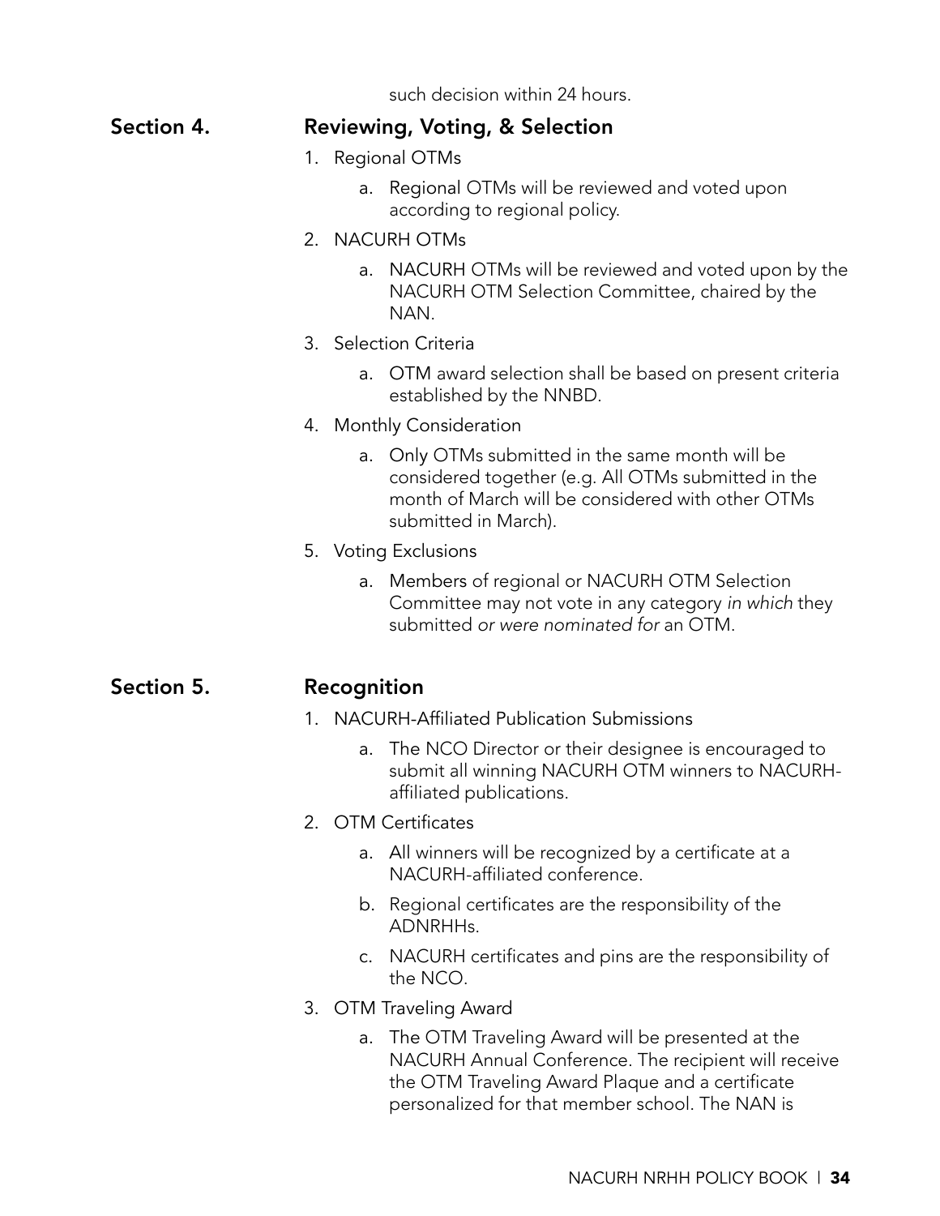such decision within 24 hours.

## Section 4. Reviewing, Voting, & Selection

1. Regional OTMs
    a. Regional OTMs will be reviewed and voted upon according to regional policy.
2. NACURH OTMs
    a. NACURH OTMs will be reviewed and voted upon by the NACURH OTM Selection Committee, chaired by the NAN.
3. Selection Criteria
    a. OTM award selection shall be based on present criteria established by the NNBD.
4. Monthly Consideration
    a. Only OTMs submitted in the same month will be considered together (e.g. All OTMs submitted in the month of March will be considered with other OTMs submitted in March).
5. Voting Exclusions
    a. Members of regional or NACURH OTM Selection Committee may not vote in any category *in which* they submitted *or were nominated for* an OTM.

## Section 5. Recognition

1. NACURH-Affiliated Publication Submissions
    a. The NCO Director or their designee is encouraged to submit all winning NACURH OTM winners to NACURH-affiliated publications.
2. OTM Certificates
    a. All winners will be recognized by a certificate at a NACURH-affiliated conference.
    b. Regional certificates are the responsibility of the ADNRHHs.
    c. NACURH certificates and pins are the responsibility of the NCO.
3. OTM Traveling Award
    a. The OTM Traveling Award will be presented at the NACURH Annual Conference. The recipient will receive the OTM Traveling Award Plaque and a certificate personalized for that member school. The NAN is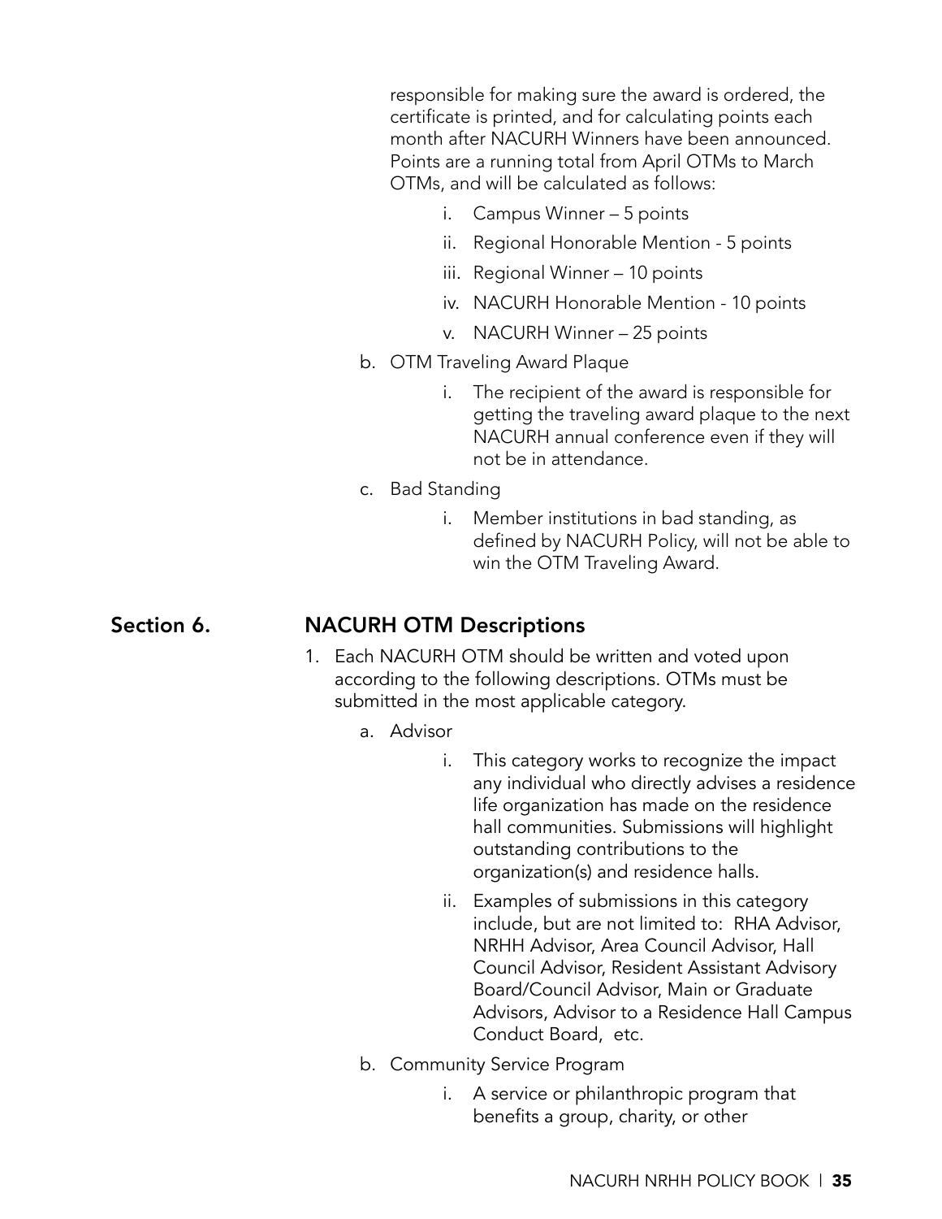responsible for making sure the award is ordered, the certificate is printed, and for calculating points each month after NACURH Winners have been announced. Points are a running total from April OTMs to March OTMs, and will be calculated as follows:

i. Campus Winner – 5 points
ii. Regional Honorable Mention - 5 points
iii. Regional Winner – 10 points
iv. NACURH Honorable Mention - 10 points
v. NACURH Winner – 25 points

b. OTM Traveling Award Plaque

i. The recipient of the award is responsible for getting the traveling award plaque to the next NACURH annual conference even if they will not be in attendance.

c. Bad Standing

i. Member institutions in bad standing, as defined by NACURH Policy, will not be able to win the OTM Traveling Award.

## Section 6. NACURH OTM Descriptions

1. Each NACURH OTM should be written and voted upon according to the following descriptions. OTMs must be submitted in the most applicable category.

a. Advisor

i. This category works to recognize the impact any individual who directly advises a residence life organization has made on the residence hall communities. Submissions will highlight outstanding contributions to the organization(s) and residence halls.

ii. Examples of submissions in this category include, but are not limited to: RHA Advisor, NRHH Advisor, Area Council Advisor, Hall Council Advisor, Resident Assistant Advisory Board/Council Advisor, Main or Graduate Advisors, Advisor to a Residence Hall Campus Conduct Board, etc.

b. Community Service Program

i. A service or philanthropic program that benefits a group, charity, or other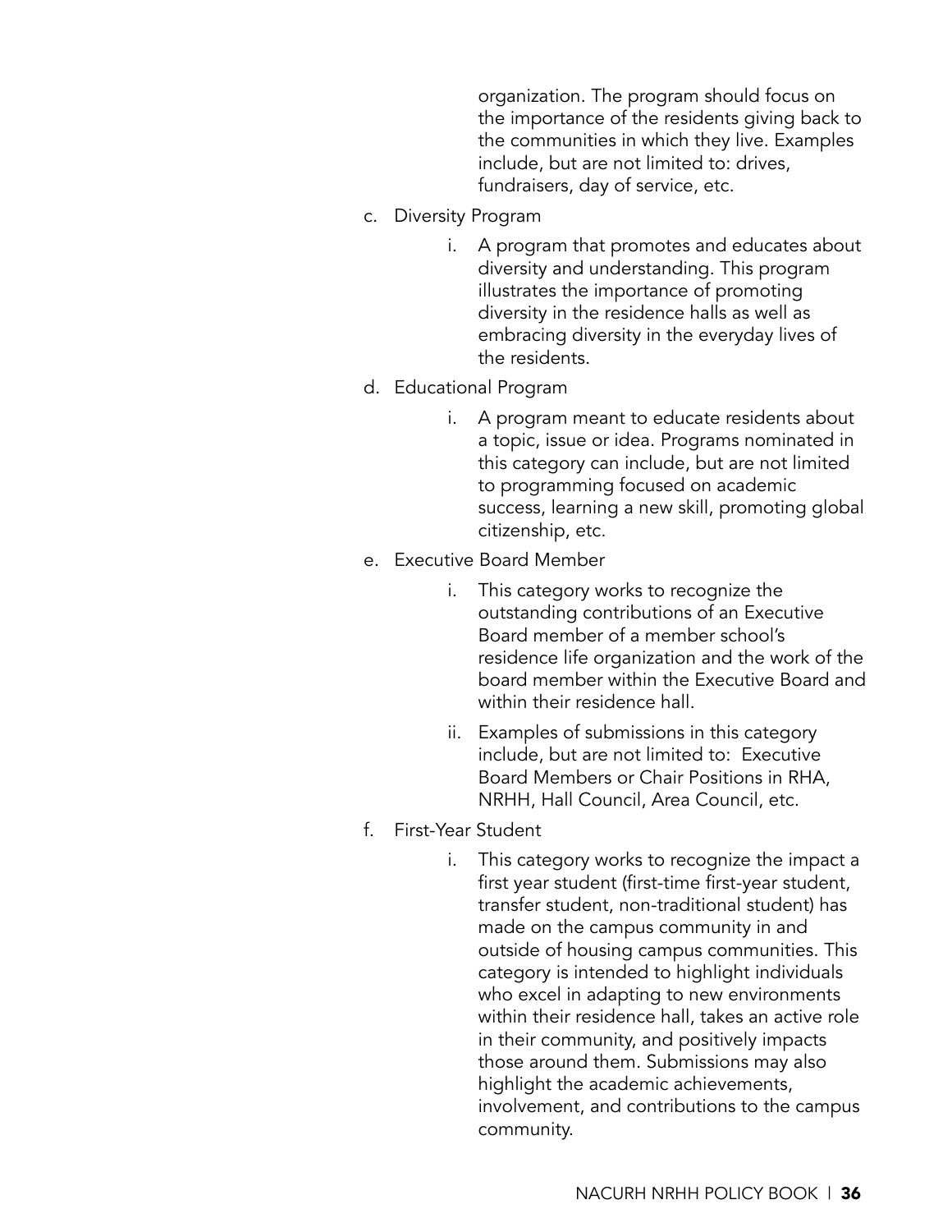organization. The program should focus on the importance of the residents giving back to the communities in which they live. Examples include, but are not limited to: drives, fundraisers, day of service, etc.

c. Diversity Program
    i. A program that promotes and educates about diversity and understanding. This program illustrates the importance of promoting diversity in the residence halls as well as embracing diversity in the everyday lives of the residents.
d. Educational Program
    i. A program meant to educate residents about a topic, issue or idea. Programs nominated in this category can include, but are not limited to programming focused on academic success, learning a new skill, promoting global citizenship, etc.
e. Executive Board Member
    i. This category works to recognize the outstanding contributions of an Executive Board member of a member school's residence life organization and the work of the board member within the Executive Board and within their residence hall.
    ii. Examples of submissions in this category include, but are not limited to: Executive Board Members or Chair Positions in RHA, NRHH, Hall Council, Area Council, etc.
f. First-Year Student
    i. This category works to recognize the impact a first year student (first-time first-year student, transfer student, non-traditional student) has made on the campus community in and outside of housing campus communities. This category is intended to highlight individuals who excel in adapting to new environments within their residence hall, takes an active role in their community, and positively impacts those around them. Submissions may also highlight the academic achievements, involvement, and contributions to the campus community.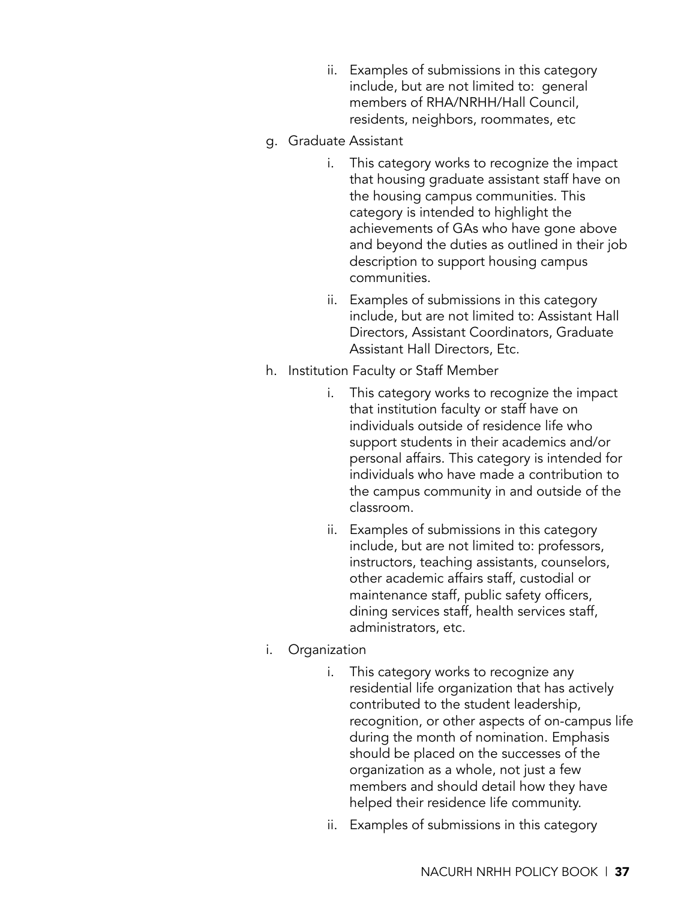ii. Examples of submissions in this category include, but are not limited to: general members of RHA/NRHH/Hall Council, residents, neighbors, roommates, etc

g. Graduate Assistant

   i. This category works to recognize the impact that housing graduate assistant staff have on the housing campus communities. This category is intended to highlight the achievements of GAs who have gone above and beyond the duties as outlined in their job description to support housing campus communities.

   ii. Examples of submissions in this category include, but are not limited to: Assistant Hall Directors, Assistant Coordinators, Graduate Assistant Hall Directors, Etc.

h. Institution Faculty or Staff Member

   i. This category works to recognize the impact that institution faculty or staff have on individuals outside of residence life who support students in their academics and/or personal affairs. This category is intended for individuals who have made a contribution to the campus community in and outside of the classroom.

   ii. Examples of submissions in this category include, but are not limited to: professors, instructors, teaching assistants, counselors, other academic affairs staff, custodial or maintenance staff, public safety officers, dining services staff, health services staff, administrators, etc.

i. Organization

   i. This category works to recognize any residential life organization that has actively contributed to the student leadership, recognition, or other aspects of on-campus life during the month of nomination. Emphasis should be placed on the successes of the organization as a whole, not just a few members and should detail how they have helped their residence life community.

   ii. Examples of submissions in this category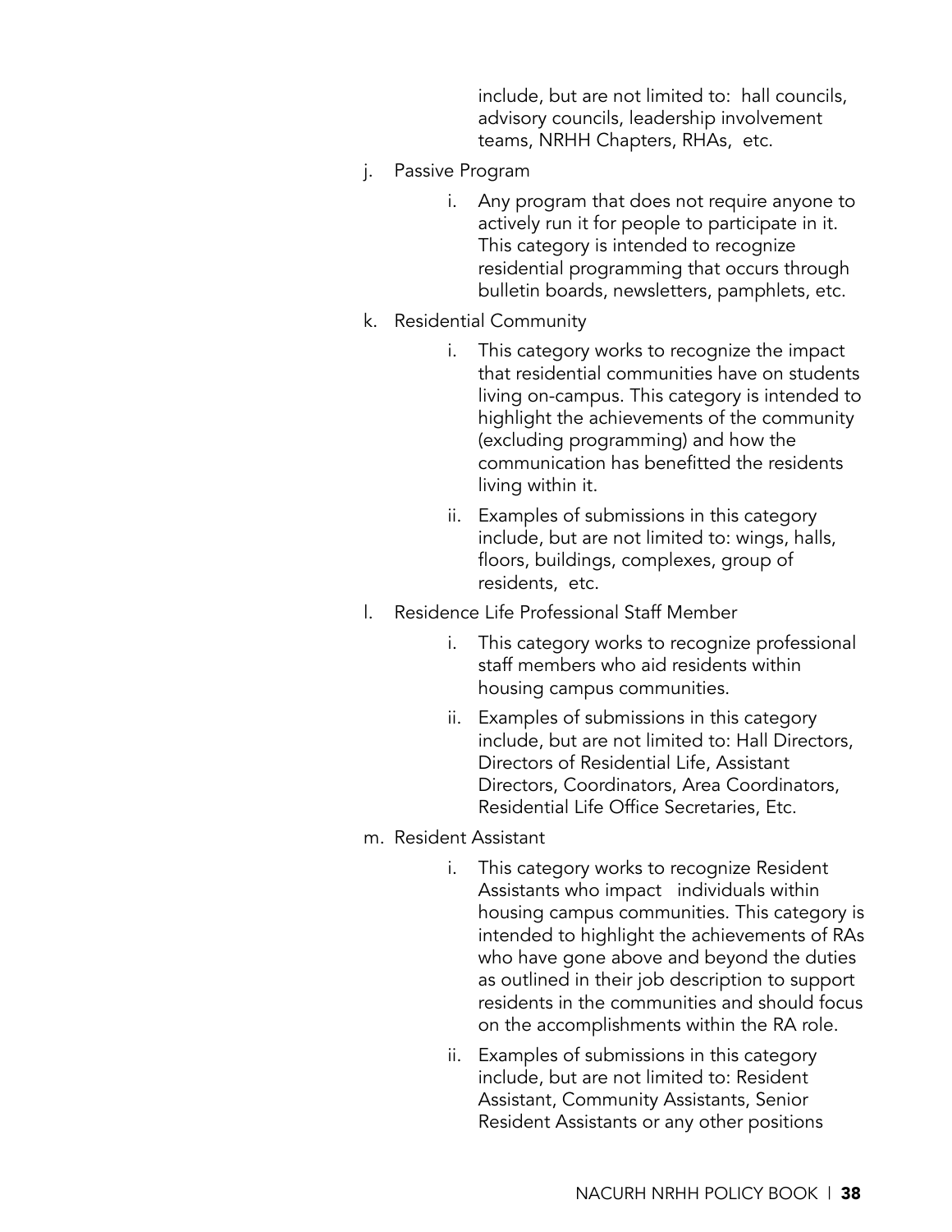include, but are not limited to: hall councils, advisory councils, leadership involvement teams, NRHH Chapters, RHAs, etc.

j. Passive Program

    i. Any program that does not require anyone to actively run it for people to participate in it. This category is intended to recognize residential programming that occurs through bulletin boards, newsletters, pamphlets, etc.

k. Residential Community

    i. This category works to recognize the impact that residential communities have on students living on-campus. This category is intended to highlight the achievements of the community (excluding programming) and how the communication has benefitted the residents living within it.

    ii. Examples of submissions in this category include, but are not limited to: wings, halls, floors, buildings, complexes, group of residents, etc.

l. Residence Life Professional Staff Member

    i. This category works to recognize professional staff members who aid residents within housing campus communities.

    ii. Examples of submissions in this category include, but are not limited to: Hall Directors, Directors of Residential Life, Assistant Directors, Coordinators, Area Coordinators, Residential Life Office Secretaries, Etc.

m. Resident Assistant

    i. This category works to recognize Resident Assistants who impact individuals within housing campus communities. This category is intended to highlight the achievements of RAs who have gone above and beyond the duties as outlined in their job description to support residents in the communities and should focus on the accomplishments within the RA role.

    ii. Examples of submissions in this category include, but are not limited to: Resident Assistant, Community Assistants, Senior Resident Assistants or any other positions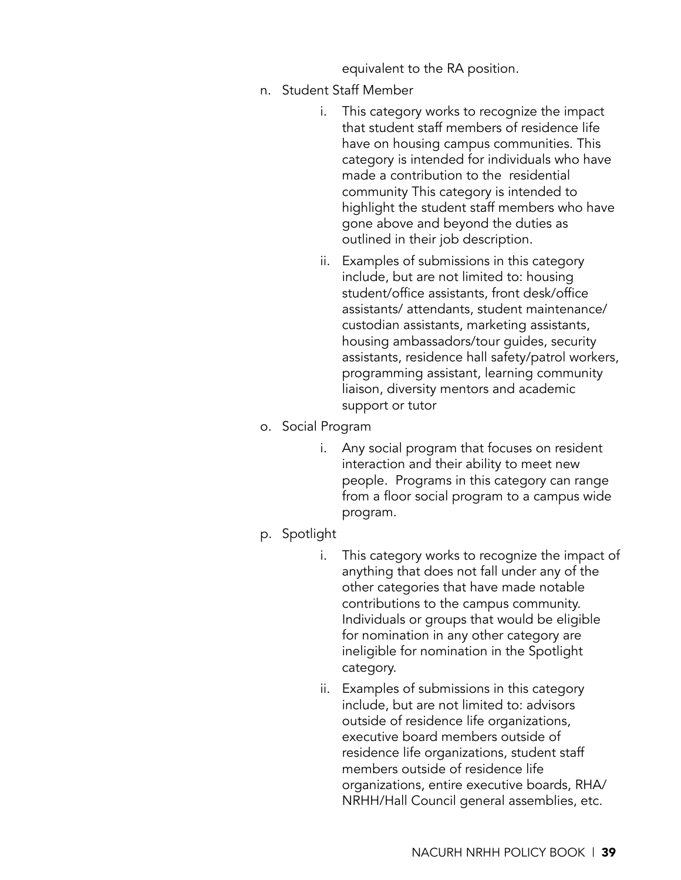equivalent to the RA position.

n. Student Staff Member
    i. This category works to recognize the impact that student staff members of residence life have on housing campus communities. This category is intended for individuals who have made a contribution to the residential community This category is intended to highlight the student staff members who have gone above and beyond the duties as outlined in their job description.
    ii. Examples of submissions in this category include, but are not limited to: housing student/office assistants, front desk/office assistants/ attendants, student maintenance/ custodian assistants, marketing assistants, housing ambassadors/tour guides, security assistants, residence hall safety/patrol workers, programming assistant, learning community liaison, diversity mentors and academic support or tutor

o. Social Program
    i. Any social program that focuses on resident interaction and their ability to meet new people. Programs in this category can range from a floor social program to a campus wide program.

p. Spotlight
    i. This category works to recognize the impact of anything that does not fall under any of the other categories that have made notable contributions to the campus community. Individuals or groups that would be eligible for nomination in any other category are ineligible for nomination in the Spotlight category.
    ii. Examples of submissions in this category include, but are not limited to: advisors outside of residence life organizations, executive board members outside of residence life organizations, student staff members outside of residence life organizations, entire executive boards, RHA/ NRHH/Hall Council general assemblies, etc.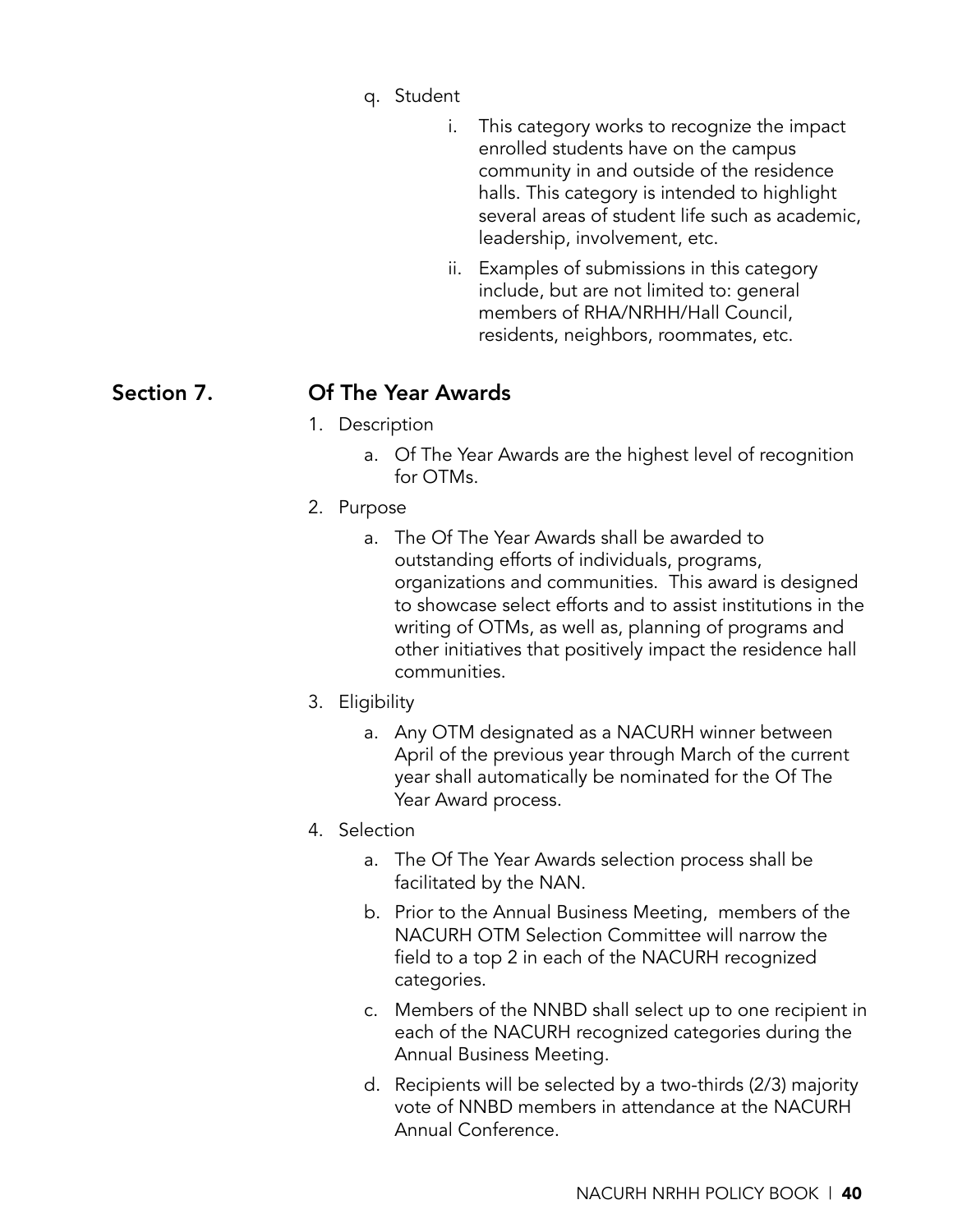q. Student
   i. This category works to recognize the impact enrolled students have on the campus community in and outside of the residence halls. This category is intended to highlight several areas of student life such as academic, leadership, involvement, etc.
   ii. Examples of submissions in this category include, but are not limited to: general members of RHA/NRHH/Hall Council, residents, neighbors, roommates, etc.

## Section 7. Of The Year Awards

1. Description
   a. Of The Year Awards are the highest level of recognition for OTMs.
2. Purpose
   a. The Of The Year Awards shall be awarded to outstanding efforts of individuals, programs, organizations and communities. This award is designed to showcase select efforts and to assist institutions in the writing of OTMs, as well as, planning of programs and other initiatives that positively impact the residence hall communities.
3. Eligibility
   a. Any OTM designated as a NACURH winner between April of the previous year through March of the current year shall automatically be nominated for the Of The Year Award process.
4. Selection
   a. The Of The Year Awards selection process shall be facilitated by the NAN.
   b. Prior to the Annual Business Meeting, members of the NACURH OTM Selection Committee will narrow the field to a top 2 in each of the NACURH recognized categories.
   c. Members of the NNBD shall select up to one recipient in each of the NACURH recognized categories during the Annual Business Meeting.
   d. Recipients will be selected by a two-thirds (2/3) majority vote of NNBD members in attendance at the NACURH Annual Conference.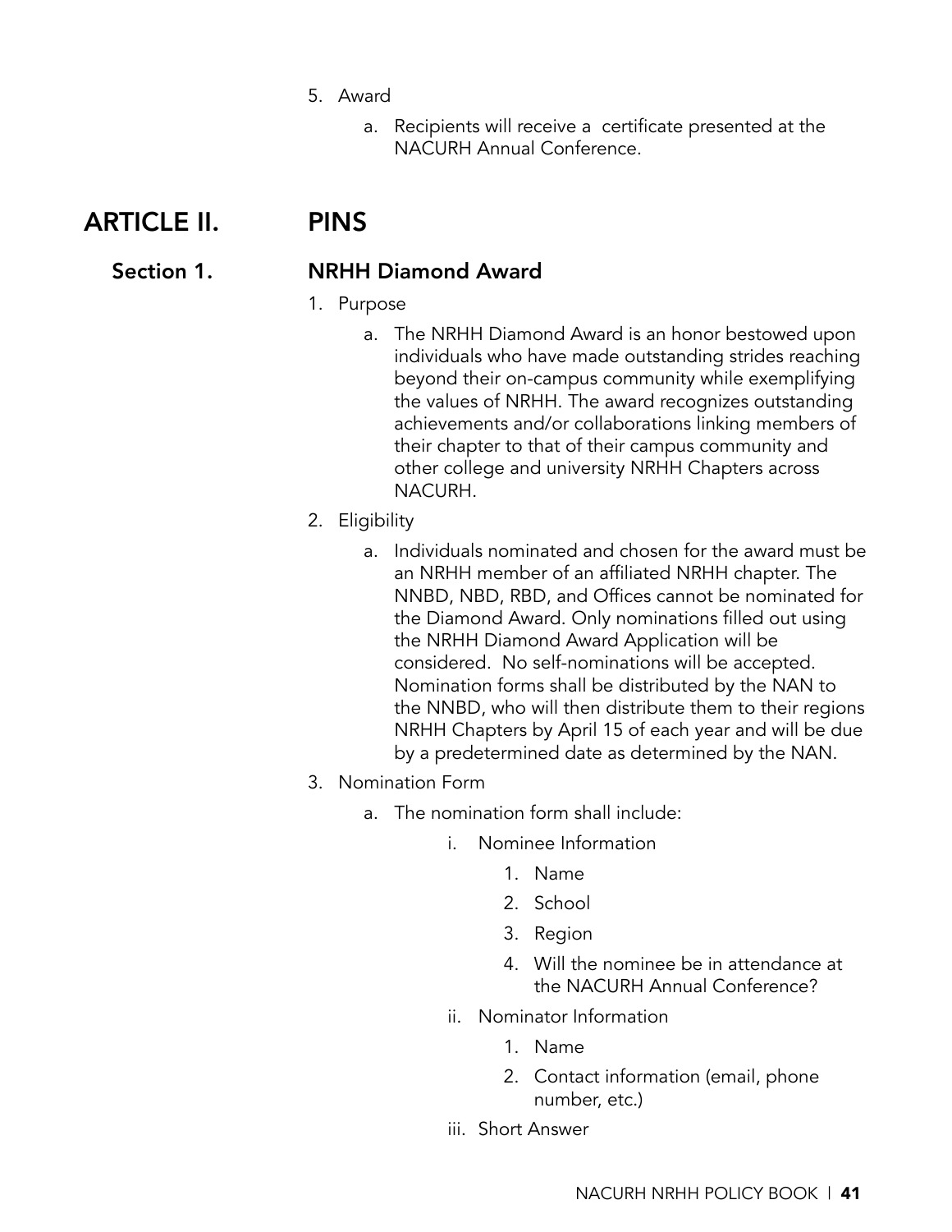5. Award
    a. Recipients will receive a certificate presented at the NACURH Annual Conference.

# ARTICLE II. PINS

## Section 1. NRHH Diamond Award

1. Purpose
    a. The NRHH Diamond Award is an honor bestowed upon individuals who have made outstanding strides reaching beyond their on-campus community while exemplifying the values of NRHH. The award recognizes outstanding achievements and/or collaborations linking members of their chapter to that of their campus community and other college and university NRHH Chapters across NACURH.
2. Eligibility
    a. Individuals nominated and chosen for the award must be an NRHH member of an affiliated NRHH chapter. The NNBD, NBD, RBD, and Offices cannot be nominated for the Diamond Award. Only nominations filled out using the NRHH Diamond Award Application will be considered. No self-nominations will be accepted. Nomination forms shall be distributed by the NAN to the NNBD, who will then distribute them to their regions NRHH Chapters by April 15 of each year and will be due by a predetermined date as determined by the NAN.
3. Nomination Form
    a. The nomination form shall include:
        i. Nominee Information
            1. Name
            2. School
            3. Region
            4. Will the nominee be in attendance at the NACURH Annual Conference?
        ii. Nominator Information
            1. Name
            2. Contact information (email, phone number, etc.)
        iii. Short Answer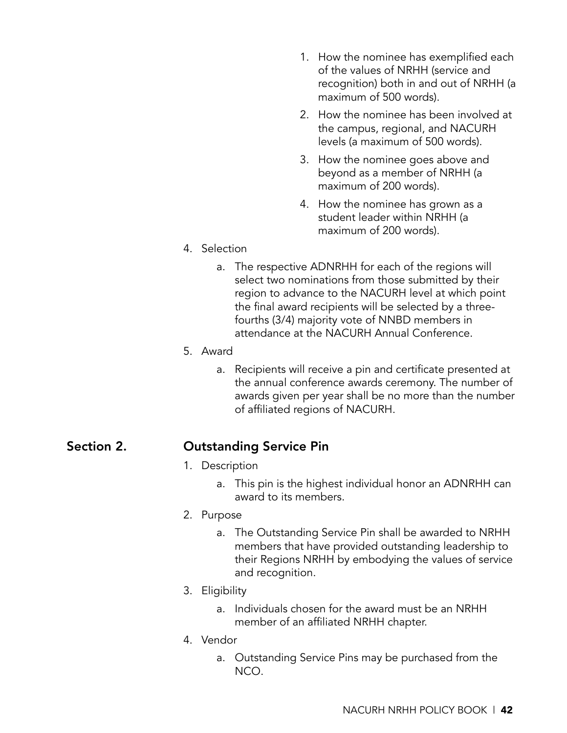1. How the nominee has exemplified each of the values of NRHH (service and recognition) both in and out of NRHH (a maximum of 500 words).
2. How the nominee has been involved at the campus, regional, and NACURH levels (a maximum of 500 words).
3. How the nominee goes above and beyond as a member of NRHH (a maximum of 200 words).
4. How the nominee has grown as a student leader within NRHH (a maximum of 200 words).

4. Selection
    a. The respective ADNRHH for each of the regions will select two nominations from those submitted by their region to advance to the NACURH level at which point the final award recipients will be selected by a three-fourths (3/4) majority vote of NNBD members in attendance at the NACURH Annual Conference.
5. Award
    a. Recipients will receive a pin and certificate presented at the annual conference awards ceremony. The number of awards given per year shall be no more than the number of affiliated regions of NACURH.

## Section 2. Outstanding Service Pin

1. Description
    a. This pin is the highest individual honor an ADNRHH can award to its members.
2. Purpose
    a. The Outstanding Service Pin shall be awarded to NRHH members that have provided outstanding leadership to their Regions NRHH by embodying the values of service and recognition.
3. Eligibility
    a. Individuals chosen for the award must be an NRHH member of an affiliated NRHH chapter.
4. Vendor
    a. Outstanding Service Pins may be purchased from the NCO.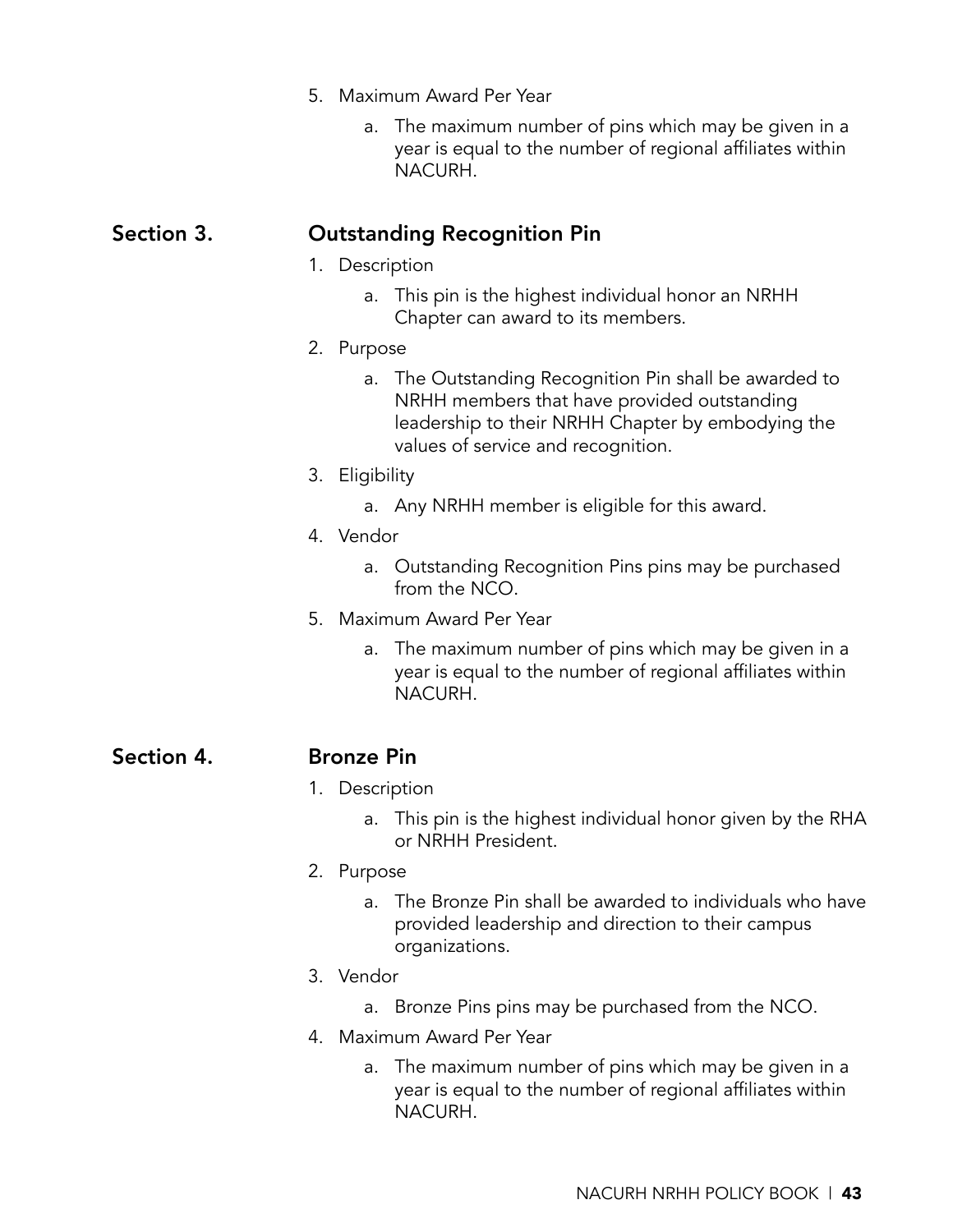5. Maximum Award Per Year
    a. The maximum number of pins which may be given in a year is equal to the number of regional affiliates within NACURH.

## Section 3. Outstanding Recognition Pin

1. Description
    a. This pin is the highest individual honor an NRHH Chapter can award to its members.
2. Purpose
    a. The Outstanding Recognition Pin shall be awarded to NRHH members that have provided outstanding leadership to their NRHH Chapter by embodying the values of service and recognition.
3. Eligibility
    a. Any NRHH member is eligible for this award.
4. Vendor
    a. Outstanding Recognition Pins pins may be purchased from the NCO.
5. Maximum Award Per Year
    a. The maximum number of pins which may be given in a year is equal to the number of regional affiliates within NACURH.

## Section 4. Bronze Pin

1. Description
    a. This pin is the highest individual honor given by the RHA or NRHH President.
2. Purpose
    a. The Bronze Pin shall be awarded to individuals who have provided leadership and direction to their campus organizations.
3. Vendor
    a. Bronze Pins pins may be purchased from the NCO.
4. Maximum Award Per Year
    a. The maximum number of pins which may be given in a year is equal to the number of regional affiliates within NACURH.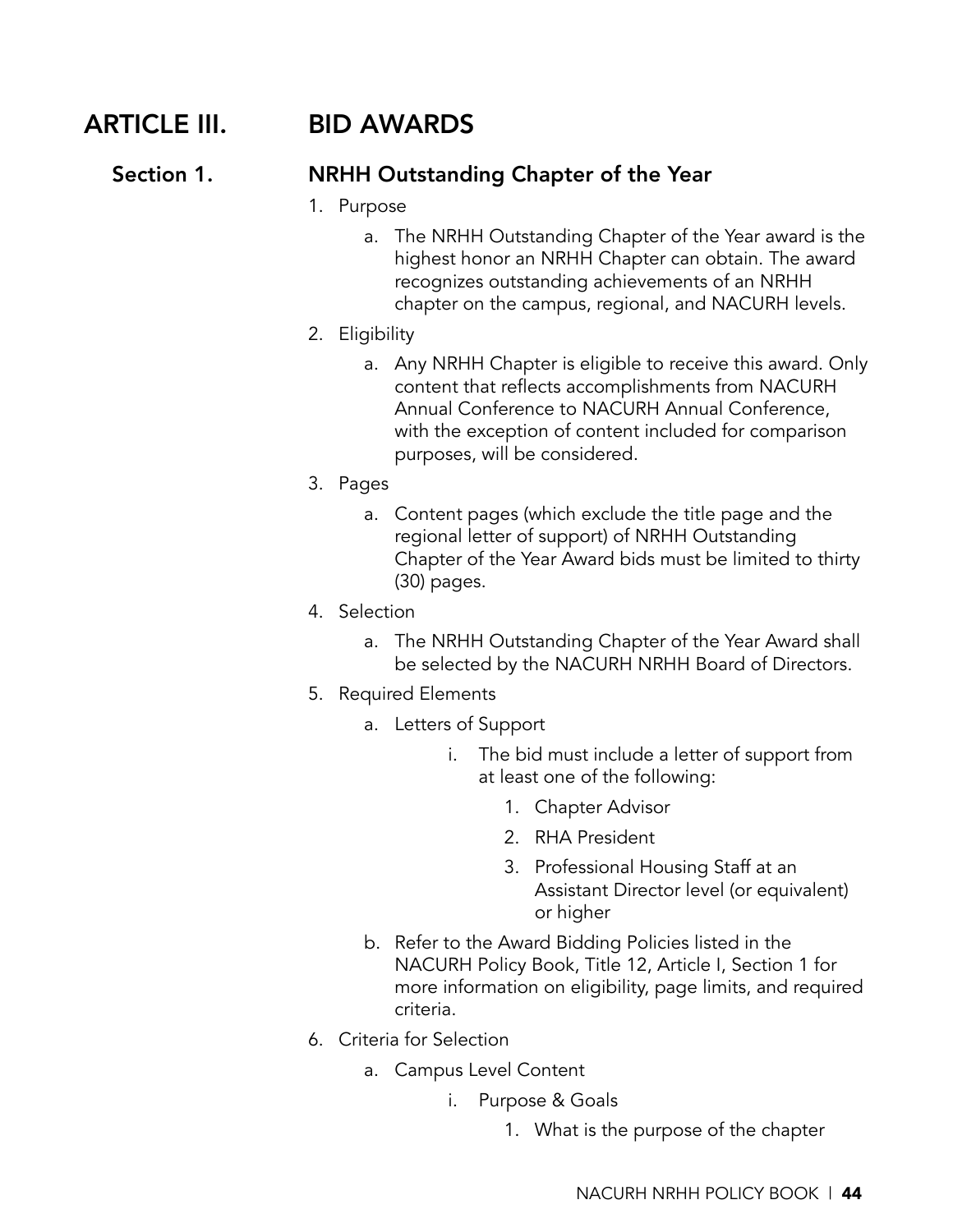# ARTICLE III. BID AWARDS

## Section 1. NRHH Outstanding Chapter of the Year

1. Purpose
    a. The NRHH Outstanding Chapter of the Year award is the highest honor an NRHH Chapter can obtain. The award recognizes outstanding achievements of an NRHH chapter on the campus, regional, and NACURH levels.
2. Eligibility
    a. Any NRHH Chapter is eligible to receive this award. Only content that reflects accomplishments from NACURH Annual Conference to NACURH Annual Conference, with the exception of content included for comparison purposes, will be considered.
3. Pages
    a. Content pages (which exclude the title page and the regional letter of support) of NRHH Outstanding Chapter of the Year Award bids must be limited to thirty (30) pages.
4. Selection
    a. The NRHH Outstanding Chapter of the Year Award shall be selected by the NACURH NRHH Board of Directors.
5. Required Elements
    a. Letters of Support
        i. The bid must include a letter of support from at least one of the following:
            1. Chapter Advisor
            2. RHA President
            3. Professional Housing Staff at an Assistant Director level (or equivalent) or higher
    b. Refer to the Award Bidding Policies listed in the NACURH Policy Book, Title 12, Article I, Section 1 for more information on eligibility, page limits, and required criteria.
6. Criteria for Selection
    a. Campus Level Content
        i. Purpose & Goals
            1. What is the purpose of the chapter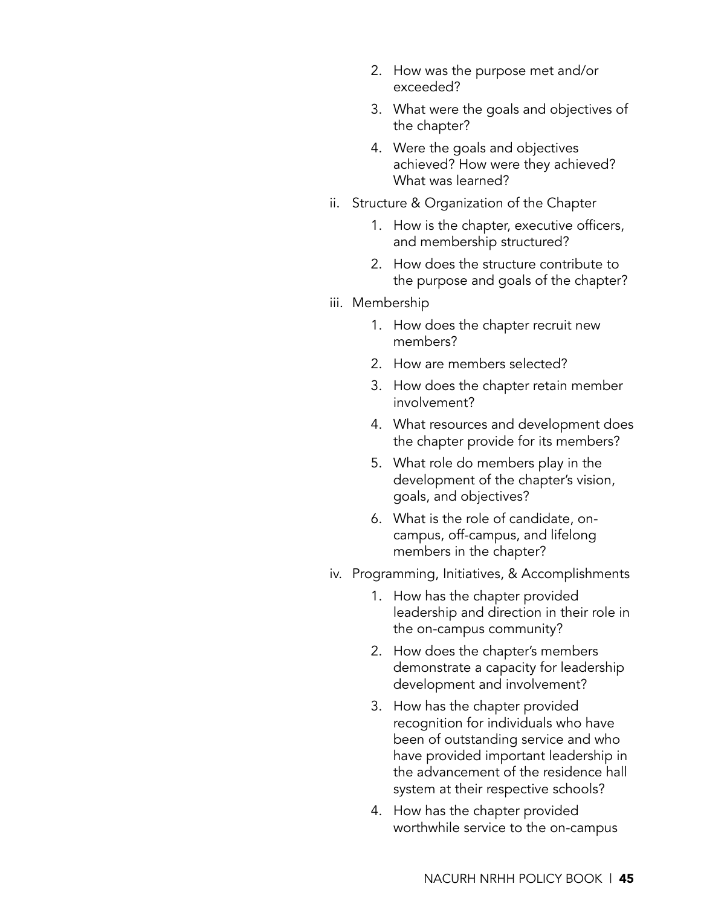2. How was the purpose met and/or exceeded?
    3. What were the goals and objectives of the chapter?
    4. Were the goals and objectives achieved? How were they achieved? What was learned?

ii. Structure & Organization of the Chapter

    1. How is the chapter, executive officers, and membership structured?
    2. How does the structure contribute to the purpose and goals of the chapter?

iii. Membership

    1. How does the chapter recruit new members?
    2. How are members selected?
    3. How does the chapter retain member involvement?
    4. What resources and development does the chapter provide for its members?
    5. What role do members play in the development of the chapter's vision, goals, and objectives?
    6. What is the role of candidate, on-campus, off-campus, and lifelong members in the chapter?

iv. Programming, Initiatives, & Accomplishments

    1. How has the chapter provided leadership and direction in their role in the on-campus community?
    2. How does the chapter's members demonstrate a capacity for leadership development and involvement?
    3. How has the chapter provided recognition for individuals who have been of outstanding service and who have provided important leadership in the advancement of the residence hall system at their respective schools?
    4. How has the chapter provided worthwhile service to the on-campus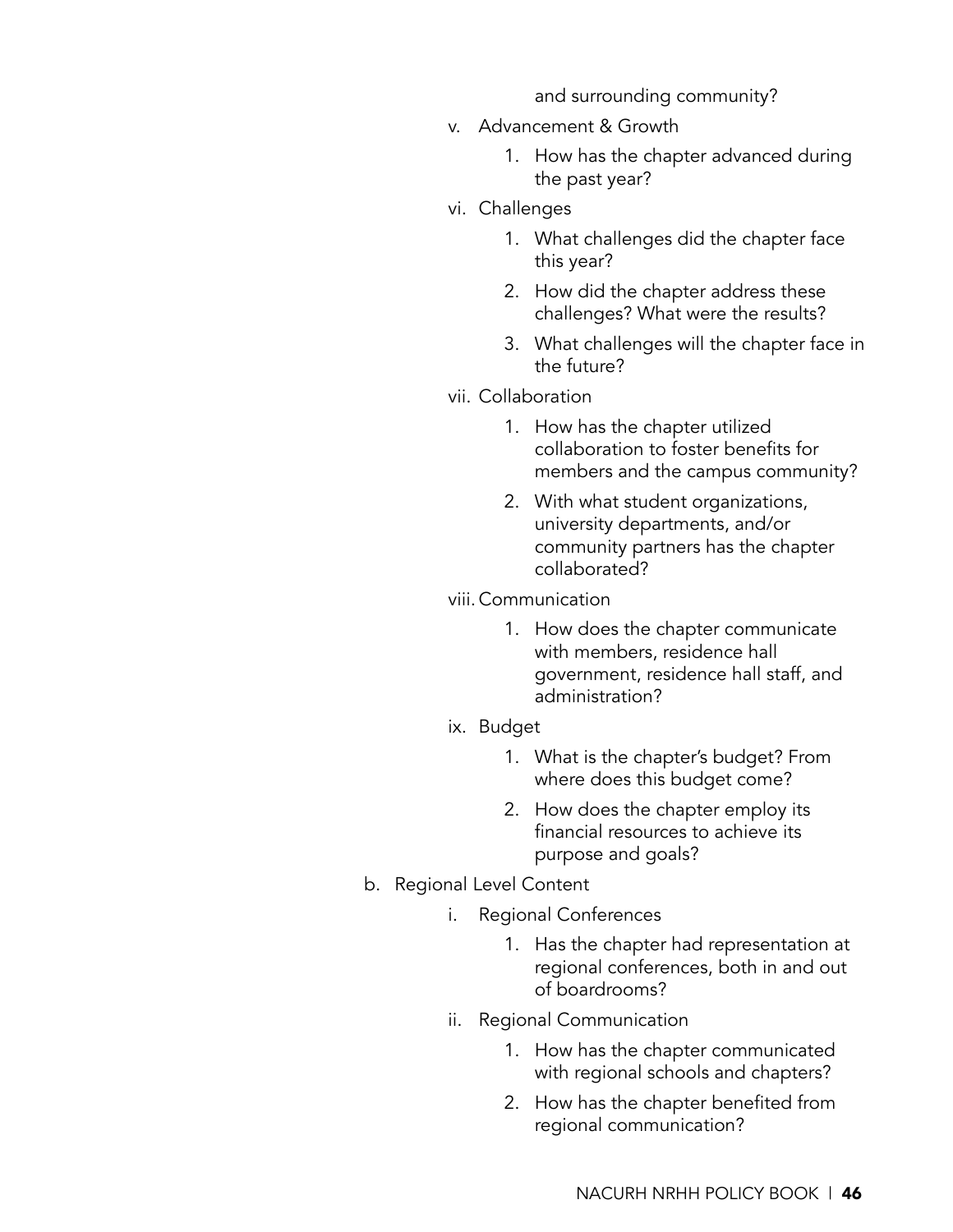and surrounding community?

v. Advancement & Growth
   1. How has the chapter advanced during the past year?

vi. Challenges
   1. What challenges did the chapter face this year?
   2. How did the chapter address these challenges? What were the results?
   3. What challenges will the chapter face in the future?

vii. Collaboration
   1. How has the chapter utilized collaboration to foster benefits for members and the campus community?
   2. With what student organizations, university departments, and/or community partners has the chapter collaborated?

viii. Communication
   1. How does the chapter communicate with members, residence hall government, residence hall staff, and administration?

ix. Budget
   1. What is the chapter's budget? From where does this budget come?
   2. How does the chapter employ its financial resources to achieve its purpose and goals?

b. Regional Level Content

   i. Regional Conferences
      1. Has the chapter had representation at regional conferences, both in and out of boardrooms?

   ii. Regional Communication
      1. How has the chapter communicated with regional schools and chapters?
      2. How has the chapter benefited from regional communication?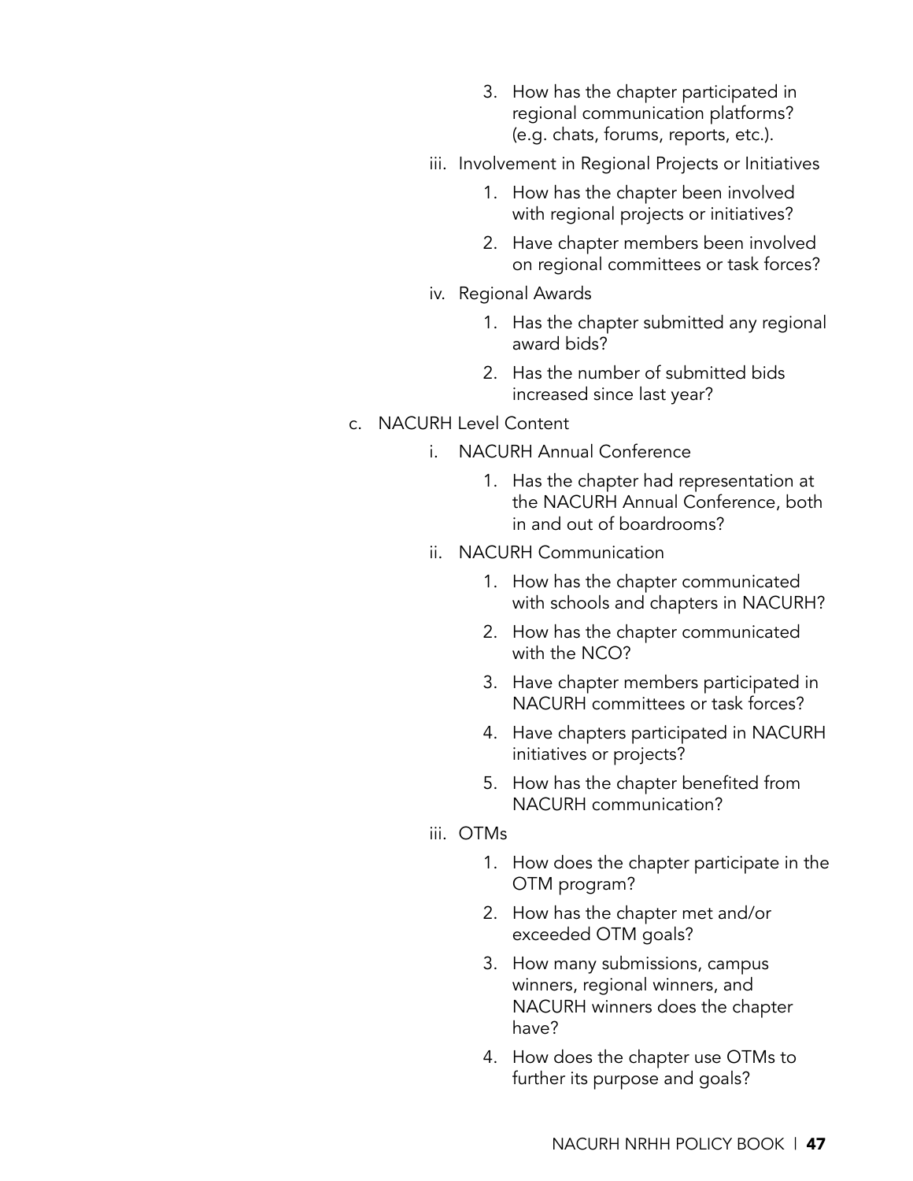3. How has the chapter participated in regional communication platforms? (e.g. chats, forums, reports, etc.).

iii. Involvement in Regional Projects or Initiatives

1. How has the chapter been involved with regional projects or initiatives?
2. Have chapter members been involved on regional committees or task forces?

iv. Regional Awards

1. Has the chapter submitted any regional award bids?
2. Has the number of submitted bids increased since last year?

c. NACURH Level Content

i. NACURH Annual Conference

1. Has the chapter had representation at the NACURH Annual Conference, both in and out of boardrooms?

ii. NACURH Communication

1. How has the chapter communicated with schools and chapters in NACURH?
2. How has the chapter communicated with the NCO?
3. Have chapter members participated in NACURH committees or task forces?
4. Have chapters participated in NACURH initiatives or projects?
5. How has the chapter benefited from NACURH communication?

iii. OTMs

1. How does the chapter participate in the OTM program?
2. How has the chapter met and/or exceeded OTM goals?
3. How many submissions, campus winners, regional winners, and NACURH winners does the chapter have?
4. How does the chapter use OTMs to further its purpose and goals?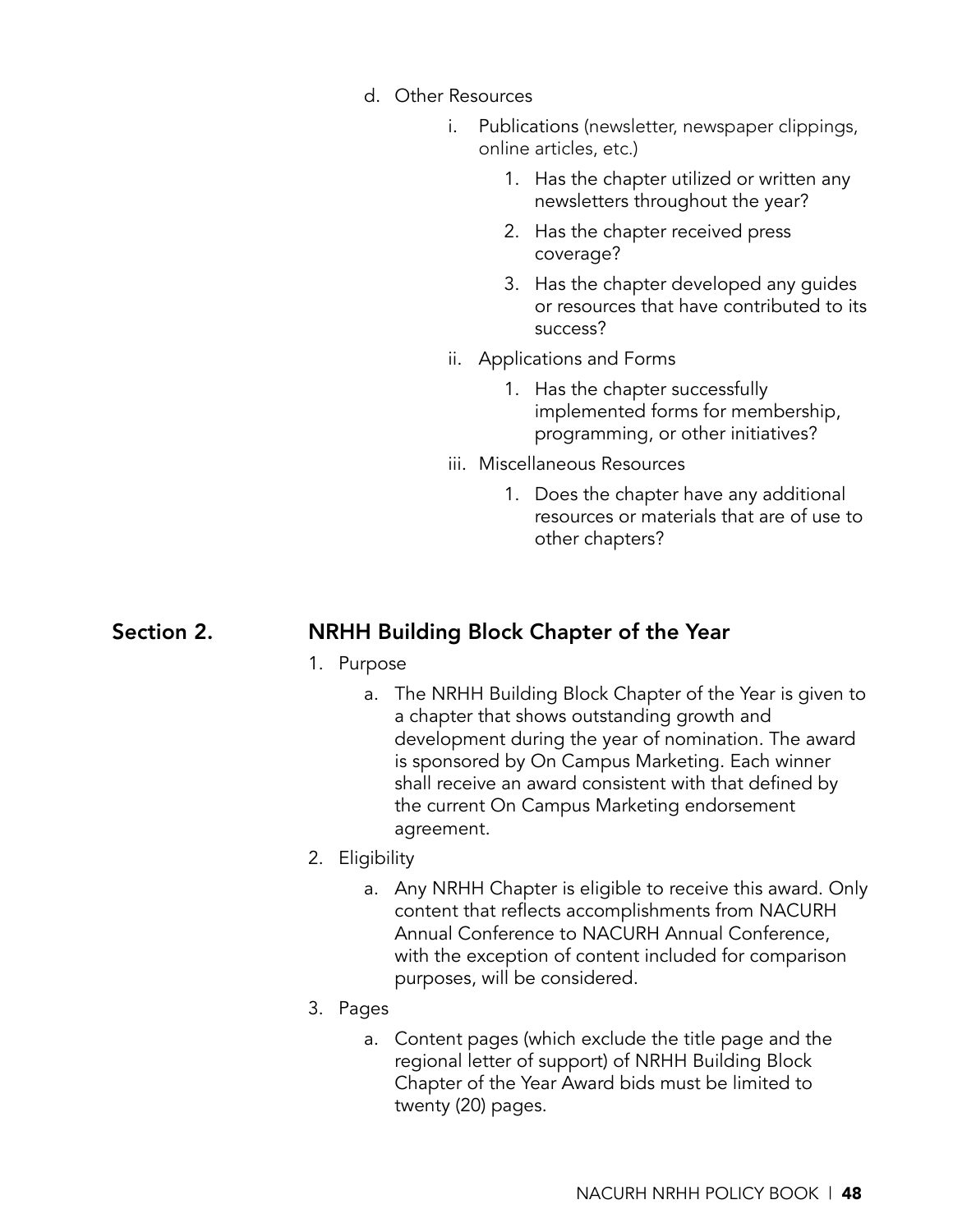d. Other Resources
   i. Publications (newsletter, newspaper clippings, online articles, etc.)
      1. Has the chapter utilized or written any newsletters throughout the year?
      2. Has the chapter received press coverage?
      3. Has the chapter developed any guides or resources that have contributed to its success?
   ii. Applications and Forms
      1. Has the chapter successfully implemented forms for membership, programming, or other initiatives?
   iii. Miscellaneous Resources
      1. Does the chapter have any additional resources or materials that are of use to other chapters?

## Section 2. NRHH Building Block Chapter of the Year

1. Purpose
   a. The NRHH Building Block Chapter of the Year is given to a chapter that shows outstanding growth and development during the year of nomination. The award is sponsored by On Campus Marketing. Each winner shall receive an award consistent with that defined by the current On Campus Marketing endorsement agreement.
2. Eligibility
   a. Any NRHH Chapter is eligible to receive this award. Only content that reflects accomplishments from NACURH Annual Conference to NACURH Annual Conference, with the exception of content included for comparison purposes, will be considered.
3. Pages
   a. Content pages (which exclude the title page and the regional letter of support) of NRHH Building Block Chapter of the Year Award bids must be limited to twenty (20) pages.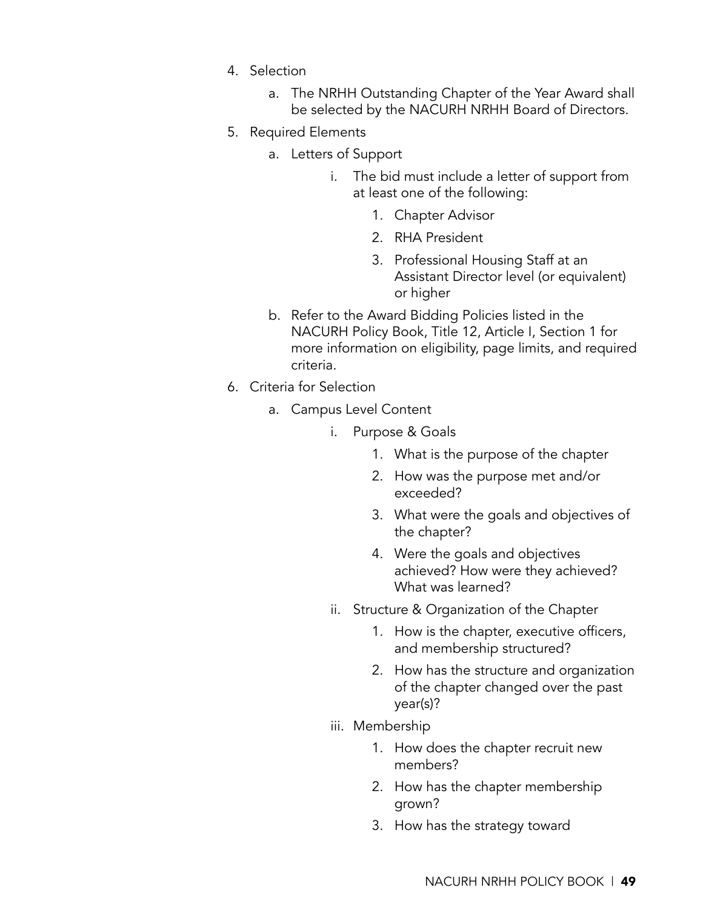4. Selection
    a. The NRHH Outstanding Chapter of the Year Award shall be selected by the NACURH NRHH Board of Directors.
5. Required Elements
    a. Letters of Support
        i. The bid must include a letter of support from at least one of the following:
            1. Chapter Advisor
            2. RHA President
            3. Professional Housing Staff at an Assistant Director level (or equivalent) or higher
    b. Refer to the Award Bidding Policies listed in the NACURH Policy Book, Title 12, Article I, Section 1 for more information on eligibility, page limits, and required criteria.
6. Criteria for Selection
    a. Campus Level Content
        i. Purpose & Goals
            1. What is the purpose of the chapter
            2. How was the purpose met and/or exceeded?
            3. What were the goals and objectives of the chapter?
            4. Were the goals and objectives achieved? How were they achieved? What was learned?
        ii. Structure & Organization of the Chapter
            1. How is the chapter, executive officers, and membership structured?
            2. How has the structure and organization of the chapter changed over the past year(s)?
        iii. Membership
            1. How does the chapter recruit new members?
            2. How has the chapter membership grown?
            3. How has the strategy toward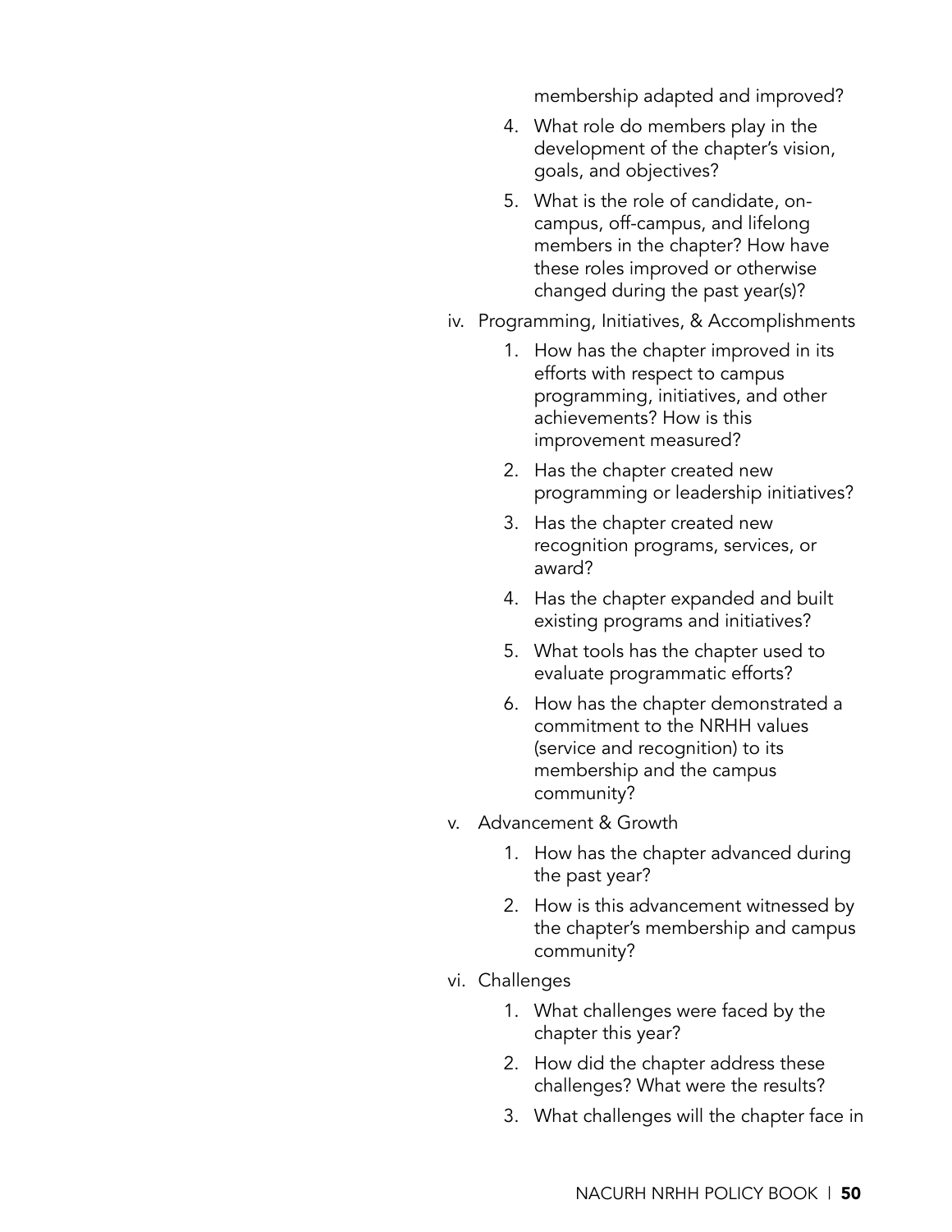membership adapted and improved?

4. What role do members play in the development of the chapter's vision, goals, and objectives?
5. What is the role of candidate, on-campus, off-campus, and lifelong members in the chapter? How have these roles improved or otherwise changed during the past year(s)?

iv. Programming, Initiatives, & Accomplishments

1. How has the chapter improved in its efforts with respect to campus programming, initiatives, and other achievements? How is this improvement measured?
2. Has the chapter created new programming or leadership initiatives?
3. Has the chapter created new recognition programs, services, or award?
4. Has the chapter expanded and built existing programs and initiatives?
5. What tools has the chapter used to evaluate programmatic efforts?
6. How has the chapter demonstrated a commitment to the NRHH values (service and recognition) to its membership and the campus community?

v. Advancement & Growth

1. How has the chapter advanced during the past year?
2. How is this advancement witnessed by the chapter's membership and campus community?

vi. Challenges

1. What challenges were faced by the chapter this year?
2. How did the chapter address these challenges? What were the results?
3. What challenges will the chapter face in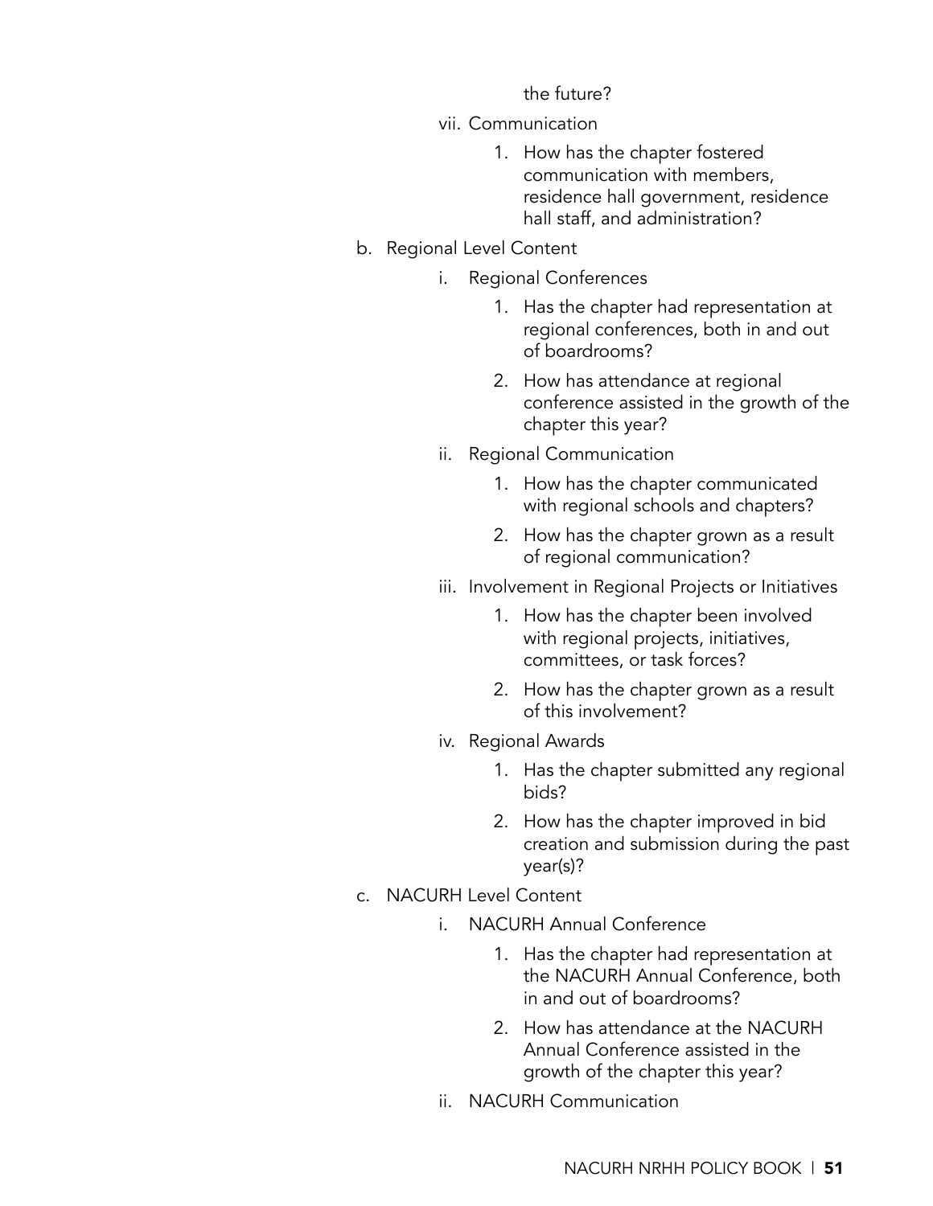the future?

vii. Communication
    1. How has the chapter fostered communication with members, residence hall government, residence hall staff, and administration?

b. Regional Level Content
    i. Regional Conferences
        1. Has the chapter had representation at regional conferences, both in and out of boardrooms?
        2. How has attendance at regional conference assisted in the growth of the chapter this year?
    ii. Regional Communication
        1. How has the chapter communicated with regional schools and chapters?
        2. How has the chapter grown as a result of regional communication?
    iii. Involvement in Regional Projects or Initiatives
        1. How has the chapter been involved with regional projects, initiatives, committees, or task forces?
        2. How has the chapter grown as a result of this involvement?
    iv. Regional Awards
        1. Has the chapter submitted any regional bids?
        2. How has the chapter improved in bid creation and submission during the past year(s)?

c. NACURH Level Content
    i. NACURH Annual Conference
        1. Has the chapter had representation at the NACURH Annual Conference, both in and out of boardrooms?
        2. How has attendance at the NACURH Annual Conference assisted in the growth of the chapter this year?
    ii. NACURH Communication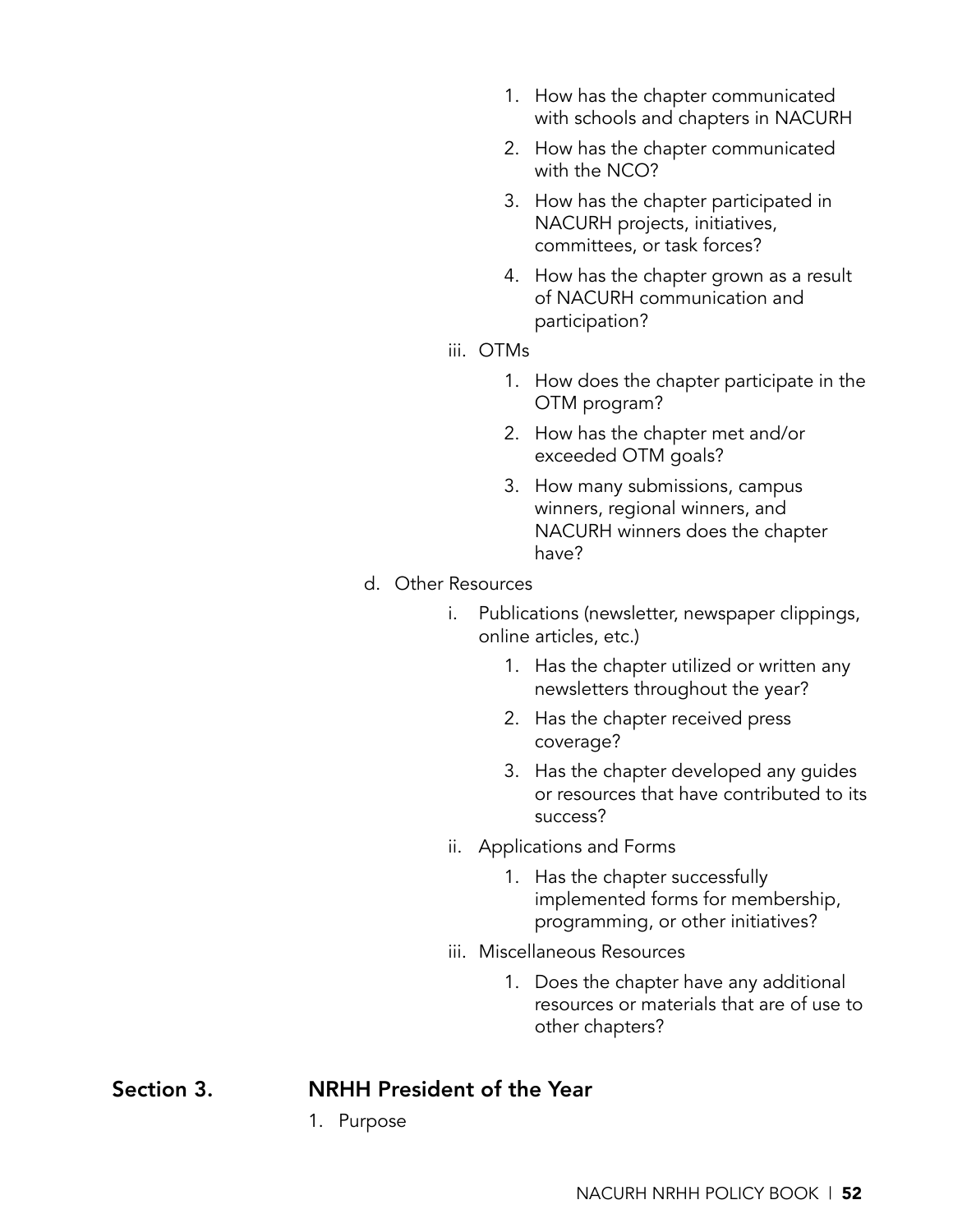1. How has the chapter communicated with schools and chapters in NACURH
2. How has the chapter communicated with the NCO?
3. How has the chapter participated in NACURH projects, initiatives, committees, or task forces?
4. How has the chapter grown as a result of NACURH communication and participation?

iii. OTMs

1. How does the chapter participate in the OTM program?
2. How has the chapter met and/or exceeded OTM goals?
3. How many submissions, campus winners, regional winners, and NACURH winners does the chapter have?

d. Other Resources

i. Publications (newsletter, newspaper clippings, online articles, etc.)

1. Has the chapter utilized or written any newsletters throughout the year?
2. Has the chapter received press coverage?
3. Has the chapter developed any guides or resources that have contributed to its success?

ii. Applications and Forms

1. Has the chapter successfully implemented forms for membership, programming, or other initiatives?

iii. Miscellaneous Resources

1. Does the chapter have any additional resources or materials that are of use to other chapters?

## Section 3. NRHH President of the Year

1. Purpose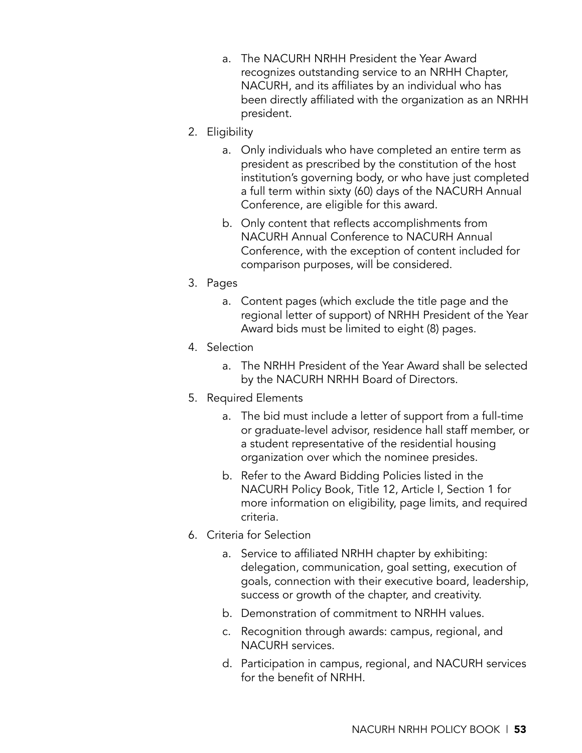a. The NACURH NRHH President the Year Award recognizes outstanding service to an NRHH Chapter, NACURH, and its affiliates by an individual who has been directly affiliated with the organization as an NRHH president.

2. Eligibility
   a. Only individuals who have completed an entire term as president as prescribed by the constitution of the host institution's governing body, or who have just completed a full term within sixty (60) days of the NACURH Annual Conference, are eligible for this award.
   b. Only content that reflects accomplishments from NACURH Annual Conference to NACURH Annual Conference, with the exception of content included for comparison purposes, will be considered.

3. Pages
   a. Content pages (which exclude the title page and the regional letter of support) of NRHH President of the Year Award bids must be limited to eight (8) pages.

4. Selection
   a. The NRHH President of the Year Award shall be selected by the NACURH NRHH Board of Directors.

5. Required Elements
   a. The bid must include a letter of support from a full-time or graduate-level advisor, residence hall staff member, or a student representative of the residential housing organization over which the nominee presides.
   b. Refer to the Award Bidding Policies listed in the NACURH Policy Book, Title 12, Article I, Section 1 for more information on eligibility, page limits, and required criteria.

6. Criteria for Selection
   a. Service to affiliated NRHH chapter by exhibiting: delegation, communication, goal setting, execution of goals, connection with their executive board, leadership, success or growth of the chapter, and creativity.
   b. Demonstration of commitment to NRHH values.
   c. Recognition through awards: campus, regional, and NACURH services.
   d. Participation in campus, regional, and NACURH services for the benefit of NRHH.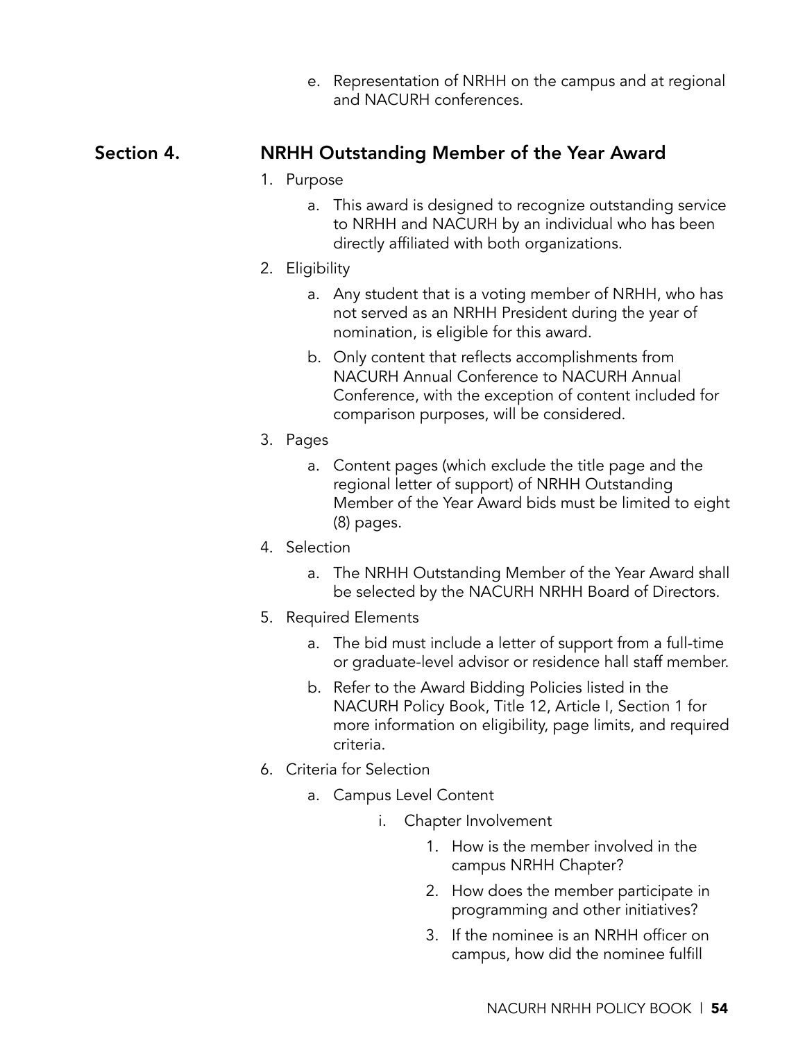e. Representation of NRHH on the campus and at regional and NACURH conferences.

## Section 4. NRHH Outstanding Member of the Year Award

1. Purpose
    a. This award is designed to recognize outstanding service to NRHH and NACURH by an individual who has been directly affiliated with both organizations.
2. Eligibility
    a. Any student that is a voting member of NRHH, who has not served as an NRHH President during the year of nomination, is eligible for this award.
    b. Only content that reflects accomplishments from NACURH Annual Conference to NACURH Annual Conference, with the exception of content included for comparison purposes, will be considered.
3. Pages
    a. Content pages (which exclude the title page and the regional letter of support) of NRHH Outstanding Member of the Year Award bids must be limited to eight (8) pages.
4. Selection
    a. The NRHH Outstanding Member of the Year Award shall be selected by the NACURH NRHH Board of Directors.
5. Required Elements
    a. The bid must include a letter of support from a full-time or graduate-level advisor or residence hall staff member.
    b. Refer to the Award Bidding Policies listed in the NACURH Policy Book, Title 12, Article I, Section 1 for more information on eligibility, page limits, and required criteria.
6. Criteria for Selection
    a. Campus Level Content
        i. Chapter Involvement
            1. How is the member involved in the campus NRHH Chapter?
            2. How does the member participate in programming and other initiatives?
            3. If the nominee is an NRHH officer on campus, how did the nominee fulfill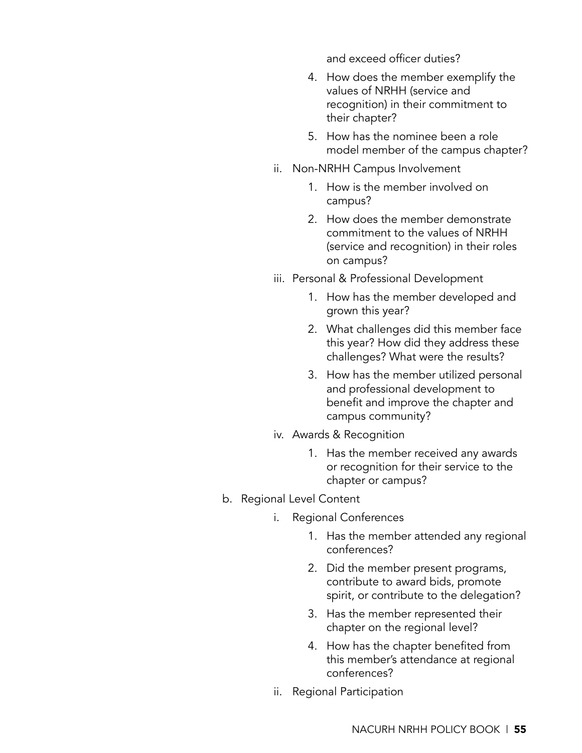and exceed officer duties?

4. How does the member exemplify the values of NRHH (service and recognition) in their commitment to their chapter?
5. How has the nominee been a role model member of the campus chapter?

ii. Non-NRHH Campus Involvement

1. How is the member involved on campus?
2. How does the member demonstrate commitment to the values of NRHH (service and recognition) in their roles on campus?

iii. Personal & Professional Development

1. How has the member developed and grown this year?
2. What challenges did this member face this year? How did they address these challenges? What were the results?
3. How has the member utilized personal and professional development to benefit and improve the chapter and campus community?

iv. Awards & Recognition

1. Has the member received any awards or recognition for their service to the chapter or campus?

b. Regional Level Content

i. Regional Conferences

1. Has the member attended any regional conferences?
2. Did the member present programs, contribute to award bids, promote spirit, or contribute to the delegation?
3. Has the member represented their chapter on the regional level?
4. How has the chapter benefited from this member's attendance at regional conferences?

ii. Regional Participation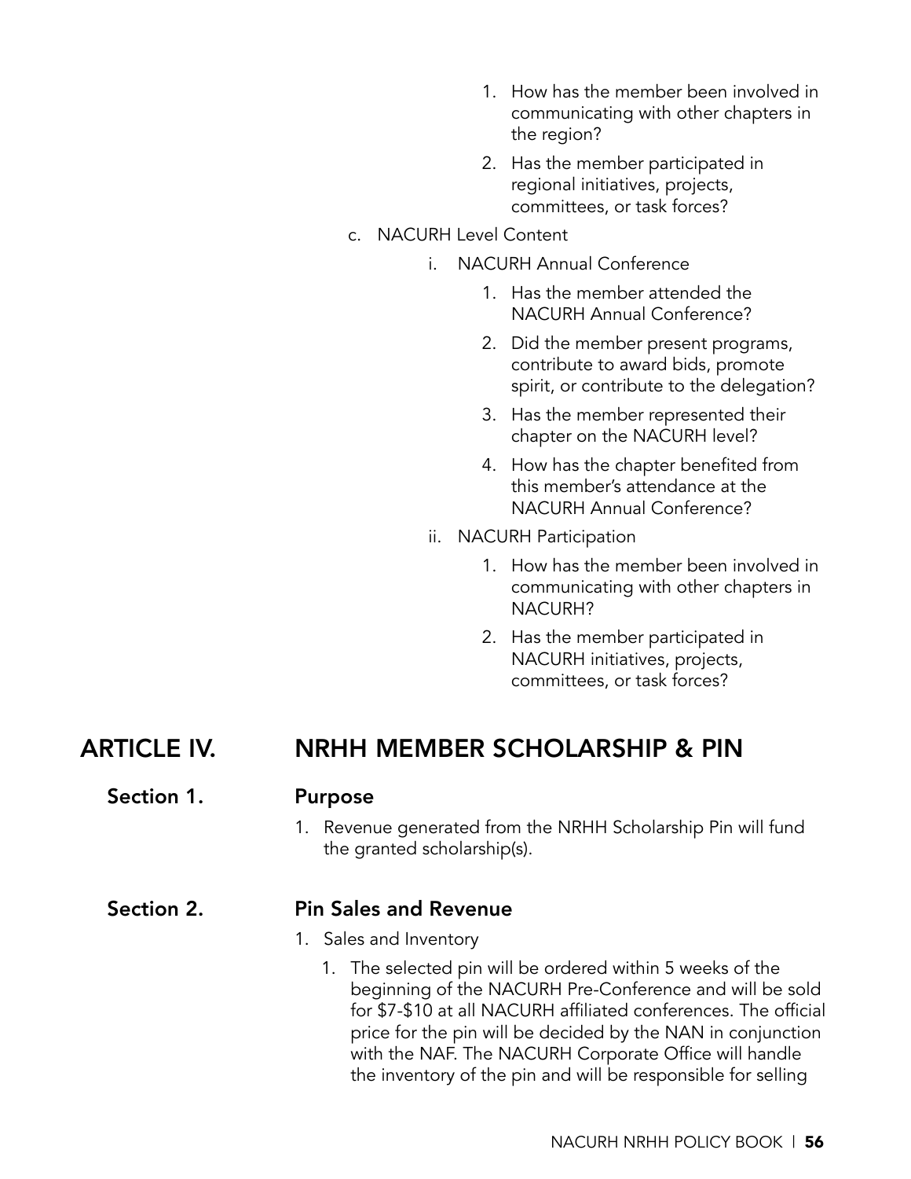1. How has the member been involved in communicating with other chapters in the region?
2. Has the member participated in regional initiatives, projects, committees, or task forces?

c. NACURH Level Content

   i. NACURH Annual Conference

      1. Has the member attended the NACURH Annual Conference?
      2. Did the member present programs, contribute to award bids, promote spirit, or contribute to the delegation?
      3. Has the member represented their chapter on the NACURH level?
      4. How has the chapter benefited from this member's attendance at the NACURH Annual Conference?

   ii. NACURH Participation

      1. How has the member been involved in communicating with other chapters in NACURH?
      2. Has the member participated in NACURH initiatives, projects, committees, or task forces?

# ARTICLE IV. NRHH MEMBER SCHOLARSHIP & PIN

## Section 1. Purpose

1. Revenue generated from the NRHH Scholarship Pin will fund the granted scholarship(s).

## Section 2. Pin Sales and Revenue

1. Sales and Inventory
   1. The selected pin will be ordered within 5 weeks of the beginning of the NACURH Pre-Conference and will be sold for $7-$10 at all NACURH affiliated conferences. The official price for the pin will be decided by the NAN in conjunction with the NAF. The NACURH Corporate Office will handle the inventory of the pin and will be responsible for selling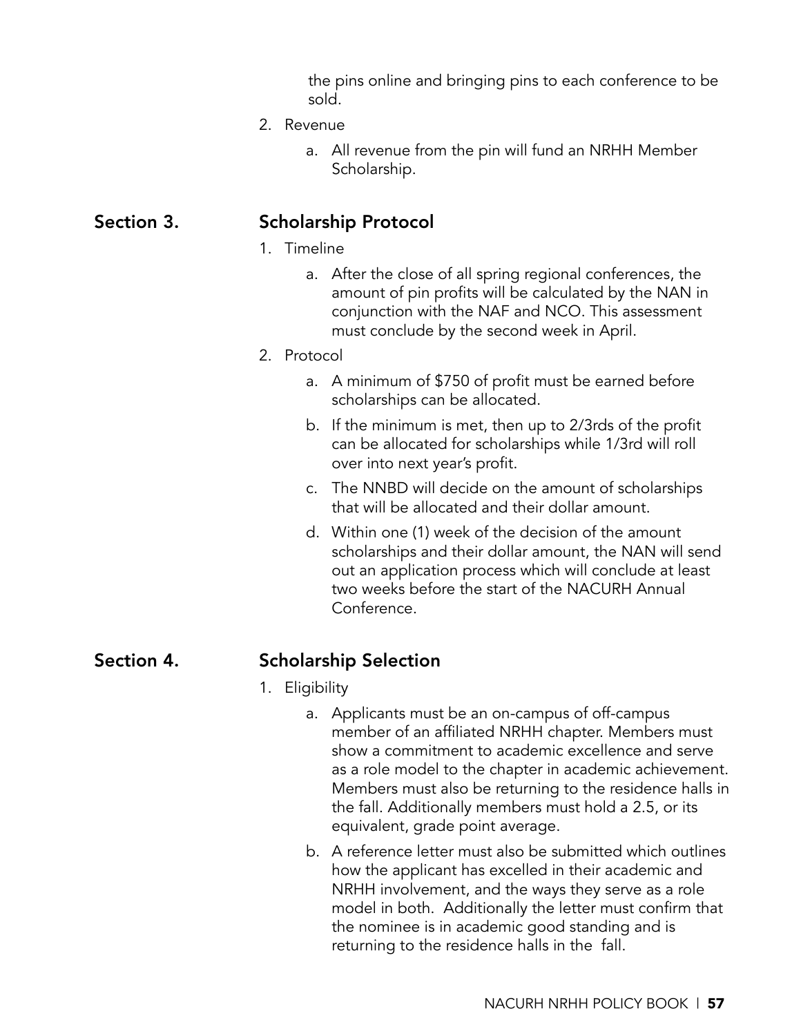the pins online and bringing pins to each conference to be sold.

2. Revenue
    a. All revenue from the pin will fund an NRHH Member Scholarship.

## Section 3. Scholarship Protocol

1. Timeline
    a. After the close of all spring regional conferences, the amount of pin profits will be calculated by the NAN in conjunction with the NAF and NCO. This assessment must conclude by the second week in April.
2. Protocol
    a. A minimum of $750 of profit must be earned before scholarships can be allocated.
    b. If the minimum is met, then up to 2/3rds of the profit can be allocated for scholarships while 1/3rd will roll over into next year's profit.
    c. The NNBD will decide on the amount of scholarships that will be allocated and their dollar amount.
    d. Within one (1) week of the decision of the amount scholarships and their dollar amount, the NAN will send out an application process which will conclude at least two weeks before the start of the NACURH Annual Conference.

## Section 4. Scholarship Selection

1. Eligibility
    a. Applicants must be an on-campus of off-campus member of an affiliated NRHH chapter. Members must show a commitment to academic excellence and serve as a role model to the chapter in academic achievement. Members must also be returning to the residence halls in the fall. Additionally members must hold a 2.5, or its equivalent, grade point average.
    b. A reference letter must also be submitted which outlines how the applicant has excelled in their academic and NRHH involvement, and the ways they serve as a role model in both. Additionally the letter must confirm that the nominee is in academic good standing and is returning to the residence halls in the fall.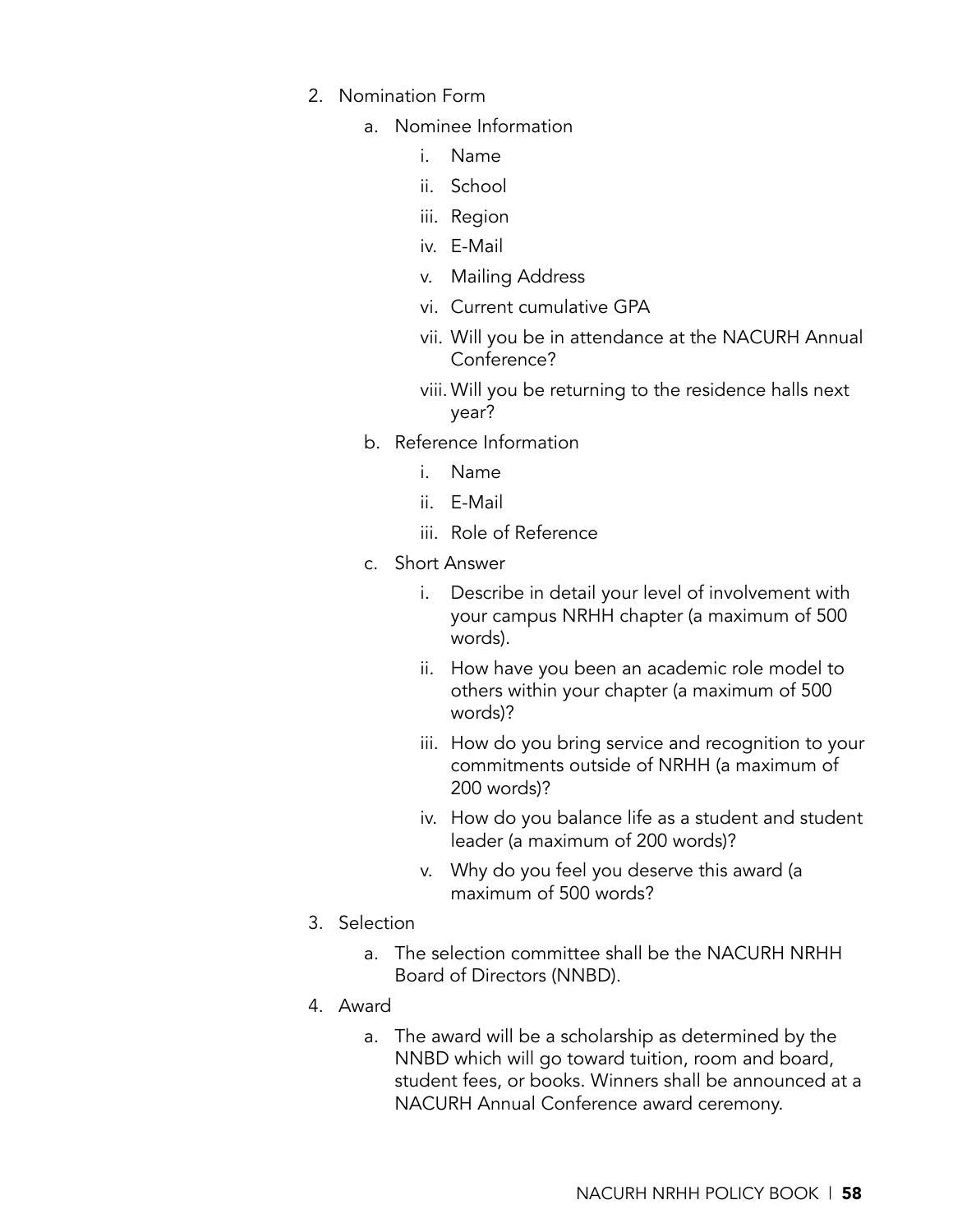2. Nomination Form
    a. Nominee Information
        i. Name
        ii. School
        iii. Region
        iv. E-Mail
        v. Mailing Address
        vi. Current cumulative GPA
        vii. Will you be in attendance at the NACURH Annual Conference?
        viii. Will you be returning to the residence halls next year?
    b. Reference Information
        i. Name
        ii. E-Mail
        iii. Role of Reference
    c. Short Answer
        i. Describe in detail your level of involvement with your campus NRHH chapter (a maximum of 500 words).
        ii. How have you been an academic role model to others within your chapter (a maximum of 500 words)?
        iii. How do you bring service and recognition to your commitments outside of NRHH (a maximum of 200 words)?
        iv. How do you balance life as a student and student leader (a maximum of 200 words)?
        v. Why do you feel you deserve this award (a maximum of 500 words?
3. Selection
    a. The selection committee shall be the NACURH NRHH Board of Directors (NNBD).
4. Award
    a. The award will be a scholarship as determined by the NNBD which will go toward tuition, room and board, student fees, or books. Winners shall be announced at a NACURH Annual Conference award ceremony.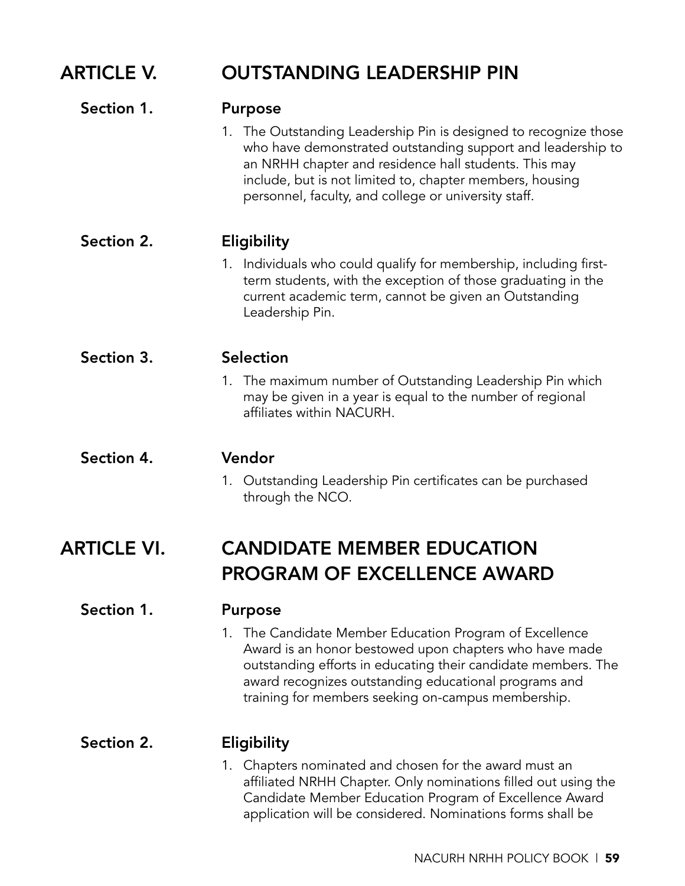# ARTICLE V. OUTSTANDING LEADERSHIP PIN

## Section 1. Purpose

1. The Outstanding Leadership Pin is designed to recognize those who have demonstrated outstanding support and leadership to an NRHH chapter and residence hall students. This may include, but is not limited to, chapter members, housing personnel, faculty, and college or university staff.

## Section 2. Eligibility

1. Individuals who could qualify for membership, including first-term students, with the exception of those graduating in the current academic term, cannot be given an Outstanding Leadership Pin.

## Section 3. Selection

1. The maximum number of Outstanding Leadership Pin which may be given in a year is equal to the number of regional affiliates within NACURH.

## Section 4. Vendor

1. Outstanding Leadership Pin certificates can be purchased through the NCO.

# ARTICLE VI. CANDIDATE MEMBER EDUCATION PROGRAM OF EXCELLENCE AWARD

## Section 1. Purpose

1. The Candidate Member Education Program of Excellence Award is an honor bestowed upon chapters who have made outstanding efforts in educating their candidate members. The award recognizes outstanding educational programs and training for members seeking on-campus membership.

## Section 2. Eligibility

1. Chapters nominated and chosen for the award must an affiliated NRHH Chapter. Only nominations filled out using the Candidate Member Education Program of Excellence Award application will be considered. Nominations forms shall be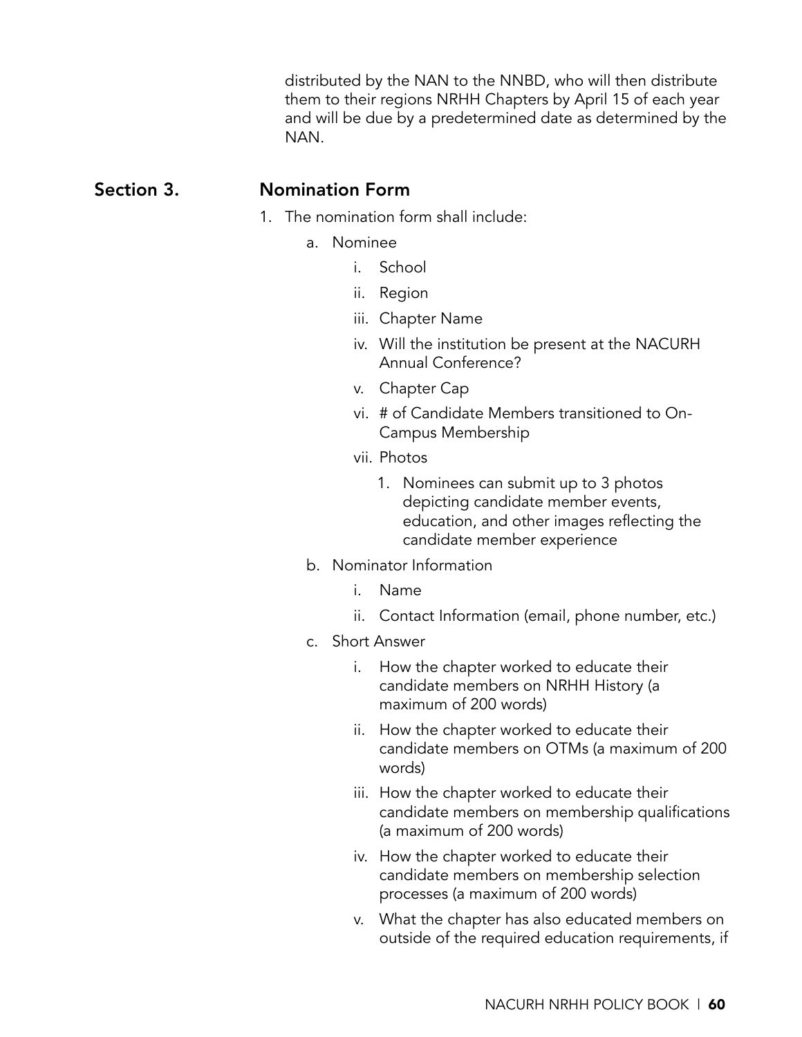distributed by the NAN to the NNBD, who will then distribute them to their regions NRHH Chapters by April 15 of each year and will be due by a predetermined date as determined by the NAN.

## Section 3. Nomination Form

1. The nomination form shall include:
    a. Nominee
        i. School
        ii. Region
        iii. Chapter Name
        iv. Will the institution be present at the NACURH Annual Conference?
        v. Chapter Cap
        vi. # of Candidate Members transitioned to On-Campus Membership
        vii. Photos
            1. Nominees can submit up to 3 photos depicting candidate member events, education, and other images reflecting the candidate member experience
    b. Nominator Information
        i. Name
        ii. Contact Information (email, phone number, etc.)
    c. Short Answer
        i. How the chapter worked to educate their candidate members on NRHH History (a maximum of 200 words)
        ii. How the chapter worked to educate their candidate members on OTMs (a maximum of 200 words)
        iii. How the chapter worked to educate their candidate members on membership qualifications (a maximum of 200 words)
        iv. How the chapter worked to educate their candidate members on membership selection processes (a maximum of 200 words)
        v. What the chapter has also educated members on outside of the required education requirements, if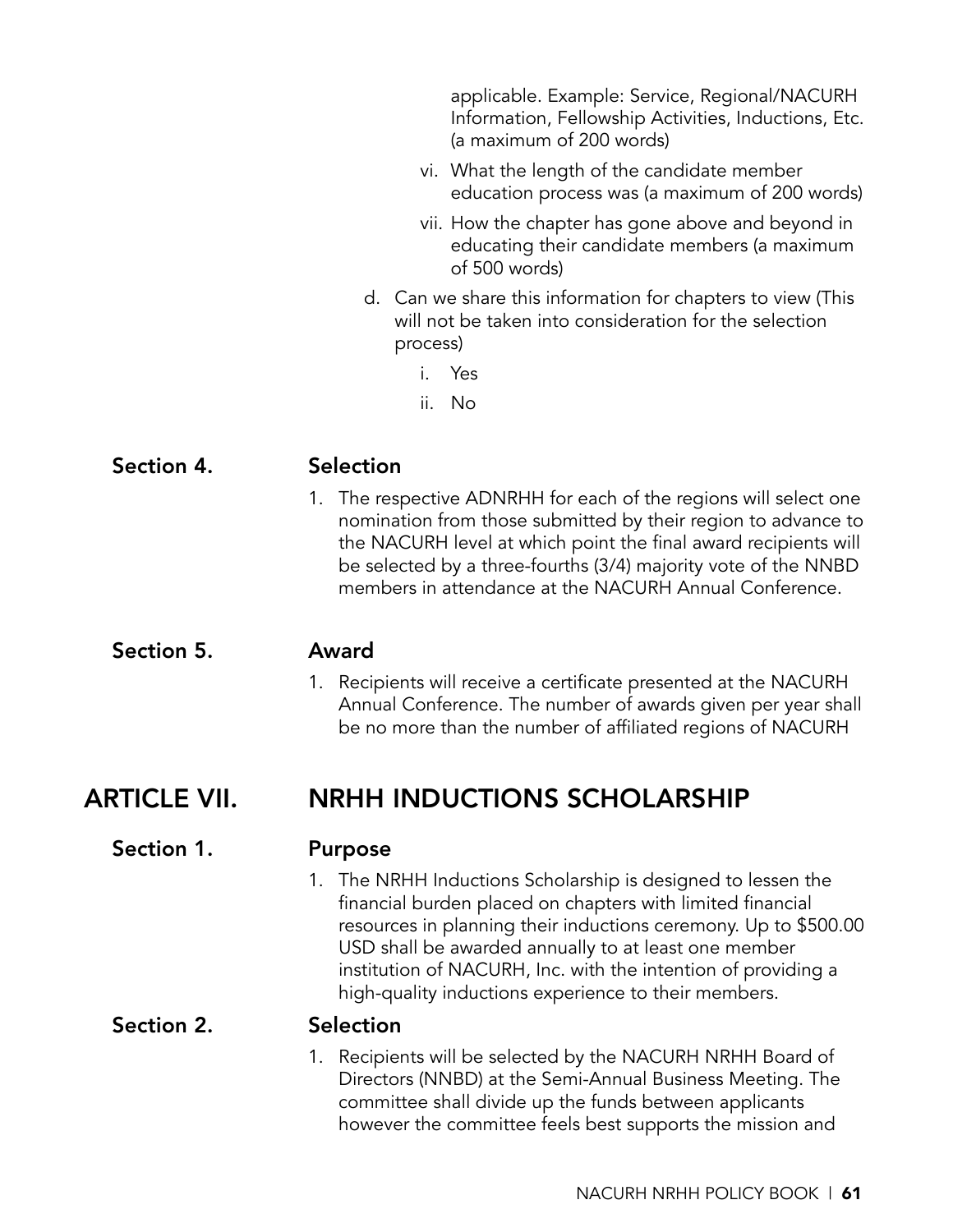applicable. Example: Service, Regional/NACURH Information, Fellowship Activities, Inductions, Etc. (a maximum of 200 words)

vi. What the length of the candidate member education process was (a maximum of 200 words)

vii. How the chapter has gone above and beyond in educating their candidate members (a maximum of 500 words)

d. Can we share this information for chapters to view (This will not be taken into consideration for the selection process)

i. Yes

ii. No

### Section 4. Selection

1. The respective ADNRHH for each of the regions will select one nomination from those submitted by their region to advance to the NACURH level at which point the final award recipients will be selected by a three-fourths (3/4) majority vote of the NNBD members in attendance at the NACURH Annual Conference.

### Section 5. Award

1. Recipients will receive a certificate presented at the NACURH Annual Conference. The number of awards given per year shall be no more than the number of affiliated regions of NACURH

## ARTICLE VII. NRHH INDUCTIONS SCHOLARSHIP

### Section 1. Purpose

1. The NRHH Inductions Scholarship is designed to lessen the financial burden placed on chapters with limited financial resources in planning their inductions ceremony. Up to $500.00 USD shall be awarded annually to at least one member institution of NACURH, Inc. with the intention of providing a high-quality inductions experience to their members.

### Section 2. Selection

1. Recipients will be selected by the NACURH NRHH Board of Directors (NNBD) at the Semi-Annual Business Meeting. The committee shall divide up the funds between applicants however the committee feels best supports the mission and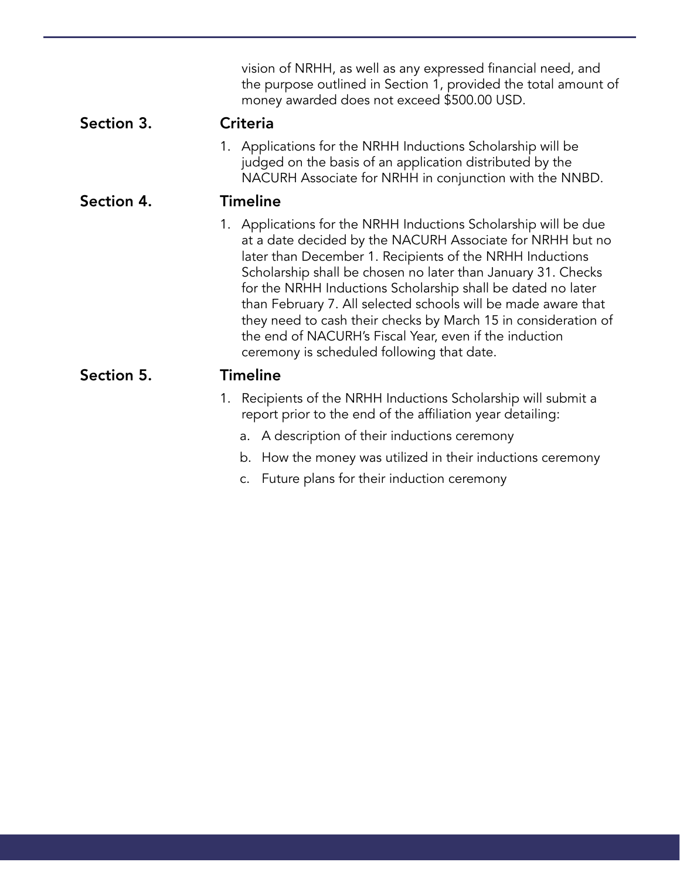vision of NRHH, as well as any expressed financial need, and the purpose outlined in Section 1, provided the total amount of money awarded does not exceed $500.00 USD.

### Section 3. Criteria

1. Applications for the NRHH Inductions Scholarship will be judged on the basis of an application distributed by the NACURH Associate for NRHH in conjunction with the NNBD.

### Section 4. Timeline

1. Applications for the NRHH Inductions Scholarship will be due at a date decided by the NACURH Associate for NRHH but no later than December 1. Recipients of the NRHH Inductions Scholarship shall be chosen no later than January 31. Checks for the NRHH Inductions Scholarship shall be dated no later than February 7. All selected schools will be made aware that they need to cash their checks by March 15 in consideration of the end of NACURH's Fiscal Year, even if the induction ceremony is scheduled following that date.

### Section 5. Timeline

1. Recipients of the NRHH Inductions Scholarship will submit a report prior to the end of the affiliation year detailing:
   a. A description of their inductions ceremony
   b. How the money was utilized in their inductions ceremony
   c. Future plans for their induction ceremony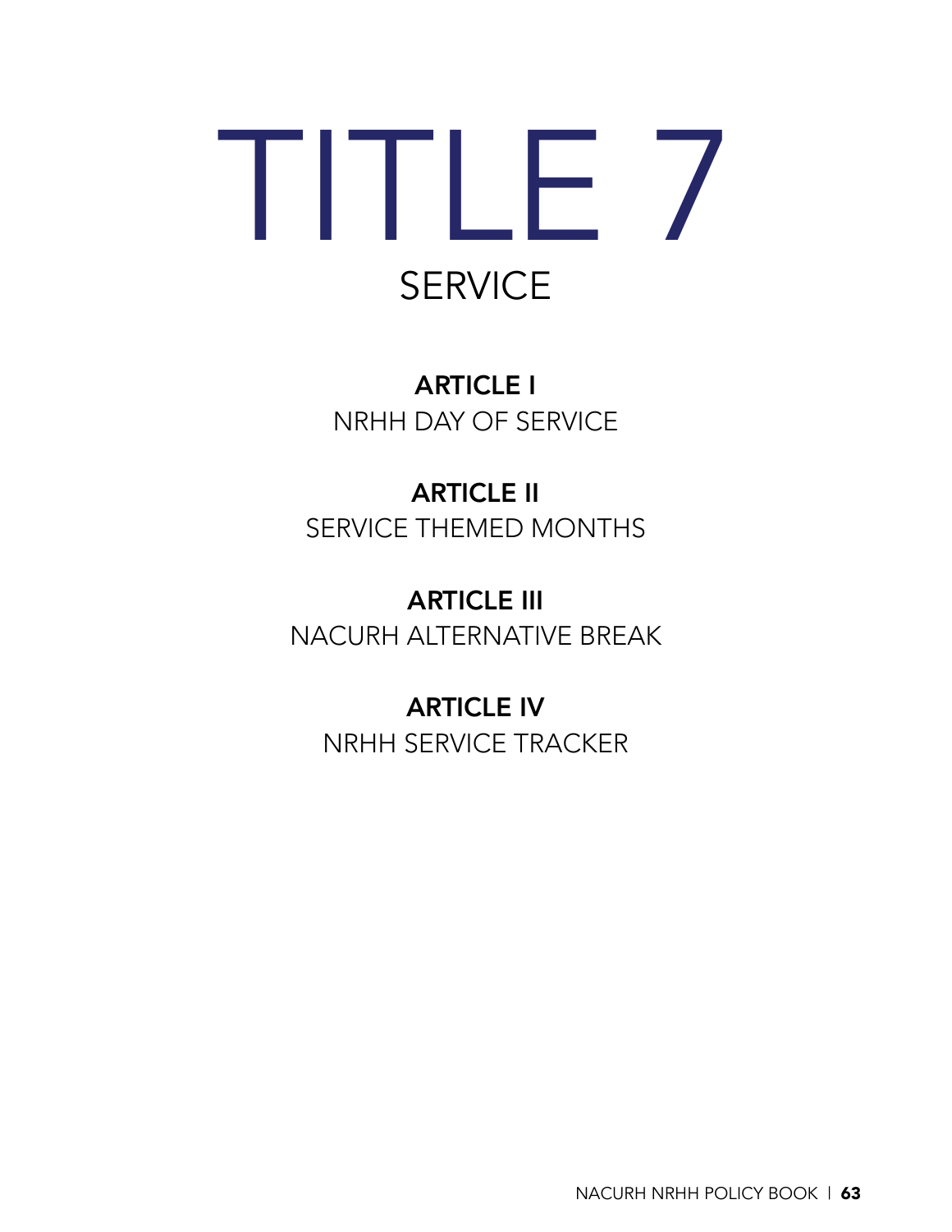# TITLE 7

## SERVICE

**ARTICLE I**
NRHH DAY OF SERVICE

**ARTICLE II**
SERVICE THEMED MONTHS

**ARTICLE III**
NACURH ALTERNATIVE BREAK

**ARTICLE IV**
NRHH SERVICE TRACKER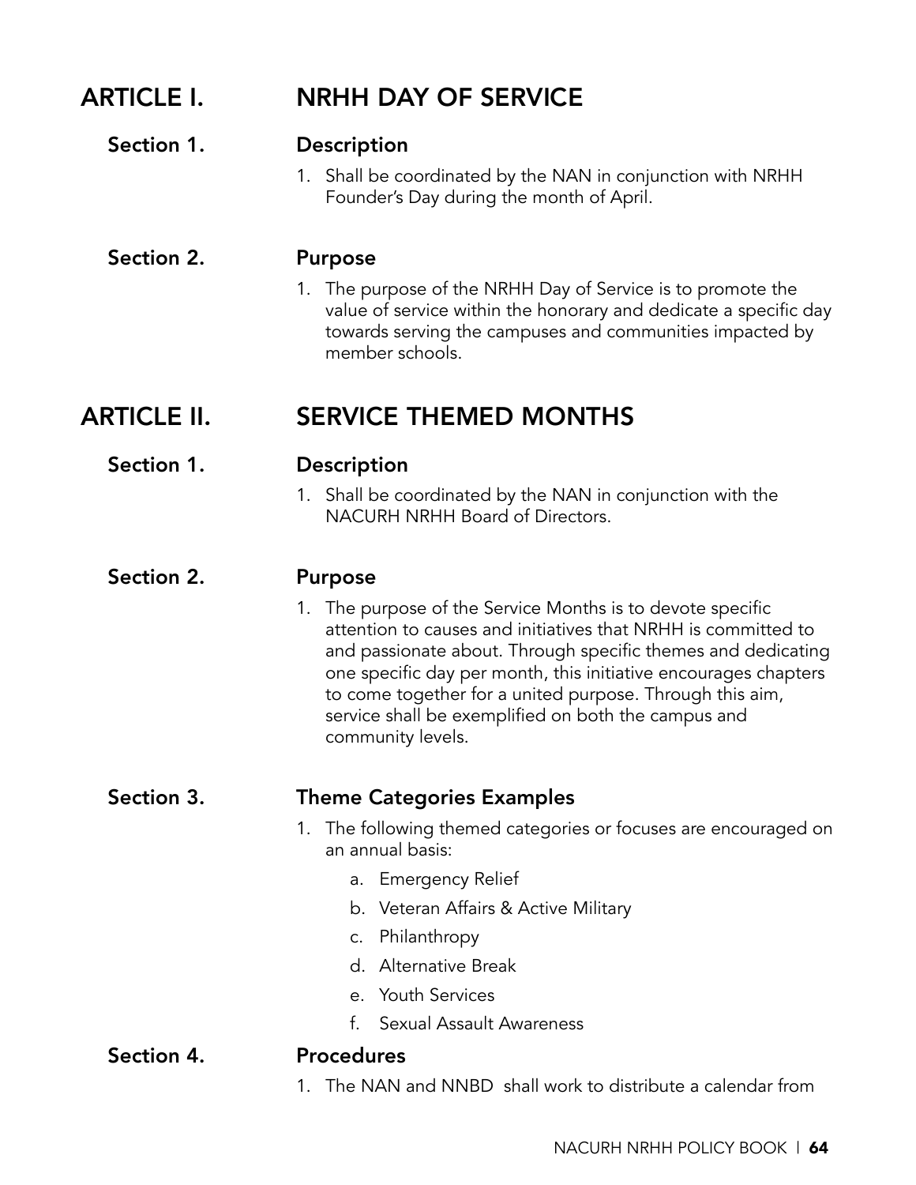# ARTICLE I. NRHH DAY OF SERVICE

## Section 1. Description

1. Shall be coordinated by the NAN in conjunction with NRHH Founder's Day during the month of April.

## Section 2. Purpose

1. The purpose of the NRHH Day of Service is to promote the value of service within the honorary and dedicate a specific day towards serving the campuses and communities impacted by member schools.

# ARTICLE II. SERVICE THEMED MONTHS

## Section 1. Description

1. Shall be coordinated by the NAN in conjunction with the NACURH NRHH Board of Directors.

## Section 2. Purpose

1. The purpose of the Service Months is to devote specific attention to causes and initiatives that NRHH is committed to and passionate about. Through specific themes and dedicating one specific day per month, this initiative encourages chapters to come together for a united purpose. Through this aim, service shall be exemplified on both the campus and community levels.

## Section 3. Theme Categories Examples

1. The following themed categories or focuses are encouraged on an annual basis:
   a. Emergency Relief
   b. Veteran Affairs & Active Military
   c. Philanthropy
   d. Alternative Break
   e. Youth Services
   f. Sexual Assault Awareness

## Section 4. Procedures

1. The NAN and NNBD shall work to distribute a calendar from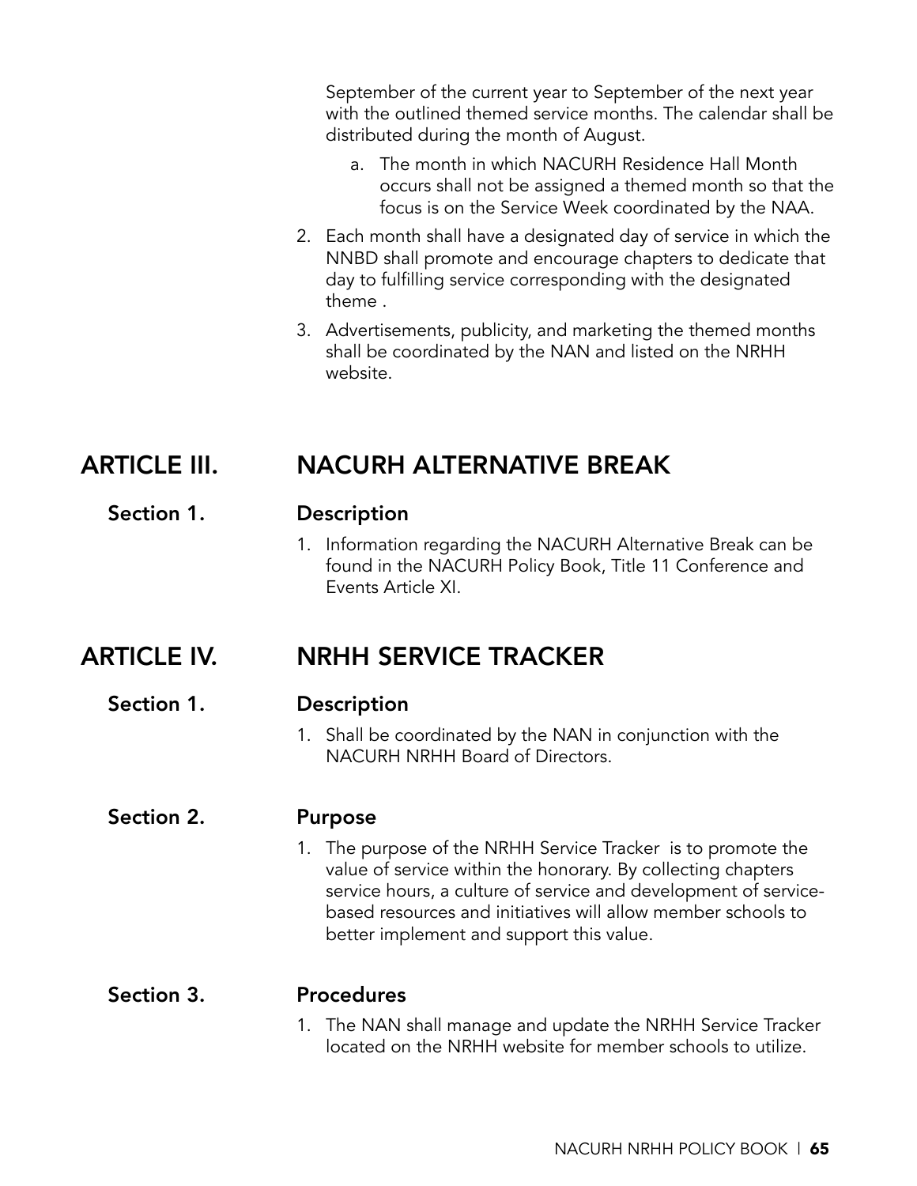September of the current year to September of the next year with the outlined themed service months. The calendar shall be distributed during the month of August.

   a. The month in which NACURH Residence Hall Month occurs shall not be assigned a themed month so that the focus is on the Service Week coordinated by the NAA.

2. Each month shall have a designated day of service in which the NNBD shall promote and encourage chapters to dedicate that day to fulfilling service corresponding with the designated theme .
3. Advertisements, publicity, and marketing the themed months shall be coordinated by the NAN and listed on the NRHH website.

## ARTICLE III. NACURH ALTERNATIVE BREAK

### Section 1. Description

1. Information regarding the NACURH Alternative Break can be found in the NACURH Policy Book, Title 11 Conference and Events Article XI.

## ARTICLE IV. NRHH SERVICE TRACKER

### Section 1. Description

1. Shall be coordinated by the NAN in conjunction with the NACURH NRHH Board of Directors.

### Section 2. Purpose

1. The purpose of the NRHH Service Tracker is to promote the value of service within the honorary. By collecting chapters service hours, a culture of service and development of service-based resources and initiatives will allow member schools to better implement and support this value.

### Section 3. Procedures

1. The NAN shall manage and update the NRHH Service Tracker located on the NRHH website for member schools to utilize.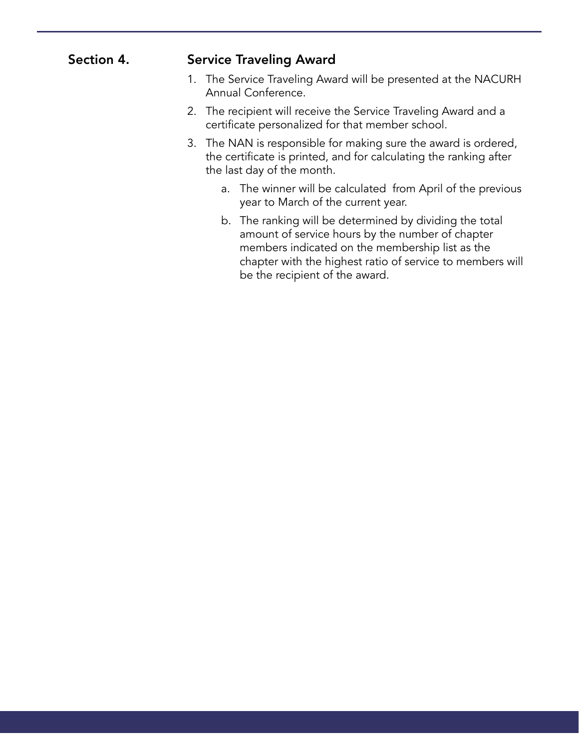## Section 4. Service Traveling Award

1. The Service Traveling Award will be presented at the NACURH Annual Conference.
2. The recipient will receive the Service Traveling Award and a certificate personalized for that member school.
3. The NAN is responsible for making sure the award is ordered, the certificate is printed, and for calculating the ranking after the last day of the month.
    a. The winner will be calculated from April of the previous year to March of the current year.
    b. The ranking will be determined by dividing the total amount of service hours by the number of chapter members indicated on the membership list as the chapter with the highest ratio of service to members will be the recipient of the award.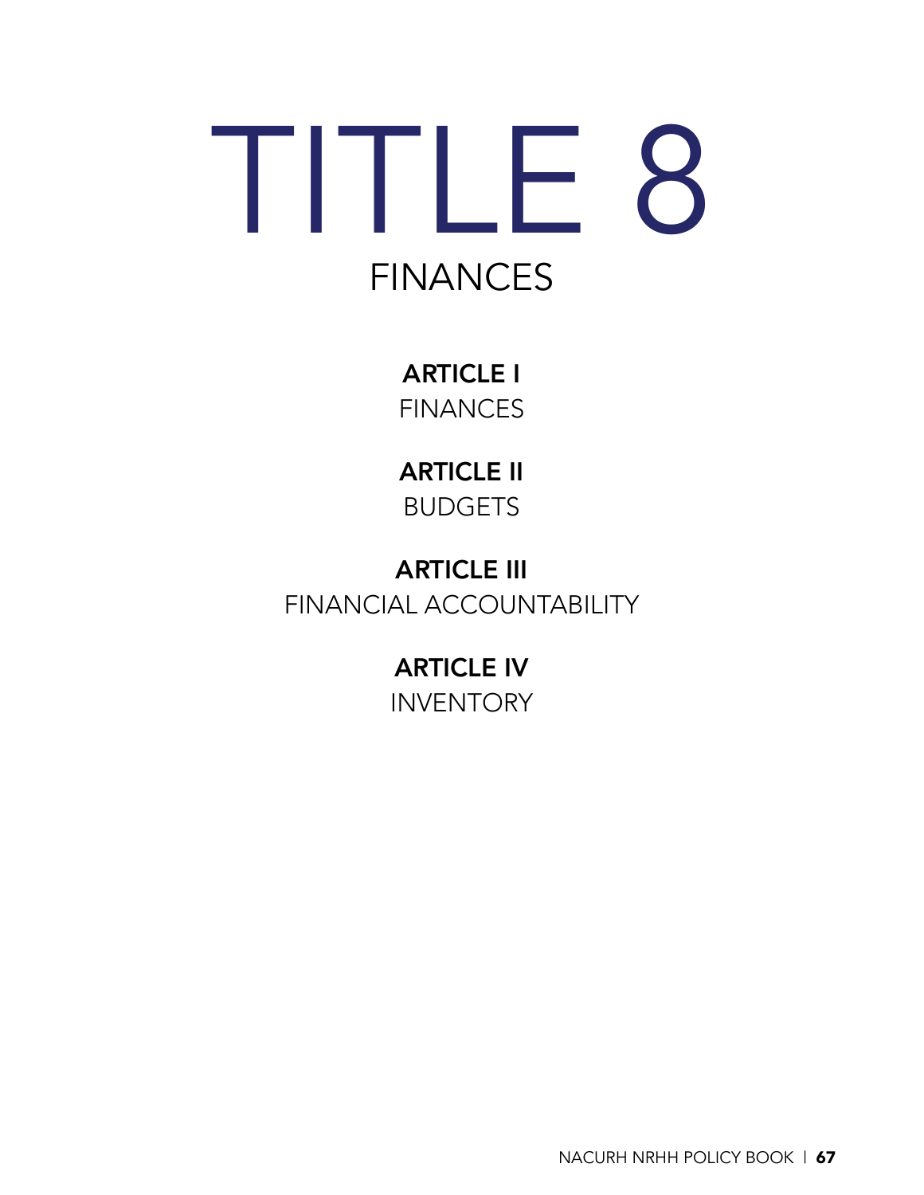# TITLE 8

## FINANCES

**ARTICLE I**
FINANCES

**ARTICLE II**
BUDGETS

**ARTICLE III**
FINANCIAL ACCOUNTABILITY

**ARTICLE IV**
INVENTORY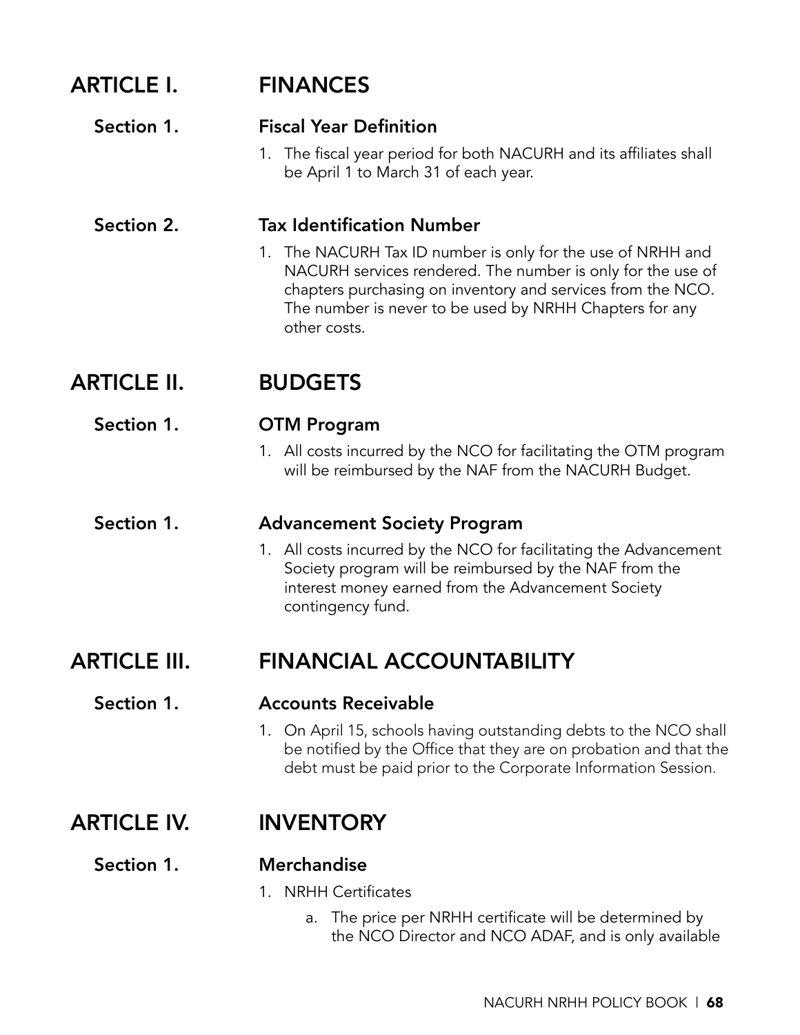# ARTICLE I. FINANCES

## Section 1. Fiscal Year Definition

1. The fiscal year period for both NACURH and its affiliates shall be April 1 to March 31 of each year.

## Section 2. Tax Identification Number

1. The NACURH Tax ID number is only for the use of NRHH and NACURH services rendered. The number is only for the use of chapters purchasing on inventory and services from the NCO. The number is never to be used by NRHH Chapters for any other costs.

# ARTICLE II. BUDGETS

## Section 1. OTM Program

1. All costs incurred by the NCO for facilitating the OTM program will be reimbursed by the NAF from the NACURH Budget.

## Section 1. Advancement Society Program

1. All costs incurred by the NCO for facilitating the Advancement Society program will be reimbursed by the NAF from the interest money earned from the Advancement Society contingency fund.

# ARTICLE III. FINANCIAL ACCOUNTABILITY

## Section 1. Accounts Receivable

1. On April 15, schools having outstanding debts to the NCO shall be notified by the Office that they are on probation and that the debt must be paid prior to the Corporate Information Session.

# ARTICLE IV. INVENTORY

## Section 1. Merchandise

1. NRHH Certificates
    a. The price per NRHH certificate will be determined by the NCO Director and NCO ADAF, and is only available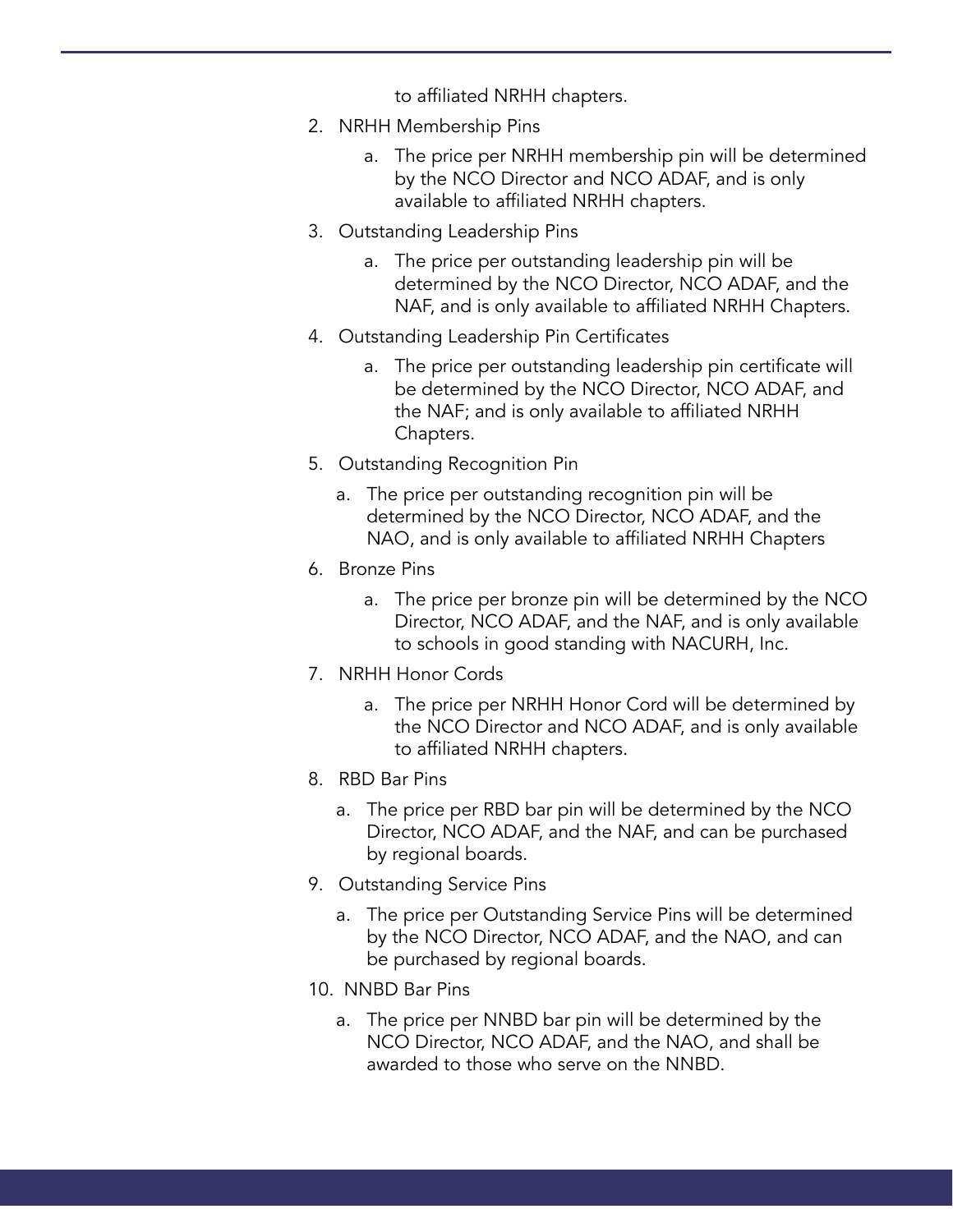to affiliated NRHH chapters.

2. NRHH Membership Pins
    a. The price per NRHH membership pin will be determined by the NCO Director and NCO ADAF, and is only available to affiliated NRHH chapters.
3. Outstanding Leadership Pins
    a. The price per outstanding leadership pin will be determined by the NCO Director, NCO ADAF, and the NAF, and is only available to affiliated NRHH Chapters.
4. Outstanding Leadership Pin Certificates
    a. The price per outstanding leadership pin certificate will be determined by the NCO Director, NCO ADAF, and the NAF; and is only available to affiliated NRHH Chapters.
5. Outstanding Recognition Pin
    a. The price per outstanding recognition pin will be determined by the NCO Director, NCO ADAF, and the NAO, and is only available to affiliated NRHH Chapters
6. Bronze Pins
    a. The price per bronze pin will be determined by the NCO Director, NCO ADAF, and the NAF, and is only available to schools in good standing with NACURH, Inc.
7. NRHH Honor Cords
    a. The price per NRHH Honor Cord will be determined by the NCO Director and NCO ADAF, and is only available to affiliated NRHH chapters.
8. RBD Bar Pins
    a. The price per RBD bar pin will be determined by the NCO Director, NCO ADAF, and the NAF, and can be purchased by regional boards.
9. Outstanding Service Pins
    a. The price per Outstanding Service Pins will be determined by the NCO Director, NCO ADAF, and the NAO, and can be purchased by regional boards.
10. NNBD Bar Pins
    a. The price per NNBD bar pin will be determined by the NCO Director, NCO ADAF, and the NAO, and shall be awarded to those who serve on the NNBD.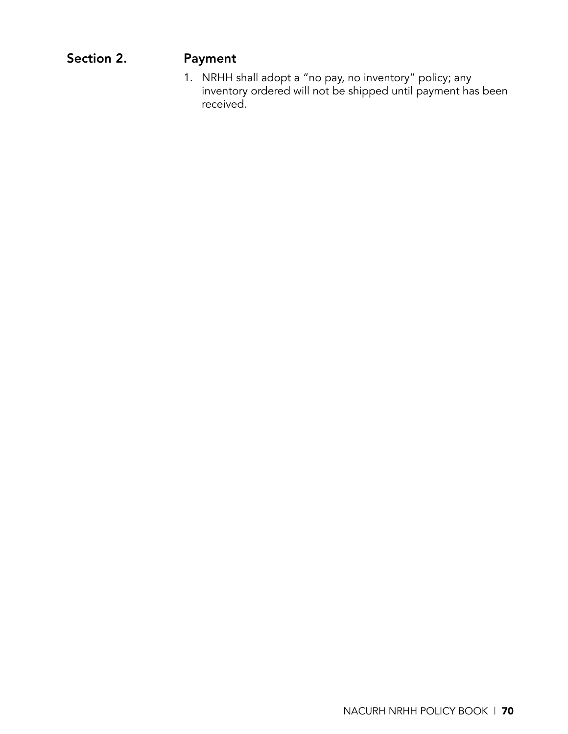## Section 2. Payment

1. NRHH shall adopt a "no pay, no inventory" policy; any inventory ordered will not be shipped until payment has been received.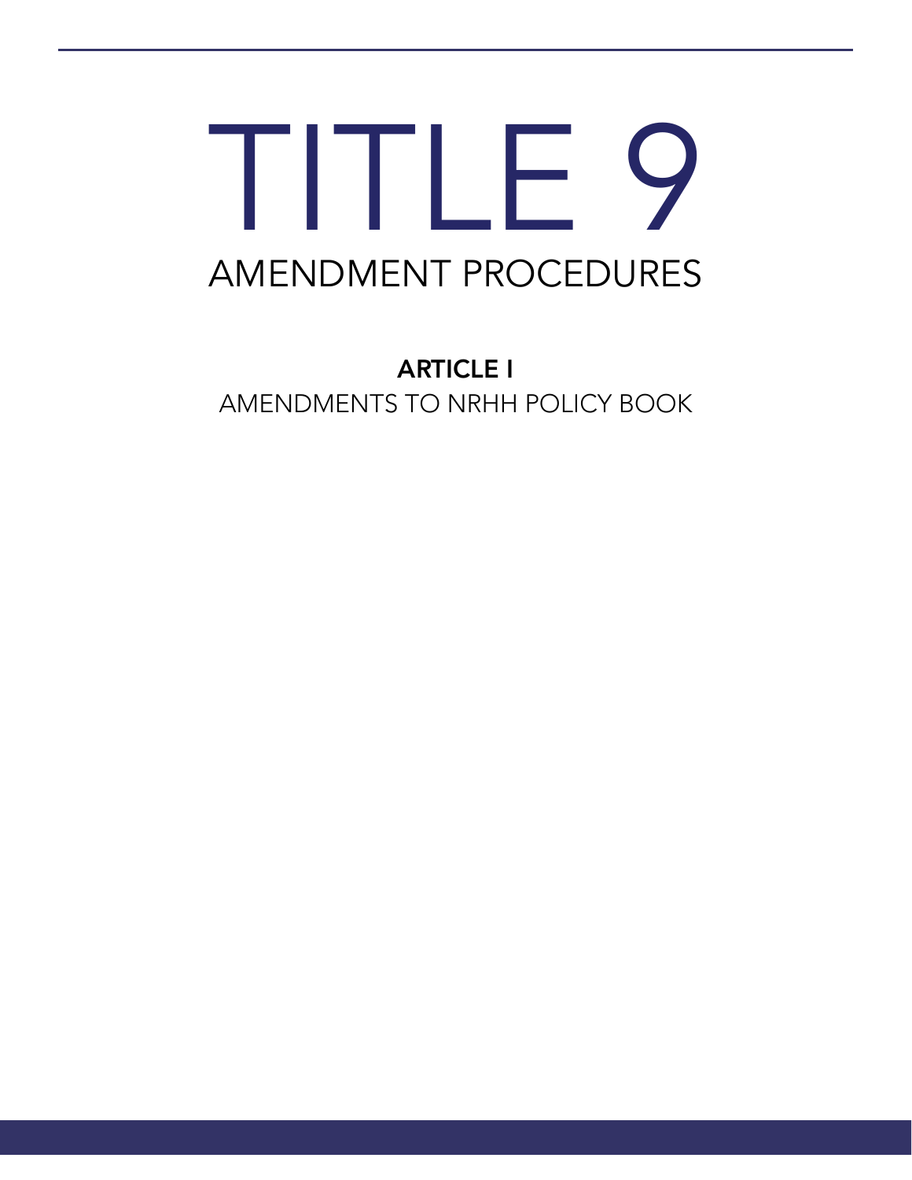# TITLE 9

## AMENDMENT PROCEDURES

### ARTICLE I

AMENDMENTS TO NRHH POLICY BOOK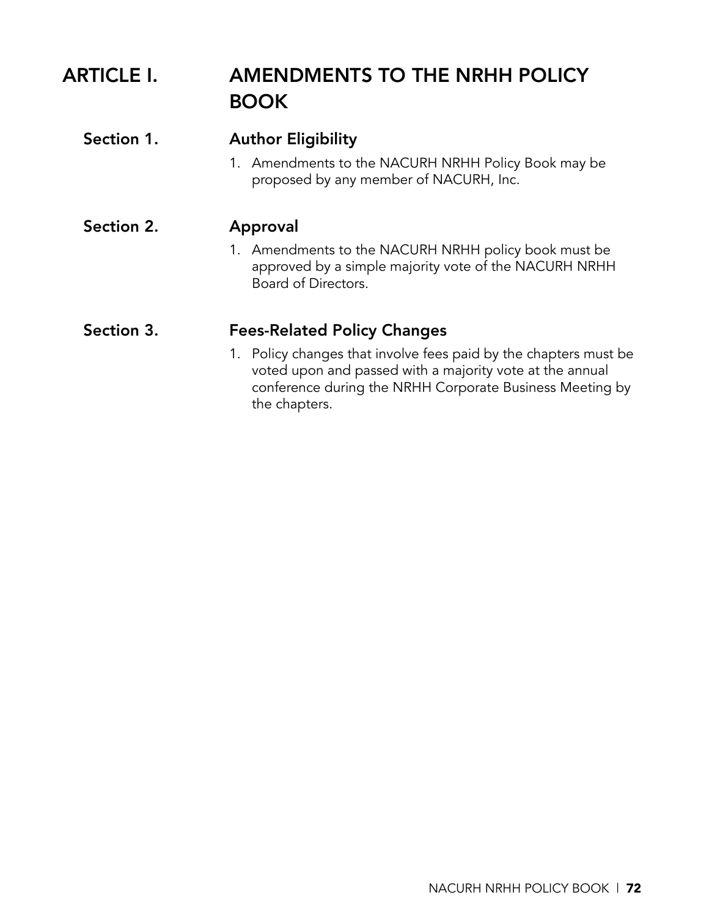# ARTICLE I. AMENDMENTS TO THE NRHH POLICY BOOK

## Section 1. Author Eligibility

1. Amendments to the NACURH NRHH Policy Book may be proposed by any member of NACURH, Inc.

## Section 2. Approval

1. Amendments to the NACURH NRHH policy book must be approved by a simple majority vote of the NACURH NRHH Board of Directors.

## Section 3. Fees-Related Policy Changes

1. Policy changes that involve fees paid by the chapters must be voted upon and passed with a majority vote at the annual conference during the NRHH Corporate Business Meeting by the chapters.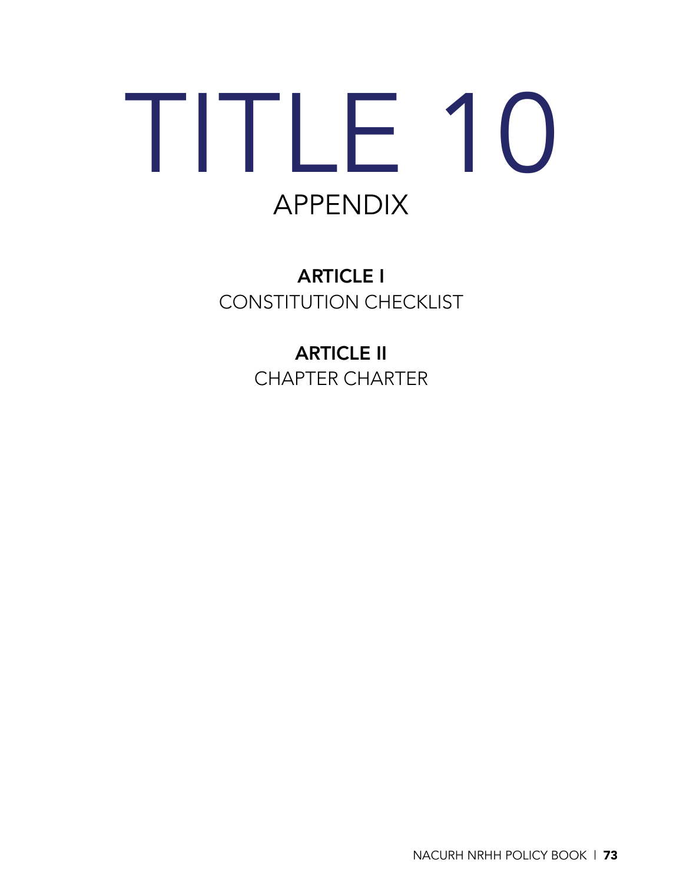# TITLE 10

## APPENDIX

**ARTICLE I**
CONSTITUTION CHECKLIST

**ARTICLE II**
CHAPTER CHARTER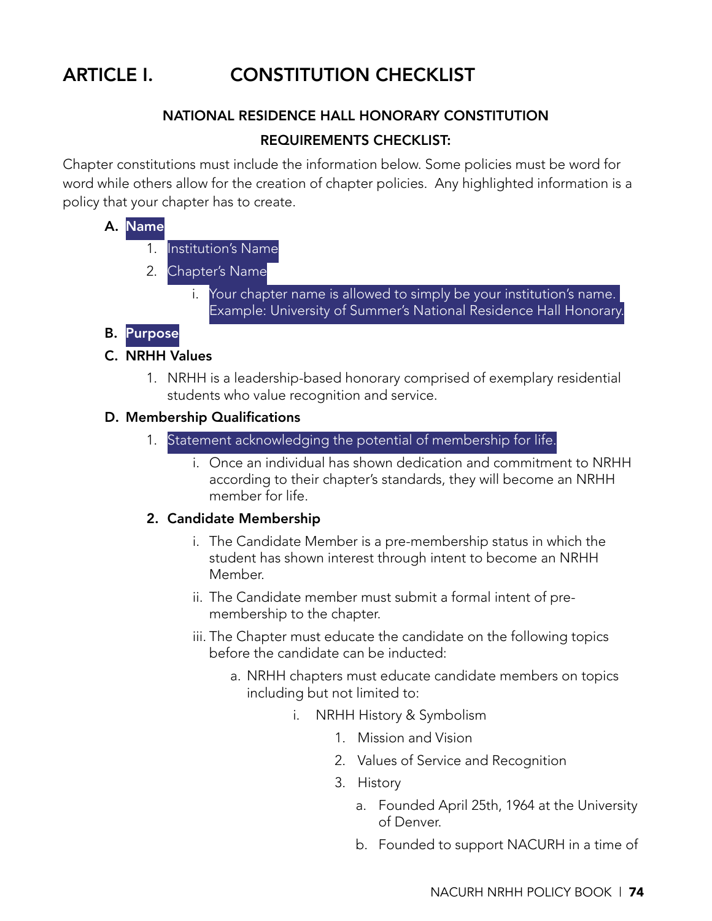# ARTICLE I. CONSTITUTION CHECKLIST

### NATIONAL RESIDENCE HALL HONORARY CONSTITUTION

### REQUIREMENTS CHECKLIST:

Chapter constitutions must include the information below. Some policies must be word for word while others allow for the creation of chapter policies. Any highlighted information is a policy that your chapter has to create.

**A. Name**

1. Institution's Name
2. Chapter's Name
    - i. Your chapter name is allowed to simply be your institution's name. Example: University of Summer's National Residence Hall Honorary.

**B. Purpose**

**C. NRHH Values**

1. NRHH is a leadership-based honorary comprised of exemplary residential students who value recognition and service.

**D. Membership Qualifications**

1. Statement acknowledging the potential of membership for life.
    - i. Once an individual has shown dedication and commitment to NRHH according to their chapter's standards, they will become an NRHH member for life.

**2. Candidate Membership**

- i. The Candidate Member is a pre-membership status in which the student has shown interest through intent to become an NRHH Member.
- ii. The Candidate member must submit a formal intent of pre-membership to the chapter.
- iii. The Chapter must educate the candidate on the following topics before the candidate can be inducted:
    - a. NRHH chapters must educate candidate members on topics including but not limited to:
        - i. NRHH History & Symbolism
            1. Mission and Vision
            2. Values of Service and Recognition
            3. History
                - a. Founded April 25th, 1964 at the University of Denver.
                - b. Founded to support NACURH in a time of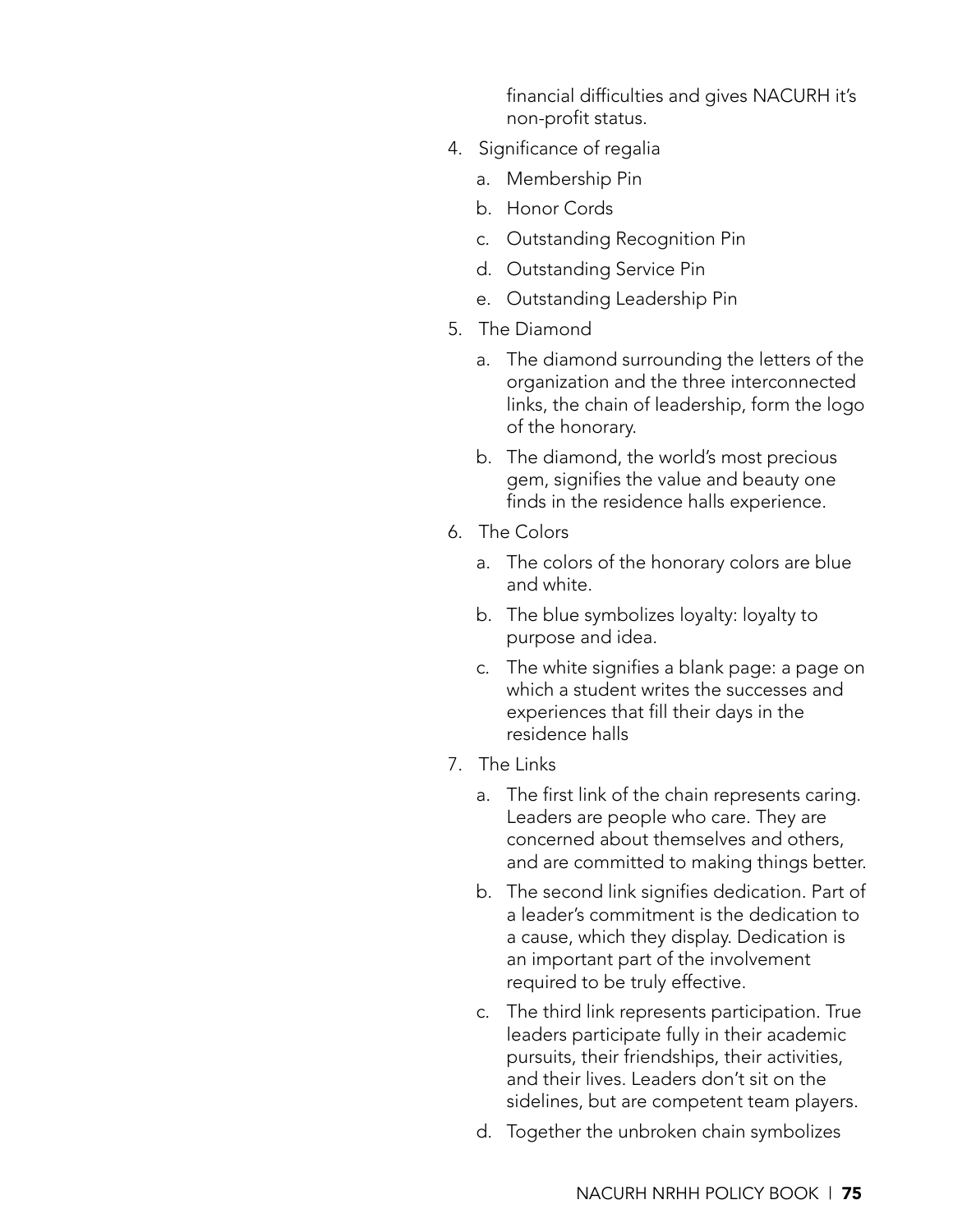financial difficulties and gives NACURH it's non-profit status.

4. Significance of regalia
   a. Membership Pin
   b. Honor Cords
   c. Outstanding Recognition Pin
   d. Outstanding Service Pin
   e. Outstanding Leadership Pin
5. The Diamond
   a. The diamond surrounding the letters of the organization and the three interconnected links, the chain of leadership, form the logo of the honorary.
   b. The diamond, the world's most precious gem, signifies the value and beauty one finds in the residence halls experience.
6. The Colors
   a. The colors of the honorary colors are blue and white.
   b. The blue symbolizes loyalty: loyalty to purpose and idea.
   c. The white signifies a blank page: a page on which a student writes the successes and experiences that fill their days in the residence halls
7. The Links
   a. The first link of the chain represents caring. Leaders are people who care. They are concerned about themselves and others, and are committed to making things better.
   b. The second link signifies dedication. Part of a leader's commitment is the dedication to a cause, which they display. Dedication is an important part of the involvement required to be truly effective.
   c. The third link represents participation. True leaders participate fully in their academic pursuits, their friendships, their activities, and their lives. Leaders don't sit on the sidelines, but are competent team players.
   d. Together the unbroken chain symbolizes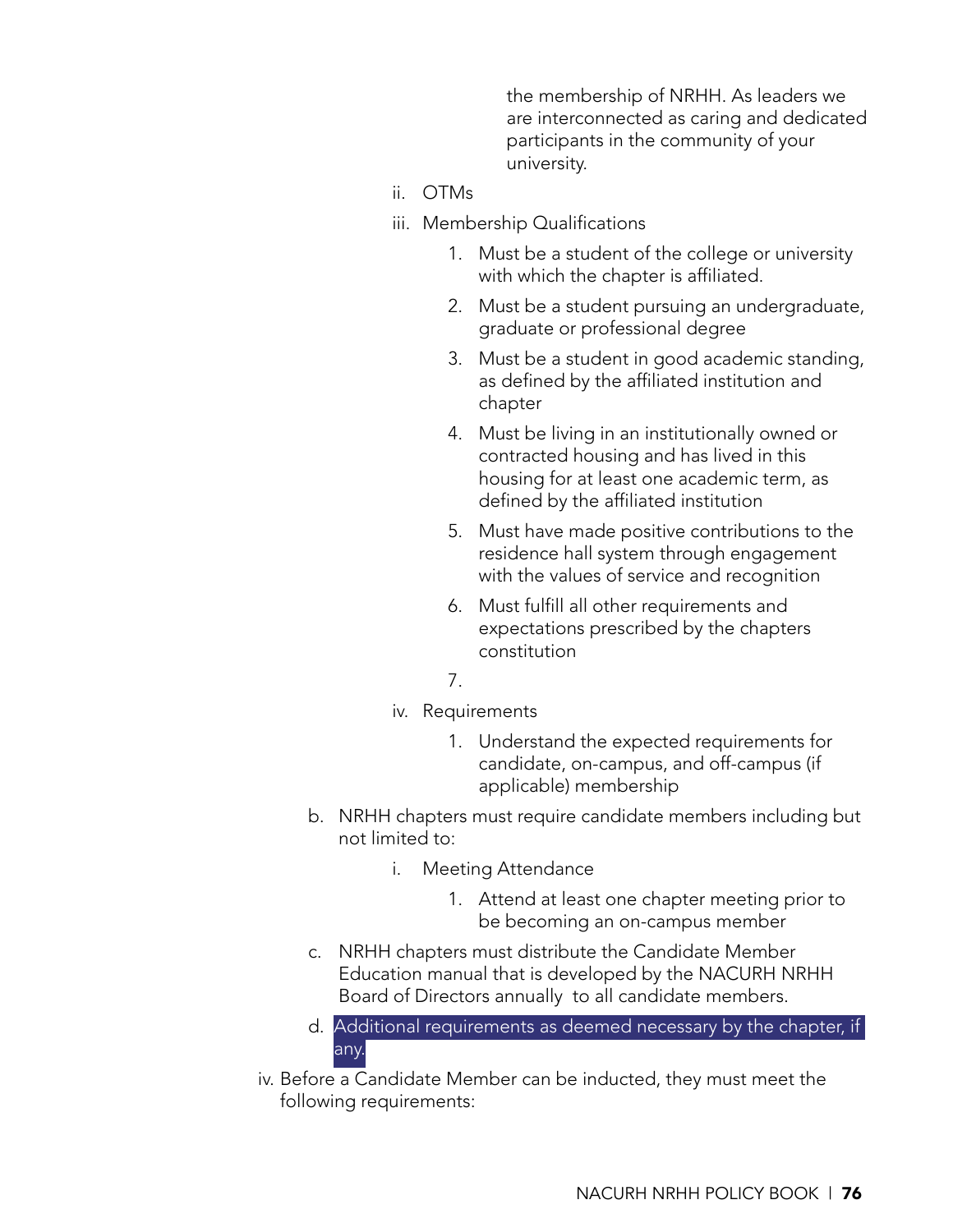the membership of NRHH. As leaders we are interconnected as caring and dedicated participants in the community of your university.

ii. OTMs

iii. Membership Qualifications

1. Must be a student of the college or university with which the chapter is affiliated.
2. Must be a student pursuing an undergraduate, graduate or professional degree
3. Must be a student in good academic standing, as defined by the affiliated institution and chapter
4. Must be living in an institutionally owned or contracted housing and has lived in this housing for at least one academic term, as defined by the affiliated institution
5. Must have made positive contributions to the residence hall system through engagement with the values of service and recognition
6. Must fulfill all other requirements and expectations prescribed by the chapters constitution
7.

iv. Requirements

1. Understand the expected requirements for candidate, on-campus, and off-campus (if applicable) membership

b. NRHH chapters must require candidate members including but not limited to:

i. Meeting Attendance

1. Attend at least one chapter meeting prior to be becoming an on-campus member

c. NRHH chapters must distribute the Candidate Member Education manual that is developed by the NACURH NRHH Board of Directors annually to all candidate members.

d. Additional requirements as deemed necessary by the chapter, if any.

iv. Before a Candidate Member can be inducted, they must meet the following requirements: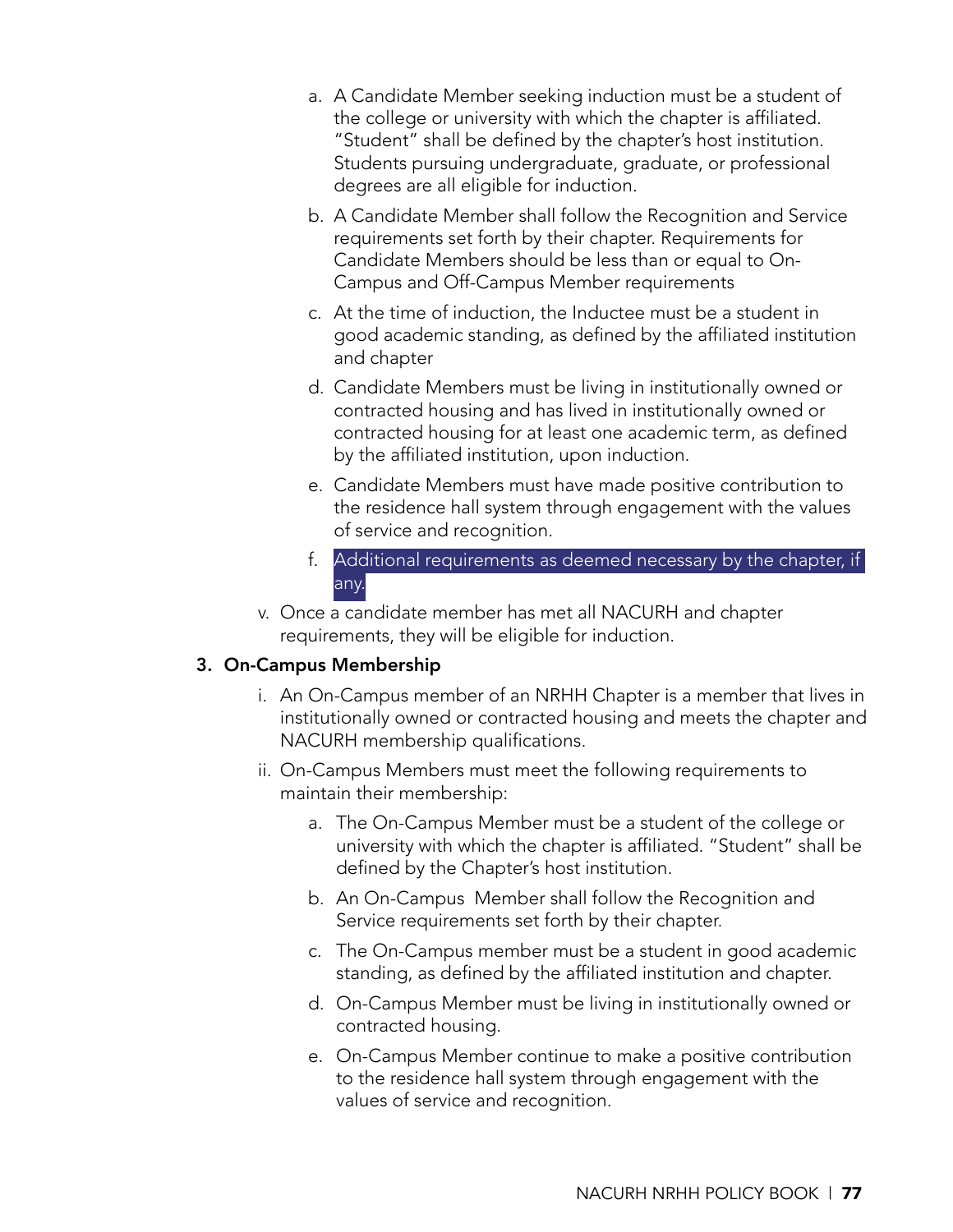a. A Candidate Member seeking induction must be a student of the college or university with which the chapter is affiliated. "Student" shall be defined by the chapter's host institution. Students pursuing undergraduate, graduate, or professional degrees are all eligible for induction.

b. A Candidate Member shall follow the Recognition and Service requirements set forth by their chapter. Requirements for Candidate Members should be less than or equal to On-Campus and Off-Campus Member requirements

c. At the time of induction, the Inductee must be a student in good academic standing, as defined by the affiliated institution and chapter

d. Candidate Members must be living in institutionally owned or contracted housing and has lived in institutionally owned or contracted housing for at least one academic term, as defined by the affiliated institution, upon induction.

e. Candidate Members must have made positive contribution to the residence hall system through engagement with the values of service and recognition.

f. Additional requirements as deemed necessary by the chapter, if any.

v. Once a candidate member has met all NACURH and chapter requirements, they will be eligible for induction.

**3. On-Campus Membership**

i. An On-Campus member of an NRHH Chapter is a member that lives in institutionally owned or contracted housing and meets the chapter and NACURH membership qualifications.

ii. On-Campus Members must meet the following requirements to maintain their membership:

a. The On-Campus Member must be a student of the college or university with which the chapter is affiliated. "Student" shall be defined by the Chapter's host institution.

b. An On-Campus Member shall follow the Recognition and Service requirements set forth by their chapter.

c. The On-Campus member must be a student in good academic standing, as defined by the affiliated institution and chapter.

d. On-Campus Member must be living in institutionally owned or contracted housing.

e. On-Campus Member continue to make a positive contribution to the residence hall system through engagement with the values of service and recognition.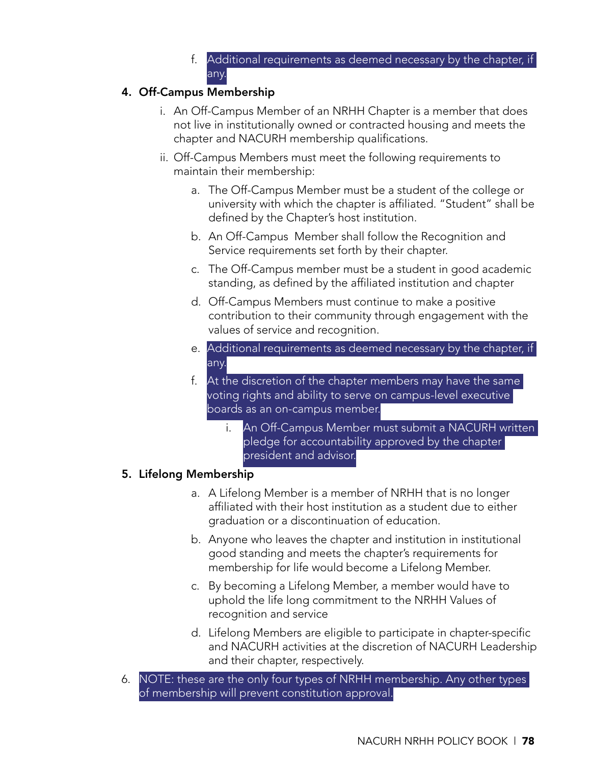f. Additional requirements as deemed necessary by the chapter, if any.

**4. Off-Campus Membership**

i. An Off-Campus Member of an NRHH Chapter is a member that does not live in institutionally owned or contracted housing and meets the chapter and NACURH membership qualifications.

ii. Off-Campus Members must meet the following requirements to maintain their membership:

a. The Off-Campus Member must be a student of the college or university with which the chapter is affiliated. "Student" shall be defined by the Chapter's host institution.

b. An Off-Campus Member shall follow the Recognition and Service requirements set forth by their chapter.

c. The Off-Campus member must be a student in good academic standing, as defined by the affiliated institution and chapter

d. Off-Campus Members must continue to make a positive contribution to their community through engagement with the values of service and recognition.

e. Additional requirements as deemed necessary by the chapter, if any.

f. At the discretion of the chapter members may have the same voting rights and ability to serve on campus-level executive boards as an on-campus member.

i. An Off-Campus Member must submit a NACURH written pledge for accountability approved by the chapter president and advisor.

**5. Lifelong Membership**

a. A Lifelong Member is a member of NRHH that is no longer affiliated with their host institution as a student due to either graduation or a discontinuation of education.

b. Anyone who leaves the chapter and institution in institutional good standing and meets the chapter's requirements for membership for life would become a Lifelong Member.

c. By becoming a Lifelong Member, a member would have to uphold the life long commitment to the NRHH Values of recognition and service

d. Lifelong Members are eligible to participate in chapter-specific and NACURH activities at the discretion of NACURH Leadership and their chapter, respectively.

6. NOTE: these are the only four types of NRHH membership. Any other types of membership will prevent constitution approval.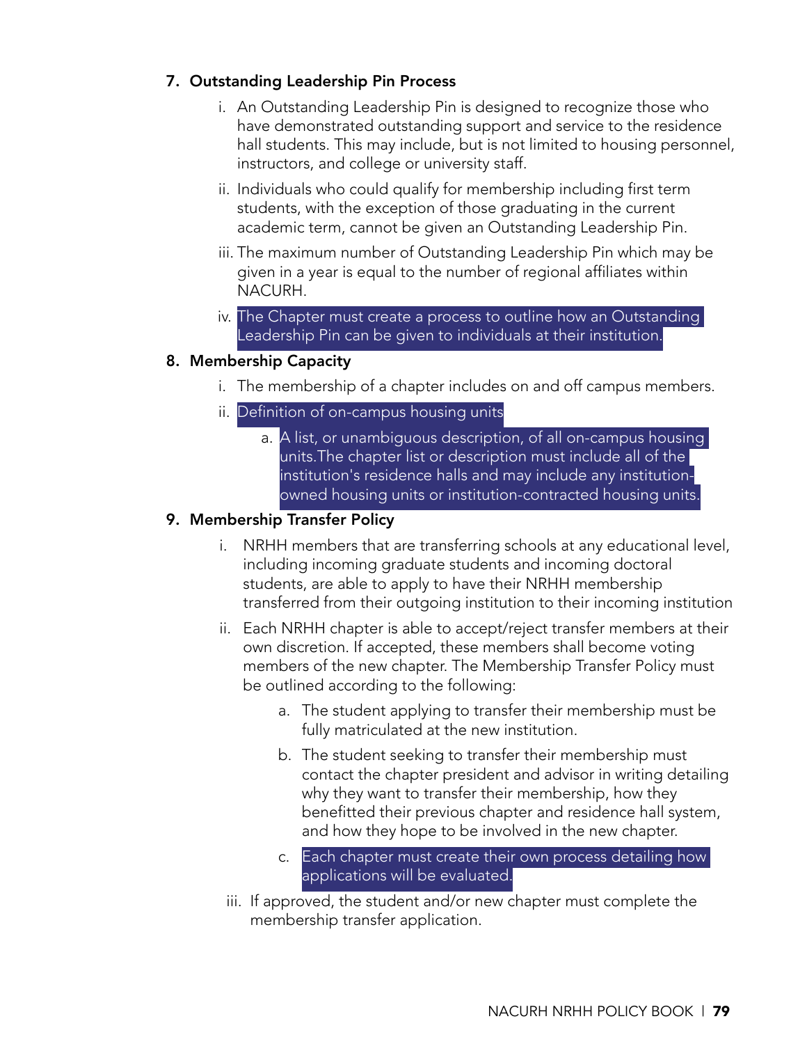7. **Outstanding Leadership Pin Process**

    i. An Outstanding Leadership Pin is designed to recognize those who have demonstrated outstanding support and service to the residence hall students. This may include, but is not limited to housing personnel, instructors, and college or university staff.

    ii. Individuals who could qualify for membership including first term students, with the exception of those graduating in the current academic term, cannot be given an Outstanding Leadership Pin.

    iii. The maximum number of Outstanding Leadership Pin which may be given in a year is equal to the number of regional affiliates within NACURH.

    iv. The Chapter must create a process to outline how an Outstanding Leadership Pin can be given to individuals at their institution.

8. **Membership Capacity**

    i. The membership of a chapter includes on and off campus members.

    ii. Definition of on-campus housing units

        a. A list, or unambiguous description, of all on-campus housing units.The chapter list or description must include all of the institution's residence halls and may include any institution-owned housing units or institution-contracted housing units.

9. **Membership Transfer Policy**

    i. NRHH members that are transferring schools at any educational level, including incoming graduate students and incoming doctoral students, are able to apply to have their NRHH membership transferred from their outgoing institution to their incoming institution

    ii. Each NRHH chapter is able to accept/reject transfer members at their own discretion. If accepted, these members shall become voting members of the new chapter. The Membership Transfer Policy must be outlined according to the following:

        a. The student applying to transfer their membership must be fully matriculated at the new institution.

        b. The student seeking to transfer their membership must contact the chapter president and advisor in writing detailing why they want to transfer their membership, how they benefitted their previous chapter and residence hall system, and how they hope to be involved in the new chapter.

        c. Each chapter must create their own process detailing how applications will be evaluated.

    iii. If approved, the student and/or new chapter must complete the membership transfer application.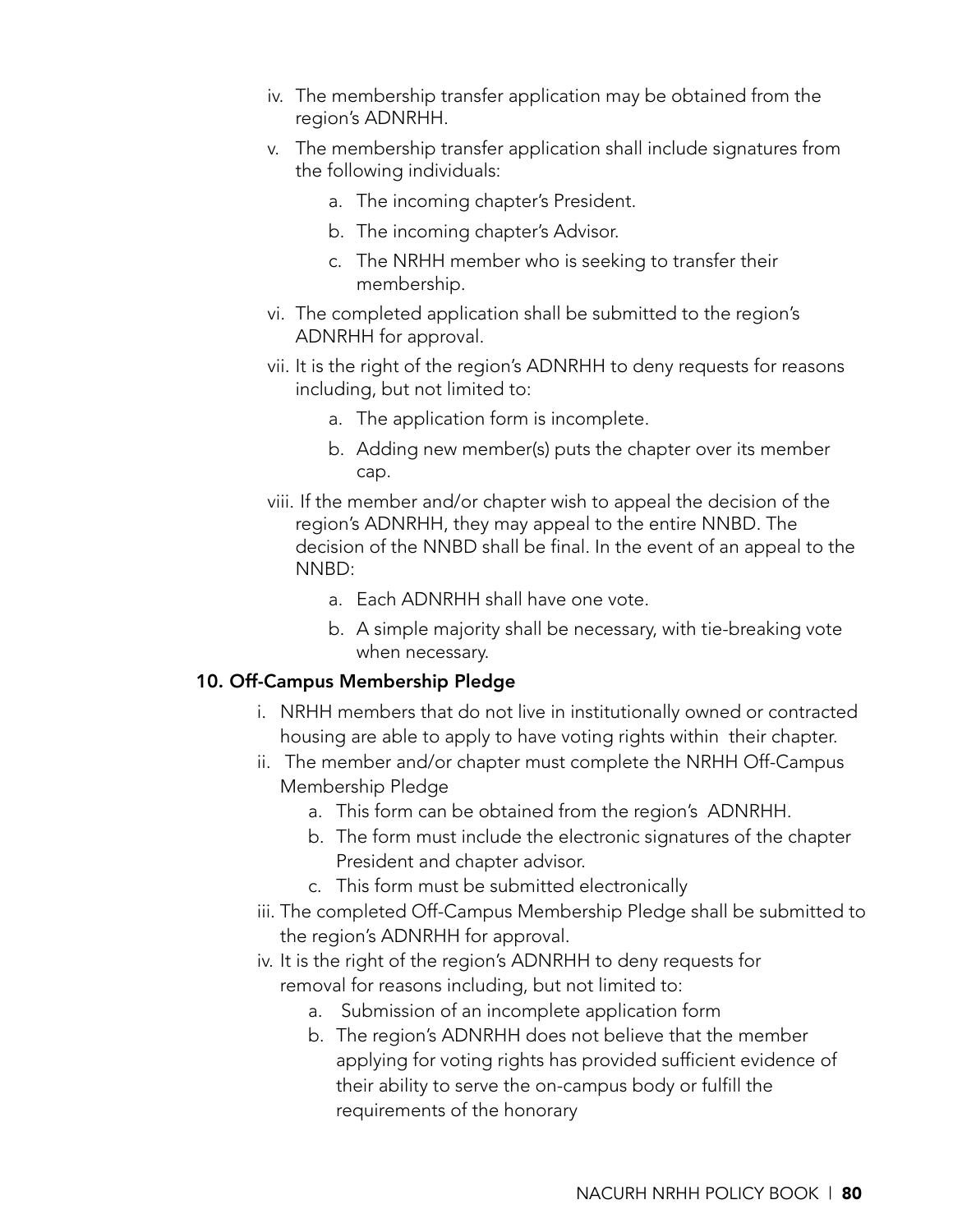iv. The membership transfer application may be obtained from the region's ADNRHH.

   v. The membership transfer application shall include signatures from the following individuals:

      a. The incoming chapter's President.

      b. The incoming chapter's Advisor.

      c. The NRHH member who is seeking to transfer their membership.

   vi. The completed application shall be submitted to the region's ADNRHH for approval.

   vii. It is the right of the region's ADNRHH to deny requests for reasons including, but not limited to:

      a. The application form is incomplete.

      b. Adding new member(s) puts the chapter over its member cap.

   viii. If the member and/or chapter wish to appeal the decision of the region's ADNRHH, they may appeal to the entire NNBD. The decision of the NNBD shall be final. In the event of an appeal to the NNBD:

      a. Each ADNRHH shall have one vote.

      b. A simple majority shall be necessary, with tie-breaking vote when necessary.

**10. Off-Campus Membership Pledge**

   i. NRHH members that do not live in institutionally owned or contracted housing are able to apply to have voting rights within their chapter.

   ii. The member and/or chapter must complete the NRHH Off-Campus Membership Pledge

      a. This form can be obtained from the region's ADNRHH.

      b. The form must include the electronic signatures of the chapter President and chapter advisor.

      c. This form must be submitted electronically

   iii. The completed Off-Campus Membership Pledge shall be submitted to the region's ADNRHH for approval.

   iv. It is the right of the region's ADNRHH to deny requests for removal for reasons including, but not limited to:

      a. Submission of an incomplete application form

      b. The region's ADNRHH does not believe that the member applying for voting rights has provided sufficient evidence of their ability to serve the on-campus body or fulfill the requirements of the honorary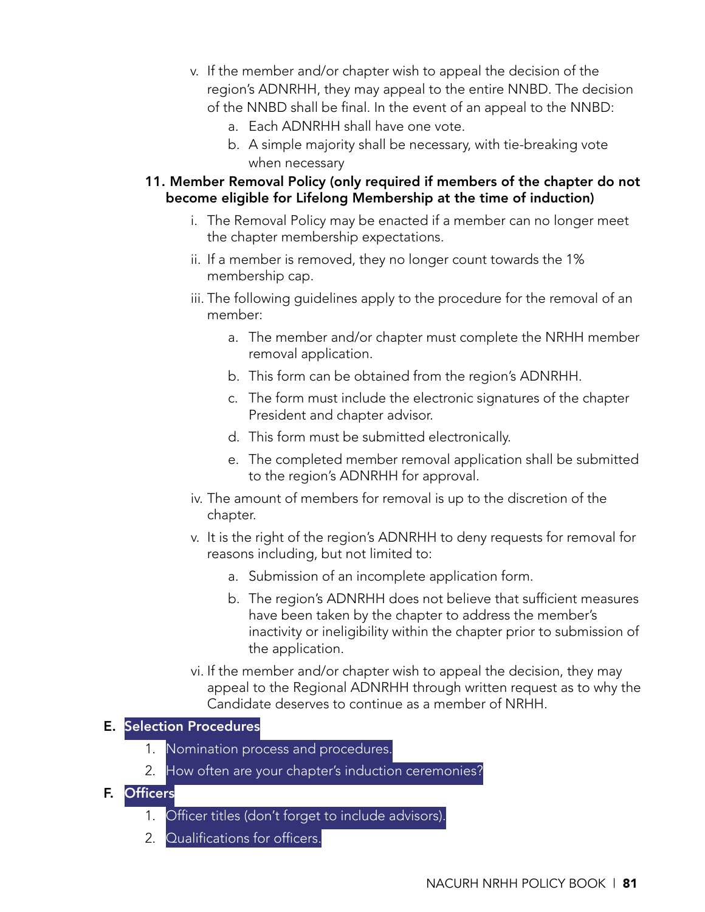v. If the member and/or chapter wish to appeal the decision of the region's ADNRHH, they may appeal to the entire NNBD. The decision of the NNBD shall be final. In the event of an appeal to the NNBD:
   a. Each ADNRHH shall have one vote.
   b. A simple majority shall be necessary, with tie-breaking vote when necessary

**11. Member Removal Policy (only required if members of the chapter do not become eligible for Lifelong Membership at the time of induction)**

i. The Removal Policy may be enacted if a member can no longer meet the chapter membership expectations.

ii. If a member is removed, they no longer count towards the 1% membership cap.

iii. The following guidelines apply to the procedure for the removal of an member:

   a. The member and/or chapter must complete the NRHH member removal application.

   b. This form can be obtained from the region's ADNRHH.

   c. The form must include the electronic signatures of the chapter President and chapter advisor.

   d. This form must be submitted electronically.

   e. The completed member removal application shall be submitted to the region's ADNRHH for approval.

iv. The amount of members for removal is up to the discretion of the chapter.

v. It is the right of the region's ADNRHH to deny requests for removal for reasons including, but not limited to:

   a. Submission of an incomplete application form.

   b. The region's ADNRHH does not believe that sufficient measures have been taken by the chapter to address the member's inactivity or ineligibility within the chapter prior to submission of the application.

vi. If the member and/or chapter wish to appeal the decision, they may appeal to the Regional ADNRHH through written request as to why the Candidate deserves to continue as a member of NRHH.

**E. Selection Procedures**

1. Nomination process and procedures.
2. How often are your chapter's induction ceremonies?

**F. Officers**

1. Officer titles (don't forget to include advisors).
2. Qualifications for officers.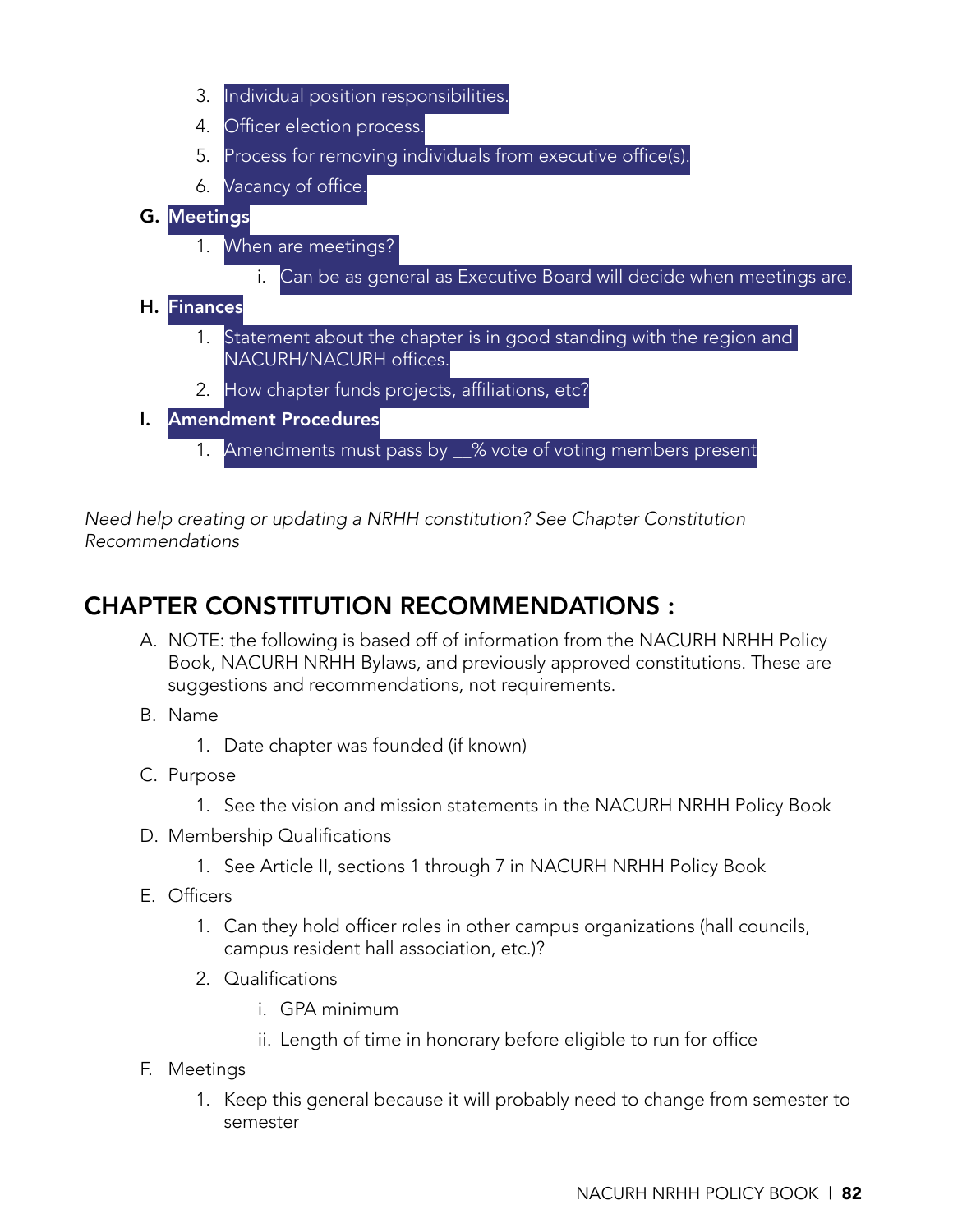3. Individual position responsibilities.
4. Officer election process.
5. Process for removing individuals from executive office(s).
6. Vacancy of office.

**G. Meetings**

1. When are meetings?
    - i. Can be as general as Executive Board will decide when meetings are.

**H. Finances**

1. Statement about the chapter is in good standing with the region and NACURH/NACURH offices.
2. How chapter funds projects, affiliations, etc?

**I. Amendment Procedures**

1. Amendments must pass by __% vote of voting members present

*Need help creating or updating a NRHH constitution? See Chapter Constitution Recommendations*

## CHAPTER CONSTITUTION RECOMMENDATIONS :

A. NOTE: the following is based off of information from the NACURH NRHH Policy Book, NACURH NRHH Bylaws, and previously approved constitutions. These are suggestions and recommendations, not requirements.

B. Name
1. Date chapter was founded (if known)

C. Purpose
1. See the vision and mission statements in the NACURH NRHH Policy Book

D. Membership Qualifications
1. See Article II, sections 1 through 7 in NACURH NRHH Policy Book

E. Officers
1. Can they hold officer roles in other campus organizations (hall councils, campus resident hall association, etc.)?
2. Qualifications
    - i. GPA minimum
    - ii. Length of time in honorary before eligible to run for office

F. Meetings
1. Keep this general because it will probably need to change from semester to semester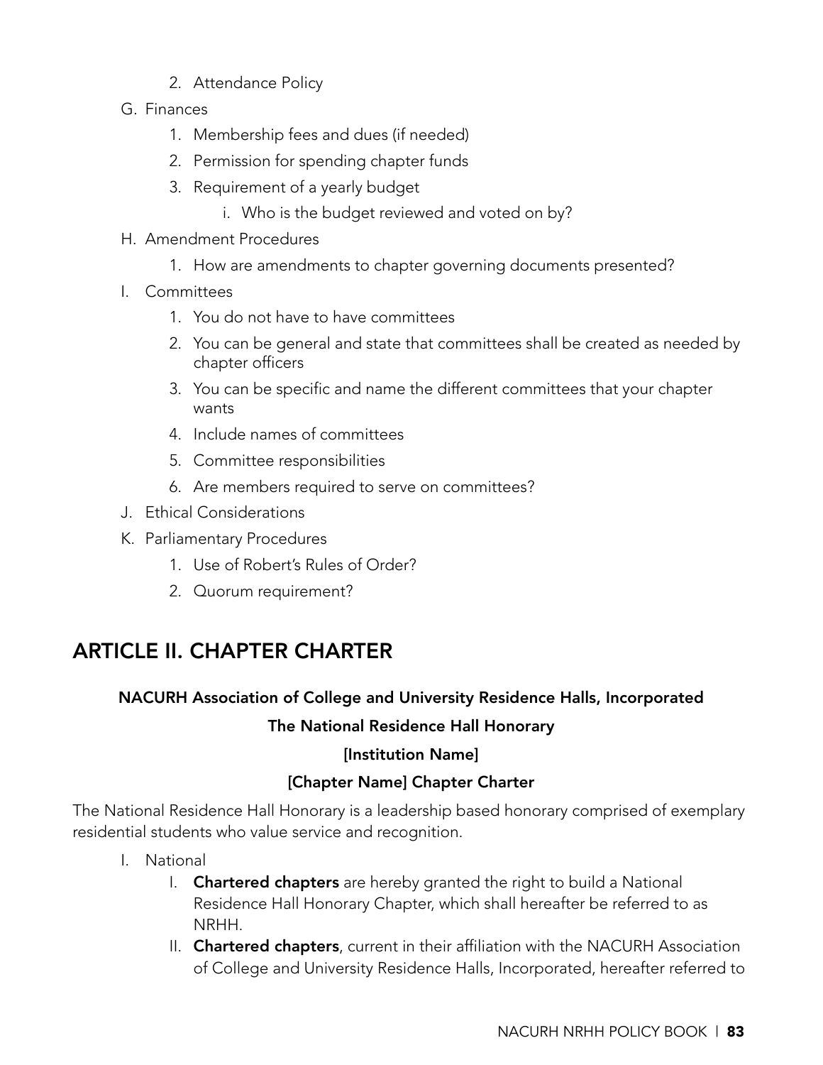2. Attendance Policy

G. Finances

    1. Membership fees and dues (if needed)
    2. Permission for spending chapter funds
    3. Requirement of a yearly budget

        i. Who is the budget reviewed and voted on by?

H. Amendment Procedures

    1. How are amendments to chapter governing documents presented?

I. Committees

    1. You do not have to have committees
    2. You can be general and state that committees shall be created as needed by chapter officers
    3. You can be specific and name the different committees that your chapter wants
    4. Include names of committees
    5. Committee responsibilities
    6. Are members required to serve on committees?

J. Ethical Considerations

K. Parliamentary Procedures

    1. Use of Robert's Rules of Order?
    2. Quorum requirement?

## ARTICLE II. CHAPTER CHARTER

**NACURH Association of College and University Residence Halls, Incorporated**

**The National Residence Hall Honorary**

**[Institution Name]**

**[Chapter Name] Chapter Charter**

The National Residence Hall Honorary is a leadership based honorary comprised of exemplary residential students who value service and recognition.

I. National

    I. **Chartered chapters** are hereby granted the right to build a National Residence Hall Honorary Chapter, which shall hereafter be referred to as NRHH.

    II. **Chartered chapters**, current in their affiliation with the NACURH Association of College and University Residence Halls, Incorporated, hereafter referred to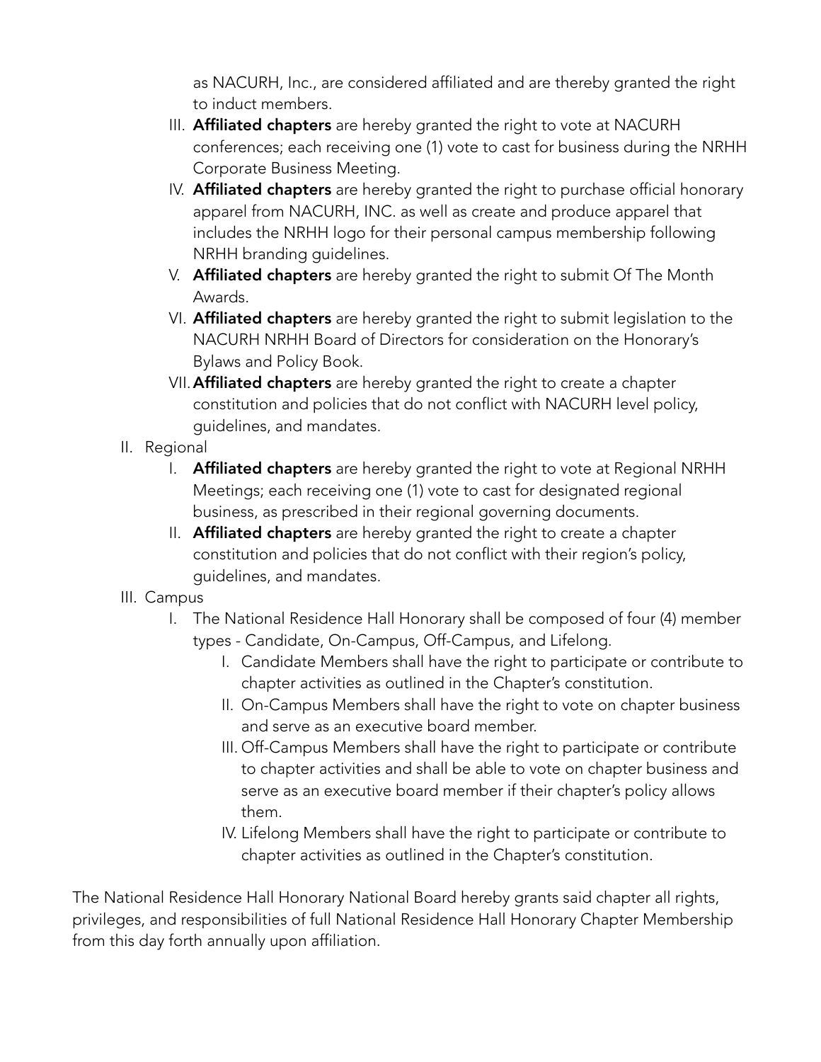as NACURH, Inc., are considered affiliated and are thereby granted the right to induct members.

   III. **Affiliated chapters** are hereby granted the right to vote at NACURH conferences; each receiving one (1) vote to cast for business during the NRHH Corporate Business Meeting.
   IV. **Affiliated chapters** are hereby granted the right to purchase official honorary apparel from NACURH, INC. as well as create and produce apparel that includes the NRHH logo for their personal campus membership following NRHH branding guidelines.
   V. **Affiliated chapters** are hereby granted the right to submit Of The Month Awards.
   VI. **Affiliated chapters** are hereby granted the right to submit legislation to the NACURH NRHH Board of Directors for consideration on the Honorary's Bylaws and Policy Book.
   VII. **Affiliated chapters** are hereby granted the right to create a chapter constitution and policies that do not conflict with NACURH level policy, guidelines, and mandates.

II. Regional
   I. **Affiliated chapters** are hereby granted the right to vote at Regional NRHH Meetings; each receiving one (1) vote to cast for designated regional business, as prescribed in their regional governing documents.
   II. **Affiliated chapters** are hereby granted the right to create a chapter constitution and policies that do not conflict with their region's policy, guidelines, and mandates.

III. Campus
   I. The National Residence Hall Honorary shall be composed of four (4) member types - Candidate, On-Campus, Off-Campus, and Lifelong.
      I. Candidate Members shall have the right to participate or contribute to chapter activities as outlined in the Chapter's constitution.
      II. On-Campus Members shall have the right to vote on chapter business and serve as an executive board member.
      III. Off-Campus Members shall have the right to participate or contribute to chapter activities and shall be able to vote on chapter business and serve as an executive board member if their chapter's policy allows them.
      IV. Lifelong Members shall have the right to participate or contribute to chapter activities as outlined in the Chapter's constitution.

The National Residence Hall Honorary National Board hereby grants said chapter all rights, privileges, and responsibilities of full National Residence Hall Honorary Chapter Membership from this day forth annually upon affiliation.